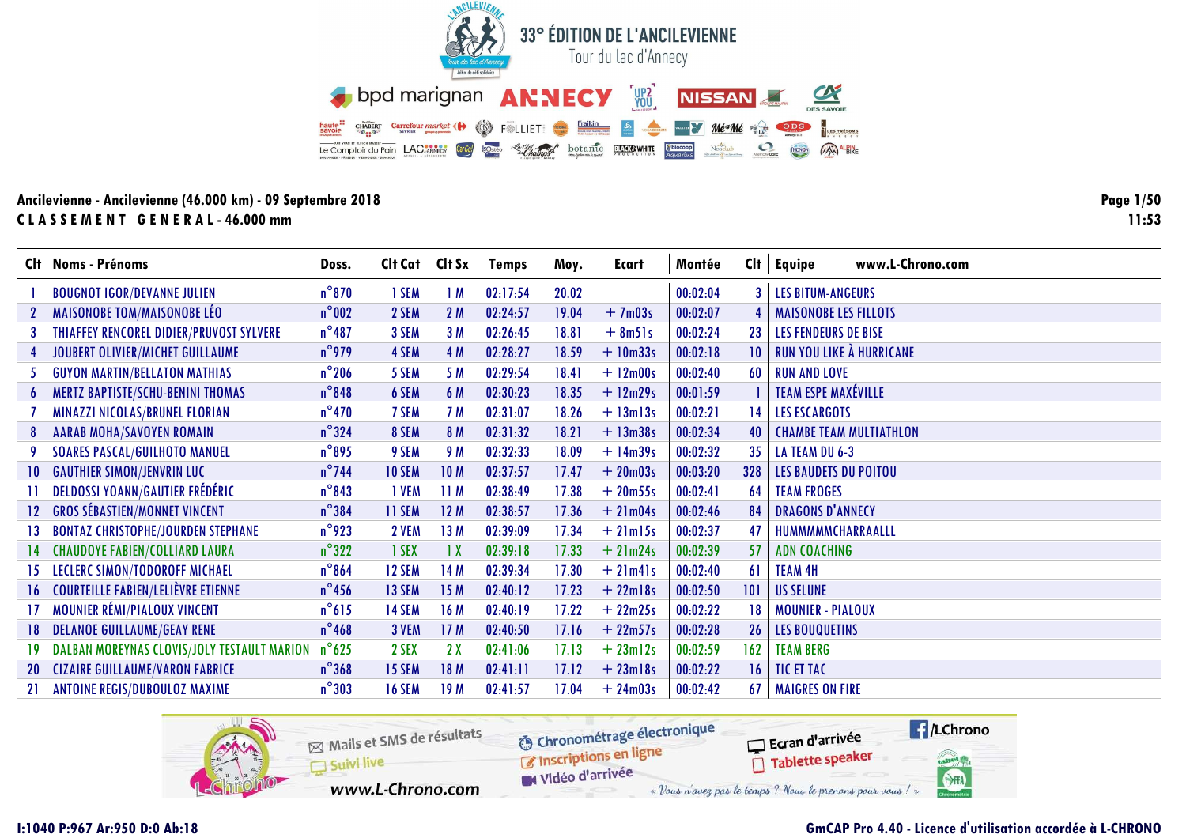# 33° ÉDITION DE L'ANCILEVIENNE

Tour du lac d'Annecy

**Ancilevienne - Ancilevienne (46.000 km) - 09 Septembre 2018**

**CLASSEMENT GENERAL - 46.000 mm**

| Clt | Noms - Prénoms | Doss. | Clt Cat | Clt Sx | Temps | Moy. | Ecart | Montée | Clt | Equipe |
|---|---|---|---|---|---|---|---|---|---|---|
| 1 | BOUGNOT IGOR/DEVANNE JULIEN | n°870 | 1 SEM | 1 M | 02:17:54 | 20.02 | | 00:02:04 | 3 | LES BITUM-ANGEURS |
| 2 | MAISONOBE TOM/MAISONOBE LÉO | n°002 | 2 SEM | 2 M | 02:24:57 | 19.04 | + 7m03s | 00:02:07 | 4 | MAISONOBE LES FILLOTS |
| 3 | THIAFFEY RENCOREL DIDIER/PRUVOST SYLVERE | n°487 | 3 SEM | 3 M | 02:26:45 | 18.81 | + 8m51s | 00:02:24 | 23 | LES FENDEURS DE BISE |
| 4 | JOUBERT OLIVIER/MICHET GUILLAUME | n°979 | 4 SEM | 4 M | 02:28:27 | 18.59 | + 10m33s | 00:02:18 | 10 | RUN YOU LIKE À HURRICANE |
| 5 | GUYON MARTIN/BELLATON MATHIAS | n°206 | 5 SEM | 5 M | 02:29:54 | 18.41 | + 12m00s | 00:02:40 | 60 | RUN AND LOVE |
| 6 | MERTZ BAPTISTE/SCHU-BENINI THOMAS | n°848 | 6 SEM | 6 M | 02:30:23 | 18.35 | + 12m29s | 00:01:59 | 1 | TEAM ESPE MAXÉVILLE |
| 7 | MINAZZI NICOLAS/BRUNEL FLORIAN | n°470 | 7 SEM | 7 M | 02:31:07 | 18.26 | + 13m13s | 00:02:21 | 14 | LES ESCARGOTS |
| 8 | AARAB MOHA/SAVOYEN ROMAIN | n°324 | 8 SEM | 8 M | 02:31:32 | 18.21 | + 13m38s | 00:02:34 | 40 | CHAMBE TEAM MULTIATHLON |
| 9 | SOARES PASCAL/GUILHOTO MANUEL | n°895 | 9 SEM | 9 M | 02:32:33 | 18.09 | + 14m39s | 00:02:32 | 35 | LA TEAM DU 6-3 |
| 10 | GAUTHIER SIMON/JENVRIN LUC | n°744 | 10 SEM | 10 M | 02:37:57 | 17.47 | + 20m03s | 00:03:20 | 328 | LES BAUDETS DU POITOU |
| 11 | DELDOSSI YOANN/GAUTIER FRÉDÉRIC | n°843 | 1 VEM | 11 M | 02:38:49 | 17.38 | + 20m55s | 00:02:41 | 64 | TEAM FROGES |
| 12 | GROS SÉBASTIEN/MONNET VINCENT | n°384 | 11 SEM | 12 M | 02:38:57 | 17.36 | + 21m04s | 00:02:46 | 84 | DRAGONS D'ANNECY |
| 13 | BONTAZ CHRISTOPHE/JOURDEN STEPHANE | n°923 | 2 VEM | 13 M | 02:39:09 | 17.34 | + 21m15s | 00:02:37 | 47 | HUMMMMMCHARRAALLL |
| 14 | CHAUDOYE FABIEN/COLLIARD LAURA | n°322 | 1 SEX | 1 X | 02:39:18 | 17.33 | + 21m24s | 00:02:39 | 57 | ADN COACHING |
| 15 | LECLERC SIMON/TODOROFF MICHAEL | n°864 | 12 SEM | 14 M | 02:39:34 | 17.30 | + 21m41s | 00:02:40 | 61 | TEAM 4H |
| 16 | COURTEILLE FABIEN/LELIÈVRE ETIENNE | n°456 | 13 SEM | 15 M | 02:40:12 | 17.23 | + 22m18s | 00:02:50 | 101 | US SELUNE |
| 17 | MOUNIER RÉMI/PIALOUX VINCENT | n°615 | 14 SEM | 16 M | 02:40:19 | 17.22 | + 22m25s | 00:02:22 | 18 | MOUNIER - PIALOUX |
| 18 | DELANOE GUILLAUME/GEAY RENE | n°468 | 3 VEM | 17 M | 02:40:50 | 17.16 | + 22m57s | 00:02:28 | 26 | LES BOUQUETINS |
| 19 | DALBAN MOREYNAS CLOVIS/JOLY TESTAULT MARION | n°625 | 2 SEX | 2 X | 02:41:06 | 17.13 | + 23m12s | 00:02:59 | 162 | TEAM BERG |
| 20 | CIZAIRE GUILLAUME/VARON FABRICE | n°368 | 15 SEM | 18 M | 02:41:11 | 17.12 | + 23m18s | 00:02:22 | 16 | TIC ET TAC |
| 21 | ANTOINE REGIS/DUBOULOZ MAXIME | n°303 | 16 SEM | 19 M | 02:41:57 | 17.04 | + 24m03s | 00:02:42 | 67 | MAIGRES ON FIRE |

I:1040 P:967 Ar:950 D:0 Ab:18

GmCAP Pro 4.40 - Licence d'utilisation accordée à L-CHRONO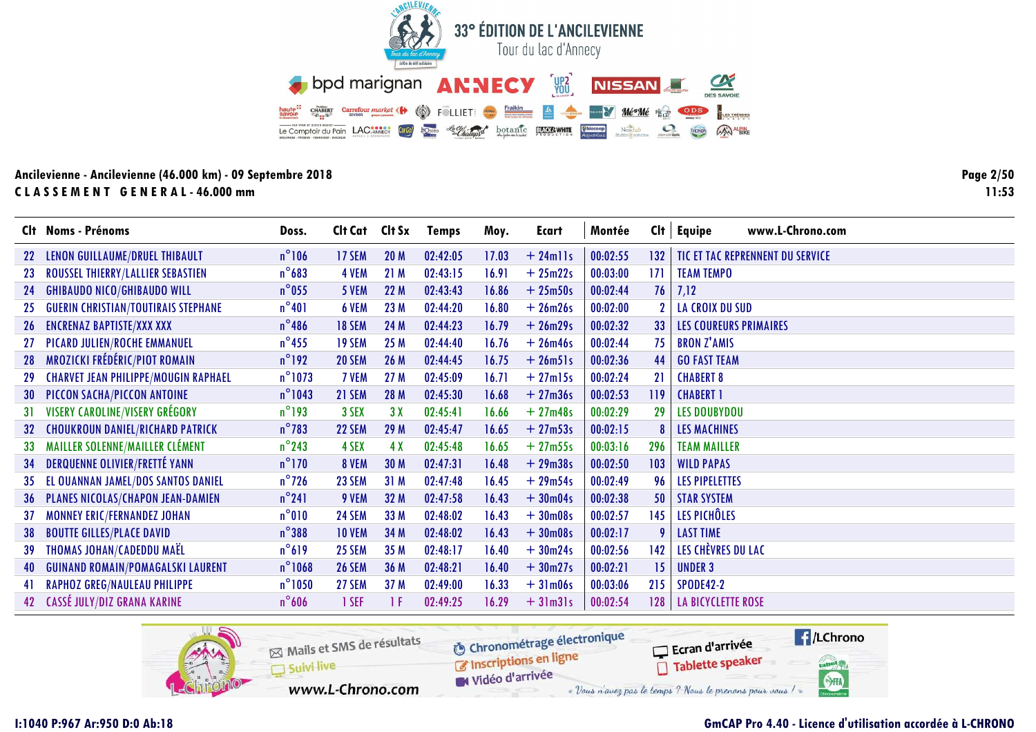# 33° ÉDITION DE L'ANCILEVIENNE

Tour du lac d'Annecy

**Ancilevienne - Ancilevienne (46.000 km) - 09 Septembre 2018**

**CLASSEMENT GENERAL - 46.000 mm**

| Clt | Noms - Prénoms | Doss. | Clt Cat | Clt Sx | Temps | Moy. | Ecart | Montée | Clt | Equipe |
|---|---|---|---|---|---|---|---|---|---|---|
| 22 | LENON GUILLAUME/DRUEL THIBAULT | n°106 | 17 SEM | 20 M | 02:42:05 | 17.03 | + 24m11s | 00:02:55 | 132 | TIC ET TAC REPRENNENT DU SERVICE |
| 23 | ROUSSEL THIERRY/LALLIER SEBASTIEN | n°683 | 4 VEM | 21 M | 02:43:15 | 16.91 | + 25m22s | 00:03:00 | 171 | TEAM TEMPO |
| 24 | GHIBAUDO NICO/GHIBAUDO WILL | n°055 | 5 VEM | 22 M | 02:43:43 | 16.86 | + 25m50s | 00:02:44 | 76 | 7,12 |
| 25 | GUERIN CHRISTIAN/TOUTIRAIS STEPHANE | n°401 | 6 VEM | 23 M | 02:44:20 | 16.80 | + 26m26s | 00:02:00 | 2 | LA CROIX DU SUD |
| 26 | ENCRENAZ BAPTISTE/XXX XXX | n°486 | 18 SEM | 24 M | 02:44:23 | 16.79 | + 26m29s | 00:02:32 | 33 | LES COUREURS PRIMAIRES |
| 27 | PICARD JULIEN/ROCHE EMMANUEL | n°455 | 19 SEM | 25 M | 02:44:40 | 16.76 | + 26m46s | 00:02:44 | 75 | BRON Z'AMIS |
| 28 | MROZICKI FRÉDÉRIC/PIOT ROMAIN | n°192 | 20 SEM | 26 M | 02:44:45 | 16.75 | + 26m51s | 00:02:36 | 44 | GO FAST TEAM |
| 29 | CHARVET JEAN PHILIPPE/MOUGIN RAPHAEL | n°1073 | 7 VEM | 27 M | 02:45:09 | 16.71 | + 27m15s | 00:02:24 | 21 | CHABERT 8 |
| 30 | PICCON SACHA/PICCON ANTOINE | n°1043 | 21 SEM | 28 M | 02:45:30 | 16.68 | + 27m36s | 00:02:53 | 119 | CHABERT 1 |
| 31 | VISERY CAROLINE/VISERY GRÉGORY | n°193 | 3 SEX | 3 X | 02:45:41 | 16.66 | + 27m48s | 00:02:29 | 29 | LES DOUBYDOU |
| 32 | CHOUKROUN DANIEL/RICHARD PATRICK | n°783 | 22 SEM | 29 M | 02:45:47 | 16.65 | + 27m53s | 00:02:15 | 8 | LES MACHINES |
| 33 | MAILLER SOLENNE/MAILLER CLÉMENT | n°243 | 4 SEX | 4 X | 02:45:48 | 16.65 | + 27m55s | 00:03:16 | 296 | TEAM MAILLER |
| 34 | DERQUENNE OLIVIER/FRETTÉ YANN | n°170 | 8 VEM | 30 M | 02:47:31 | 16.48 | + 29m38s | 00:02:50 | 103 | WILD PAPAS |
| 35 | EL OUANNAN JAMEL/DOS SANTOS DANIEL | n°726 | 23 SEM | 31 M | 02:47:48 | 16.45 | + 29m54s | 00:02:49 | 96 | LES PIPELETTES |
| 36 | PLANES NICOLAS/CHAPON JEAN-DAMIEN | n°241 | 9 VEM | 32 M | 02:47:58 | 16.43 | + 30m04s | 00:02:38 | 50 | STAR SYSTEM |
| 37 | MONNEY ERIC/FERNANDEZ JOHAN | n°010 | 24 SEM | 33 M | 02:48:02 | 16.43 | + 30m08s | 00:02:57 | 145 | LES PICHÔLES |
| 38 | BOUTTE GILLES/PLACE DAVID | n°388 | 10 VEM | 34 M | 02:48:02 | 16.43 | + 30m08s | 00:02:17 | 9 | LAST TIME |
| 39 | THOMAS JOHAN/CADEDDU MAËL | n°619 | 25 SEM | 35 M | 02:48:17 | 16.40 | + 30m24s | 00:02:56 | 142 | LES CHÈVRES DU LAC |
| 40 | GUINAND ROMAIN/POMAGALSKI LAURENT | n°1068 | 26 SEM | 36 M | 02:48:21 | 16.40 | + 30m27s | 00:02:21 | 15 | UNDER 3 |
| 41 | RAPHOZ GREG/NAULEAU PHILIPPE | n°1050 | 27 SEM | 37 M | 02:49:00 | 16.33 | + 31m06s | 00:03:06 | 215 | SPODE42-2 |
| 42 | CASSÉ JULY/DIZ GRANA KARINE | n°606 | 1 SEF | 1 F | 02:49:25 | 16.29 | + 31m31s | 00:02:54 | 128 | LA BICYCLETTE ROSE |

I:1040 P:967 Ar:950 D:0 Ab:18

GmCAP Pro 4.40 - Licence d'utilisation accordée à L-CHRONO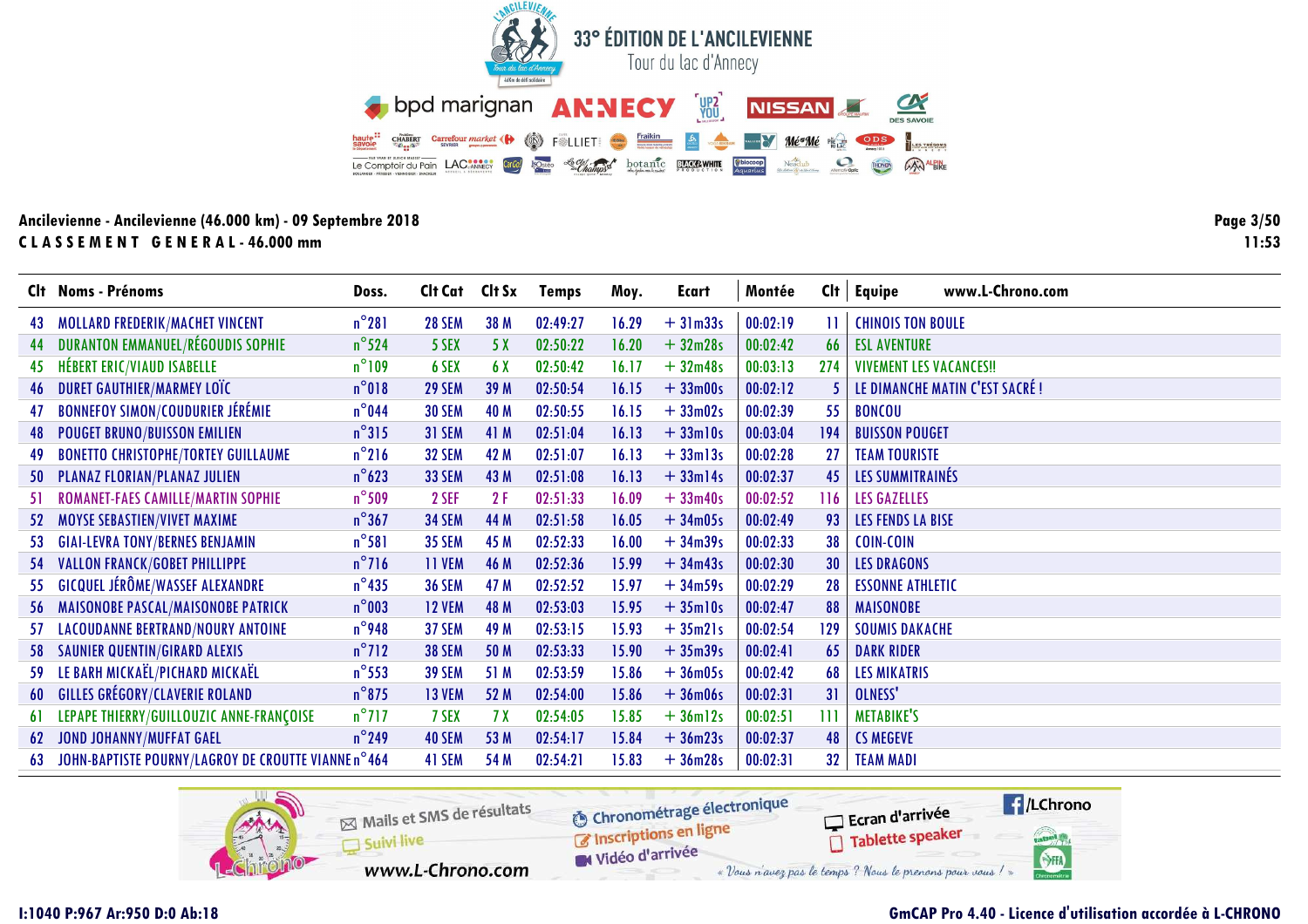# 33° ÉDITION DE L'ANCILEVIENNE

Tour du lac d'Annecy

**Ancilevienne - Ancilevienne (46.000 km) - 09 Septembre 2018**

**CLASSEMENT GENERAL - 46.000 mm**

| Clt | Noms - Prénoms | Doss. | Clt Cat | Clt Sx | Temps | Moy. | Ecart | Montée | Clt | Equipe |
|---|---|---|---|---|---|---|---|---|---|---|
| 43 | MOLLARD FREDERIK/MACHET VINCENT | n°281 | 28 SEM | 38 M | 02:49:27 | 16.29 | + 31m33s | 00:02:19 | 11 | CHINOIS TON BOULE |
| 44 | DURANTON EMMANUEL/RÉGOUDIS SOPHIE | n°524 | 5 SEX | 5 X | 02:50:22 | 16.20 | + 32m28s | 00:02:42 | 66 | ESL AVENTURE |
| 45 | HÉBERT ERIC/VIAUD ISABELLE | n°109 | 6 SEX | 6 X | 02:50:42 | 16.17 | + 32m48s | 00:03:13 | 274 | VIVEMENT LES VACANCES!! |
| 46 | DURET GAUTHIER/MARMEY LOÏC | n°018 | 29 SEM | 39 M | 02:50:54 | 16.15 | + 33m00s | 00:02:12 | 5 | LE DIMANCHE MATIN C'EST SACRÉ ! |
| 47 | BONNEFOY SIMON/COUDURIER JÉRÉMIE | n°044 | 30 SEM | 40 M | 02:50:55 | 16.15 | + 33m02s | 00:02:39 | 55 | BONCOU |
| 48 | POUGET BRUNO/BUISSON EMILIEN | n°315 | 31 SEM | 41 M | 02:51:04 | 16.13 | + 33m10s | 00:03:04 | 194 | BUISSON POUGET |
| 49 | BONETTO CHRISTOPHE/TORTEY GUILLAUME | n°216 | 32 SEM | 42 M | 02:51:07 | 16.13 | + 33m13s | 00:02:28 | 27 | TEAM TOURISTE |
| 50 | PLANAZ FLORIAN/PLANAZ JULIEN | n°623 | 33 SEM | 43 M | 02:51:08 | 16.13 | + 33m14s | 00:02:37 | 45 | LES SUMMITRAINÉS |
| 51 | ROMANET-FAES CAMILLE/MARTIN SOPHIE | n°509 | 2 SEF | 2 F | 02:51:33 | 16.09 | + 33m40s | 00:02:52 | 116 | LES GAZELLES |
| 52 | MOYSE SEBASTIEN/VIVET MAXIME | n°367 | 34 SEM | 44 M | 02:51:58 | 16.05 | + 34m05s | 00:02:49 | 93 | LES FENDS LA BISE |
| 53 | GIAI-LEVRA TONY/BERNES BENJAMIN | n°581 | 35 SEM | 45 M | 02:52:33 | 16.00 | + 34m39s | 00:02:33 | 38 | COIN-COIN |
| 54 | VALLON FRANCK/GOBET PHILLIPPE | n°716 | 11 VEM | 46 M | 02:52:36 | 15.99 | + 34m43s | 00:02:30 | 30 | LES DRAGONS |
| 55 | GICQUEL JÉRÔME/WASSEF ALEXANDRE | n°435 | 36 SEM | 47 M | 02:52:52 | 15.97 | + 34m59s | 00:02:29 | 28 | ESSONNE ATHLETIC |
| 56 | MAISONOBE PASCAL/MAISONOBE PATRICK | n°003 | 12 VEM | 48 M | 02:53:03 | 15.95 | + 35m10s | 00:02:47 | 88 | MAISONOBE |
| 57 | LACOUDANNE BERTRAND/NOURY ANTOINE | n°948 | 37 SEM | 49 M | 02:53:15 | 15.93 | + 35m21s | 00:02:54 | 129 | SOUMIS DAKACHE |
| 58 | SAUNIER QUENTIN/GIRARD ALEXIS | n°712 | 38 SEM | 50 M | 02:53:33 | 15.90 | + 35m39s | 00:02:41 | 65 | DARK RIDER |
| 59 | LE BARH MICKAËL/PICHARD MICKAËL | n°553 | 39 SEM | 51 M | 02:53:59 | 15.86 | + 36m05s | 00:02:42 | 68 | LES MIKATRIS |
| 60 | GILLES GRÉGORY/CLAVERIE ROLAND | n°875 | 13 VEM | 52 M | 02:54:00 | 15.86 | + 36m06s | 00:02:31 | 31 | OLNESS' |
| 61 | LEPAPE THIERRY/GUILLOUZIC ANNE-FRANÇOISE | n°717 | 7 SEX | 7 X | 02:54:05 | 15.85 | + 36m12s | 00:02:51 | 111 | METABIKE'S |
| 62 | JOND JOHANNY/MUFFAT GAEL | n°249 | 40 SEM | 53 M | 02:54:17 | 15.84 | + 36m23s | 00:02:37 | 48 | CS MEGEVE |
| 63 | JOHN-BAPTISTE POURNY/LAGROY DE CROUTTE VIANNE | n°464 | 41 SEM | 54 M | 02:54:21 | 15.83 | + 36m28s | 00:02:31 | 32 | TEAM MADI |

I:1040 P:967 Ar:950 D:0 Ab:18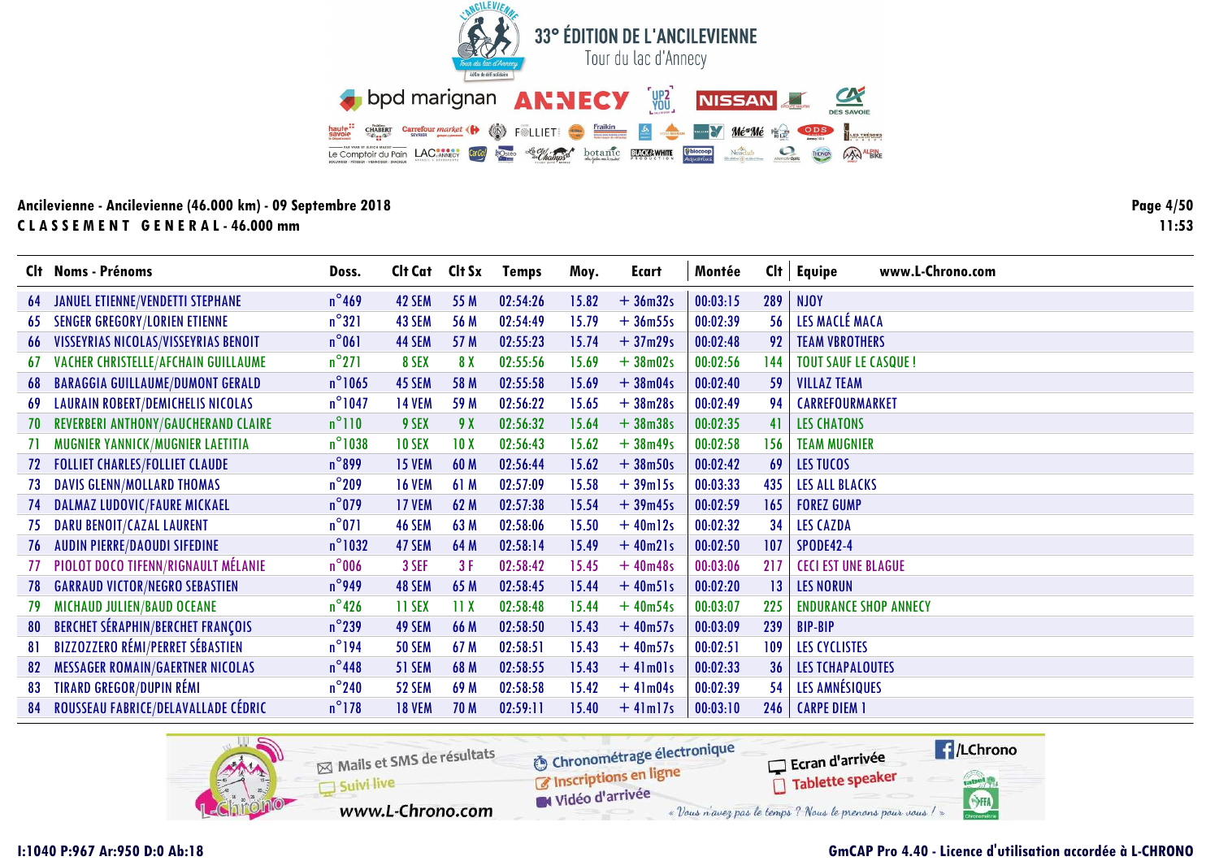# 33° ÉDITION DE L'ANCILEVIENNE

Tour du lac d'Annecy

**Ancilevienne - Ancilevienne (46.000 km) - 09 Septembre 2018**

**CLASSEMENT GENERAL - 46.000 mm**

| Clt | Noms - Prénoms | Doss. | Clt Cat | Clt Sx | Temps | Moy. | Ecart | Montée | Clt | Equipe |
|---|---|---|---|---|---|---|---|---|---|---|
| 64 | JANUEL ETIENNE/VENDETTI STEPHANE | n°469 | 42 SEM | 55 M | 02:54:26 | 15.82 | + 36m32s | 00:03:15 | 289 | NJOY |
| 65 | SENGER GREGORY/LORIEN ETIENNE | n°321 | 43 SEM | 56 M | 02:54:49 | 15.79 | + 36m55s | 00:02:39 | 56 | LES MACLÉ MACA |
| 66 | VISSEYRIAS NICOLAS/VISSEYRIAS BENOIT | n°061 | 44 SEM | 57 M | 02:55:23 | 15.74 | + 37m29s | 00:02:48 | 92 | TEAM VBROTHERS |
| 67 | VACHER CHRISTELLE/AFCHAIN GUILLAUME | n°271 | 8 SEX | 8 X | 02:55:56 | 15.69 | + 38m02s | 00:02:56 | 144 | TOUT SAUF LE CASQUE ! |
| 68 | BARAGGIA GUILLAUME/DUMONT GERALD | n°1065 | 45 SEM | 58 M | 02:55:58 | 15.69 | + 38m04s | 00:02:40 | 59 | VILLAZ TEAM |
| 69 | LAURAIN ROBERT/DEMICHELIS NICOLAS | n°1047 | 14 VEM | 59 M | 02:56:22 | 15.65 | + 38m28s | 00:02:49 | 94 | CARREFOURMARKET |
| 70 | REVERBERI ANTHONY/GAUCHERAND CLAIRE | n°110 | 9 SEX | 9 X | 02:56:32 | 15.64 | + 38m38s | 00:02:35 | 41 | LES CHATONS |
| 71 | MUGNIER YANNICK/MUGNIER LAETITIA | n°1038 | 10 SEX | 10 X | 02:56:43 | 15.62 | + 38m49s | 00:02:58 | 156 | TEAM MUGNIER |
| 72 | FOLLIET CHARLES/FOLLIET CLAUDE | n°899 | 15 VEM | 60 M | 02:56:44 | 15.62 | + 38m50s | 00:02:42 | 69 | LES TUCOS |
| 73 | DAVIS GLENN/MOLLARD THOMAS | n°209 | 16 VEM | 61 M | 02:57:09 | 15.58 | + 39m15s | 00:03:33 | 435 | LES ALL BLACKS |
| 74 | DALMAZ LUDOVIC/FAURE MICKAEL | n°079 | 17 VEM | 62 M | 02:57:38 | 15.54 | + 39m45s | 00:02:59 | 165 | FOREZ GUMP |
| 75 | DARU BENOIT/CAZAL LAURENT | n°071 | 46 SEM | 63 M | 02:58:06 | 15.50 | + 40m12s | 00:02:32 | 34 | LES CAZDA |
| 76 | AUDIN PIERRE/DAOUDI SIFEDINE | n°1032 | 47 SEM | 64 M | 02:58:14 | 15.49 | + 40m21s | 00:02:50 | 107 | SPODE42-4 |
| 77 | PIOLOT DOCO TIFENN/RIGNAULT MÉLANIE | n°006 | 3 SEF | 3 F | 02:58:42 | 15.45 | + 40m48s | 00:03:06 | 217 | CECI EST UNE BLAGUE |
| 78 | GARRAUD VICTOR/NEGRO SEBASTIEN | n°949 | 48 SEM | 65 M | 02:58:45 | 15.44 | + 40m51s | 00:02:20 | 13 | LES NORUN |
| 79 | MICHAUD JULIEN/BAUD OCEANE | n°426 | 11 SEX | 11 X | 02:58:48 | 15.44 | + 40m54s | 00:03:07 | 225 | ENDURANCE SHOP ANNECY |
| 80 | BERCHET SÉRAPHIN/BERCHET FRANÇOIS | n°239 | 49 SEM | 66 M | 02:58:50 | 15.43 | + 40m57s | 00:03:09 | 239 | BIP-BIP |
| 81 | BIZZOZZERO RÉMI/PERRET SÉBASTIEN | n°194 | 50 SEM | 67 M | 02:58:51 | 15.43 | + 40m57s | 00:02:51 | 109 | LES CYCLISTES |
| 82 | MESSAGER ROMAIN/GAERTNER NICOLAS | n°448 | 51 SEM | 68 M | 02:58:55 | 15.43 | + 41m01s | 00:02:33 | 36 | LES TCHAPALOUTES |
| 83 | TIRARD GREGOR/DUPIN RÉMI | n°240 | 52 SEM | 69 M | 02:58:58 | 15.42 | + 41m04s | 00:02:39 | 54 | LES AMNÉSIQUES |
| 84 | ROUSSEAU FABRICE/DELAVALLADE CÉDRIC | n°178 | 18 VEM | 70 M | 02:59:11 | 15.40 | + 41m17s | 00:03:10 | 246 | CARPE DIEM 1 |

I:1040 P:967 Ar:950 D:0 Ab:18

GmCAP Pro 4.40 - Licence d'utilisation accordée à L-CHRONO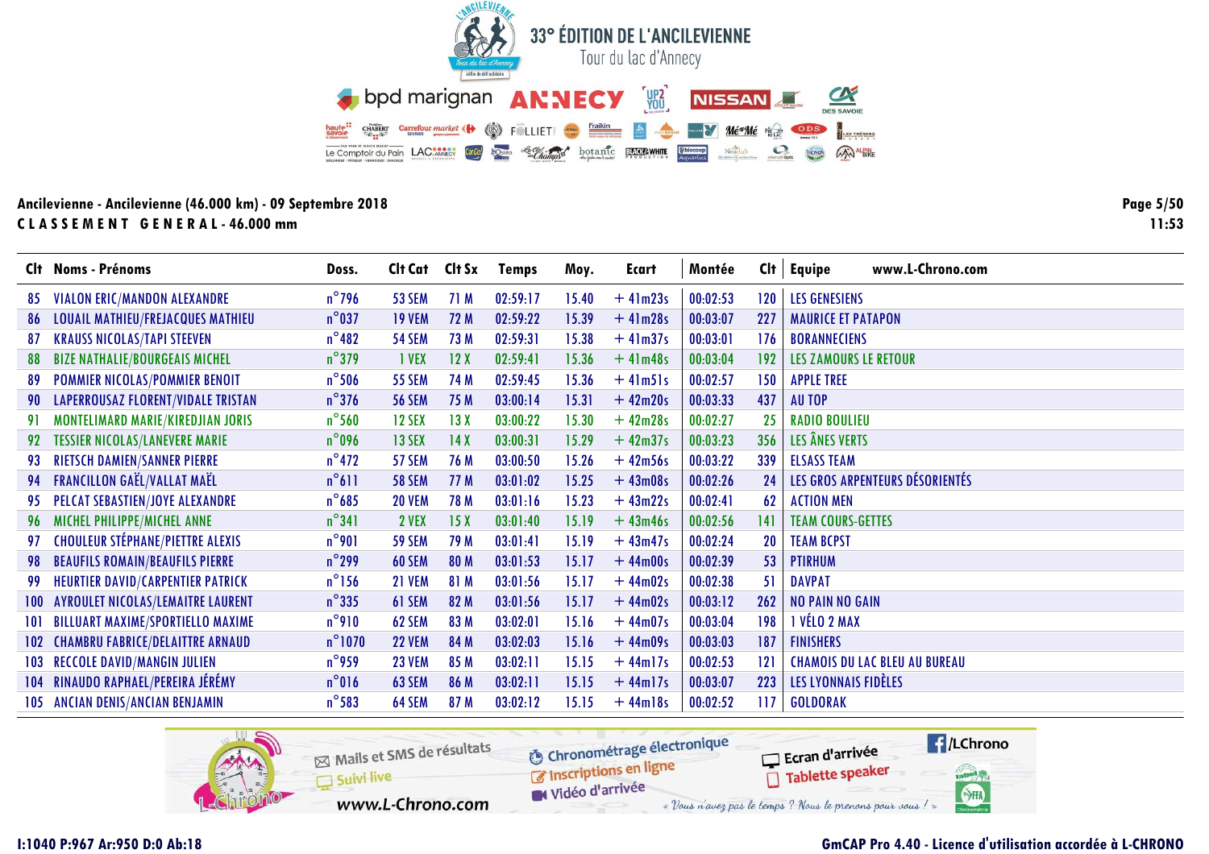# 33° ÉDITION DE L'ANCILEVIENNE

Tour du lac d'Annecy

**Ancilevienne - Ancilevienne (46.000 km) - 09 Septembre 2018**

**CLASSEMENT GENERAL - 46.000 mm**

| Clt | Noms - Prénoms | Doss. | Clt Cat | Clt Sx | Temps | Moy. | Ecart | Montée | Clt | Equipe |
|---|---|---|---|---|---|---|---|---|---|---|
| 85 | VIALON ERIC/MANDON ALEXANDRE | n°796 | 53 SEM | 71 M | 02:59:17 | 15.40 | + 41m23s | 00:02:53 | 120 | LES GENESIENS |
| 86 | LOUAIL MATHIEU/FREJACQUES MATHIEU | n°037 | 19 VEM | 72 M | 02:59:22 | 15.39 | + 41m28s | 00:03:07 | 227 | MAURICE ET PATAPON |
| 87 | KRAUSS NICOLAS/TAPI STEEVEN | n°482 | 54 SEM | 73 M | 02:59:31 | 15.38 | + 41m37s | 00:03:01 | 176 | BORANNECIENS |
| 88 | BIZE NATHALIE/BOURGEAIS MICHEL | n°379 | 1 VEX | 12 X | 02:59:41 | 15.36 | + 41m48s | 00:03:04 | 192 | LES ZAMOURS LE RETOUR |
| 89 | POMMIER NICOLAS/POMMIER BENOIT | n°506 | 55 SEM | 74 M | 02:59:45 | 15.36 | + 41m51s | 00:02:57 | 150 | APPLE TREE |
| 90 | LAPERROUSAZ FLORENT/VIDALE TRISTAN | n°376 | 56 SEM | 75 M | 03:00:14 | 15.31 | + 42m20s | 00:03:33 | 437 | AU TOP |
| 91 | MONTELIMARD MARIE/KIREDJIAN JORIS | n°560 | 12 SEX | 13 X | 03:00:22 | 15.30 | + 42m28s | 00:02:27 | 25 | RADIO BOULIEU |
| 92 | TESSIER NICOLAS/LANEVERE MARIE | n°096 | 13 SEX | 14 X | 03:00:31 | 15.29 | + 42m37s | 00:03:23 | 356 | LES ÂNES VERTS |
| 93 | RIETSCH DAMIEN/SANNER PIERRE | n°472 | 57 SEM | 76 M | 03:00:50 | 15.26 | + 42m56s | 00:03:22 | 339 | ELSASS TEAM |
| 94 | FRANCILLON GAËL/VALLAT MAËL | n°611 | 58 SEM | 77 M | 03:01:02 | 15.25 | + 43m08s | 00:02:26 | 24 | LES GROS ARPENTEURS DÉSORIENTÉS |
| 95 | PELCAT SEBASTIEN/JOYE ALEXANDRE | n°685 | 20 VEM | 78 M | 03:01:16 | 15.23 | + 43m22s | 00:02:41 | 62 | ACTION MEN |
| 96 | MICHEL PHILIPPE/MICHEL ANNE | n°341 | 2 VEX | 15 X | 03:01:40 | 15.19 | + 43m46s | 00:02:56 | 141 | TEAM COURS-GETTES |
| 97 | CHOULEUR STÉPHANE/PIETTRE ALEXIS | n°901 | 59 SEM | 79 M | 03:01:41 | 15.19 | + 43m47s | 00:02:24 | 20 | TEAM BCPST |
| 98 | BEAUFILS ROMAIN/BEAUFILS PIERRE | n°299 | 60 SEM | 80 M | 03:01:53 | 15.17 | + 44m00s | 00:02:39 | 53 | PTIRHUM |
| 99 | HEURTIER DAVID/CARPENTIER PATRICK | n°156 | 21 VEM | 81 M | 03:01:56 | 15.17 | + 44m02s | 00:02:38 | 51 | DAVPAT |
| 100 | AYROULET NICOLAS/LEMAITRE LAURENT | n°335 | 61 SEM | 82 M | 03:01:56 | 15.17 | + 44m02s | 00:03:12 | 262 | NO PAIN NO GAIN |
| 101 | BILLUART MAXIME/SPORTIELLO MAXIME | n°910 | 62 SEM | 83 M | 03:02:01 | 15.16 | + 44m07s | 00:03:04 | 198 | 1 VÉLO 2 MAX |
| 102 | CHAMBRU FABRICE/DELAITTRE ARNAUD | n°1070 | 22 VEM | 84 M | 03:02:03 | 15.16 | + 44m09s | 00:03:03 | 187 | FINISHERS |
| 103 | RECCOLE DAVID/MANGIN JULIEN | n°959 | 23 VEM | 85 M | 03:02:11 | 15.15 | + 44m17s | 00:02:53 | 121 | CHAMOIS DU LAC BLEU AU BUREAU |
| 104 | RINAUDO RAPHAEL/PEREIRA JÉRÉMY | n°016 | 63 SEM | 86 M | 03:02:11 | 15.15 | + 44m17s | 00:03:07 | 223 | LES LYONNAIS FIDÈLES |
| 105 | ANCIAN DENIS/ANCIAN BENJAMIN | n°583 | 64 SEM | 87 M | 03:02:12 | 15.15 | + 44m18s | 00:02:52 | 117 | GOLDORAK |

I:1040 P:967 Ar:950 D:0 Ab:18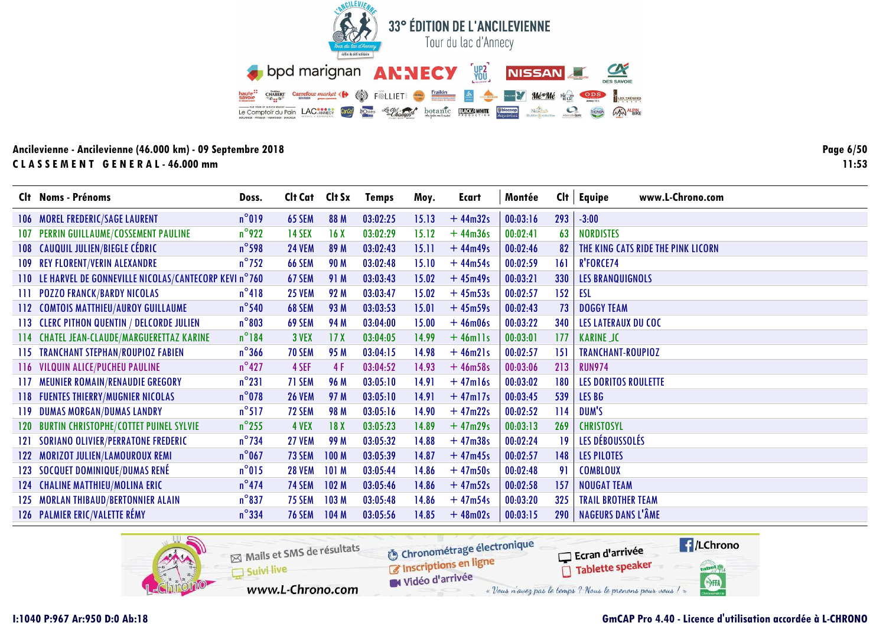# 33° ÉDITION DE L'ANCILEVIENNE

Tour du lac d'Annecy

**Ancilevienne - Ancilevienne (46.000 km) - 09 Septembre 2018**

**CLASSEMENT GENERAL - 46.000 mm**

| Clt | Noms - Prénoms | Doss. | Clt Cat | Clt Sx | Temps | Moy. | Ecart | Montée | Clt | Equipe |
|---|---|---|---|---|---|---|---|---|---|---|
| 106 | MOREL FREDERIC/SAGE LAURENT | n°019 | 65 SEM | 88 M | 03:02:25 | 15.13 | + 44m32s | 00:03:16 | 293 | -3:00 |
| 107 | PERRIN GUILLAUME/COSSEMENT PAULINE | n°922 | 14 SEX | 16 X | 03:02:29 | 15.12 | + 44m36s | 00:02:41 | 63 | NORDISTES |
| 108 | CAUQUIL JULIEN/BIEGLE CÉDRIC | n°598 | 24 VEM | 89 M | 03:02:43 | 15.11 | + 44m49s | 00:02:46 | 82 | THE KING CATS RIDE THE PINK LICORN |
| 109 | REY FLORENT/VERIN ALEXANDRE | n°752 | 66 SEM | 90 M | 03:02:48 | 15.10 | + 44m54s | 00:02:59 | 161 | R'FORCE74 |
| 110 | LE HARVEL DE GONNEVILLE NICOLAS/CANTECORP KEVI | n°760 | 67 SEM | 91 M | 03:03:43 | 15.02 | + 45m49s | 00:03:21 | 330 | LES BRANQUIGNOLS |
| 111 | POZZO FRANCK/BARDY NICOLAS | n°418 | 25 VEM | 92 M | 03:03:47 | 15.02 | + 45m53s | 00:02:57 | 152 | ESL |
| 112 | COMTOIS MATTHIEU/AUROY GUILLAUME | n°540 | 68 SEM | 93 M | 03:03:53 | 15.01 | + 45m59s | 00:02:43 | 73 | DOGGY TEAM |
| 113 | CLERC PITHON QUENTIN / DELCORDE JULIEN | n°803 | 69 SEM | 94 M | 03:04:00 | 15.00 | + 46m06s | 00:03:22 | 340 | LES LATERAUX DU COC |
| 114 | CHATEL JEAN-CLAUDE/MARGUERETTAZ KARINE | n°184 | 3 VEX | 17 X | 03:04:05 | 14.99 | + 46m11s | 00:03:01 | 177 | KARINE_JC |
| 115 | TRANCHANT STEPHAN/ROUPIOZ FABIEN | n°366 | 70 SEM | 95 M | 03:04:15 | 14.98 | + 46m21s | 00:02:57 | 151 | TRANCHANT-ROUPIOZ |
| 116 | VILQUIN ALICE/PUCHEU PAULINE | n°427 | 4 SEF | 4 F | 03:04:52 | 14.93 | + 46m58s | 00:03:06 | 213 | RUN974 |
| 117 | MEUNIER ROMAIN/RENAUDIE GREGORY | n°231 | 71 SEM | 96 M | 03:05:10 | 14.91 | + 47m16s | 00:03:02 | 180 | LES DORITOS ROULETTE |
| 118 | FUENTES THIERRY/MUGNIER NICOLAS | n°078 | 26 VEM | 97 M | 03:05:10 | 14.91 | + 47m17s | 00:03:45 | 539 | LES BG |
| 119 | DUMAS MORGAN/DUMAS LANDRY | n°517 | 72 SEM | 98 M | 03:05:16 | 14.90 | + 47m22s | 00:02:52 | 114 | DUM'S |
| 120 | BURTIN CHRISTOPHE/COTTET PUINEL SYLVIE | n°255 | 4 VEX | 18 X | 03:05:23 | 14.89 | + 47m29s | 00:03:13 | 269 | CHRISTOSYL |
| 121 | SORIANO OLIVIER/PERRATONE FREDERIC | n°734 | 27 VEM | 99 M | 03:05:32 | 14.88 | + 47m38s | 00:02:24 | 19 | LES DÉBOUSSOLÉS |
| 122 | MORIZOT JULIEN/LAMOUROUX REMI | n°067 | 73 SEM | 100 M | 03:05:39 | 14.87 | + 47m45s | 00:02:57 | 148 | LES PILOTES |
| 123 | SOCQUET DOMINIQUE/DUMAS RENÉ | n°015 | 28 VEM | 101 M | 03:05:44 | 14.86 | + 47m50s | 00:02:48 | 91 | COMBLOUX |
| 124 | CHALINE MATTHIEU/MOLINA ERIC | n°474 | 74 SEM | 102 M | 03:05:46 | 14.86 | + 47m52s | 00:02:58 | 157 | NOUGAT TEAM |
| 125 | MORLAN THIBAUD/BERTONNIER ALAIN | n°837 | 75 SEM | 103 M | 03:05:48 | 14.86 | + 47m54s | 00:03:20 | 325 | TRAIL BROTHER TEAM |
| 126 | PALMIER ERIC/VALETTE RÉMY | n°334 | 76 SEM | 104 M | 03:05:56 | 14.85 | + 48m02s | 00:03:15 | 290 | NAGEURS DANS L'ÂME |

I:1040 P:967 Ar:950 D:0 Ab:18

GmCAP Pro 4.40 - Licence d'utilisation accordée à L-CHRONO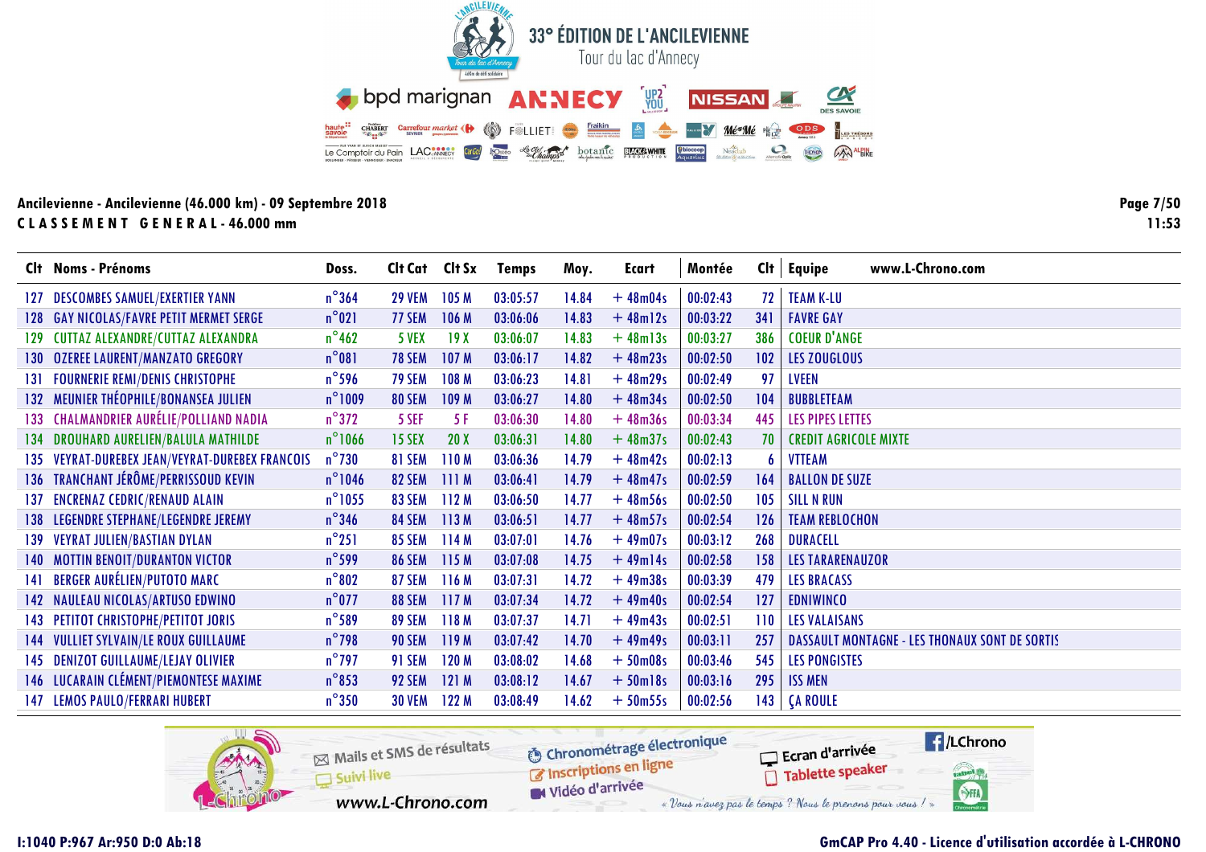# 33° ÉDITION DE L'ANCILEVIENNE

Tour du lac d'Annecy

**Ancilevienne - Ancilevienne (46.000 km) - 09 Septembre 2018**

**CLASSEMENT GENERAL - 46.000 mm**

11:53

| Clt | Noms - Prénoms | Doss. | Clt Cat | Clt Sx | Temps | Moy. | Ecart | Montée | Clt | Equipe www.L-Chrono.com |
|---|---|---|---|---|---|---|---|---|---|---|
| 127 | DESCOMBES SAMUEL/EXERTIER YANN | n°364 | 29 VEM | 105 M | 03:05:57 | 14.84 | + 48m04s | 00:02:43 | 72 | TEAM K-LU |
| 128 | GAY NICOLAS/FAVRE PETIT MERMET SERGE | n°021 | 77 SEM | 106 M | 03:06:06 | 14.83 | + 48m12s | 00:03:22 | 341 | FAVRE GAY |
| 129 | CUTTAZ ALEXANDRE/CUTTAZ ALEXANDRA | n°462 | 5 VEX | 19 X | 03:06:07 | 14.83 | + 48m13s | 00:03:27 | 386 | COEUR D'ANGE |
| 130 | OZEREE LAURENT/MANZATO GREGORY | n°081 | 78 SEM | 107 M | 03:06:17 | 14.82 | + 48m23s | 00:02:50 | 102 | LES ZOUGLOUS |
| 131 | FOURNERIE REMI/DENIS CHRISTOPHE | n°596 | 79 SEM | 108 M | 03:06:23 | 14.81 | + 48m29s | 00:02:49 | 97 | LVEEN |
| 132 | MEUNIER THÉOPHILE/BONANSEA JULIEN | n°1009 | 80 SEM | 109 M | 03:06:27 | 14.80 | + 48m34s | 00:02:50 | 104 | BUBBLETEAM |
| 133 | CHALMANDRIER AURÉLIE/POLLIAND NADIA | n°372 | 5 SEF | 5 F | 03:06:30 | 14.80 | + 48m36s | 00:03:34 | 445 | LES PIPES LETTES |
| 134 | DROUHARD AURELIEN/BALULA MATHILDE | n°1066 | 15 SEX | 20 X | 03:06:31 | 14.80 | + 48m37s | 00:02:43 | 70 | CREDIT AGRICOLE MIXTE |
| 135 | VEYRAT-DUREBEX JEAN/VEYRAT-DUREBEX FRANCOIS | n°730 | 81 SEM | 110 M | 03:06:36 | 14.79 | + 48m42s | 00:02:13 | 6 | VTTEAM |
| 136 | TRANCHANT JÉRÔME/PERRISSOUD KEVIN | n°1046 | 82 SEM | 111 M | 03:06:41 | 14.79 | + 48m47s | 00:02:59 | 164 | BALLON DE SUZE |
| 137 | ENCRENAZ CEDRIC/RENAUD ALAIN | n°1055 | 83 SEM | 112 M | 03:06:50 | 14.77 | + 48m56s | 00:02:50 | 105 | SILL N RUN |
| 138 | LEGENDRE STEPHANE/LEGENDRE JEREMY | n°346 | 84 SEM | 113 M | 03:06:51 | 14.77 | + 48m57s | 00:02:54 | 126 | TEAM REBLOCHON |
| 139 | VEYRAT JULIEN/BASTIAN DYLAN | n°251 | 85 SEM | 114 M | 03:07:01 | 14.76 | + 49m07s | 00:03:12 | 268 | DURACELL |
| 140 | MOTTIN BENOIT/DURANTON VICTOR | n°599 | 86 SEM | 115 M | 03:07:08 | 14.75 | + 49m14s | 00:02:58 | 158 | LES TARARENAUZOR |
| 141 | BERGER AURÉLIEN/PUTOTO MARC | n°802 | 87 SEM | 116 M | 03:07:31 | 14.72 | + 49m38s | 00:03:39 | 479 | LES BRACASS |
| 142 | NAULEAU NICOLAS/ARTUSO EDWINO | n°077 | 88 SEM | 117 M | 03:07:34 | 14.72 | + 49m40s | 00:02:54 | 127 | EDNIWINCO |
| 143 | PETITOT CHRISTOPHE/PETITOT JORIS | n°589 | 89 SEM | 118 M | 03:07:37 | 14.71 | + 49m43s | 00:02:51 | 110 | LES VALAISANS |
| 144 | VULLIET SYLVAIN/LE ROUX GUILLAUME | n°798 | 90 SEM | 119 M | 03:07:42 | 14.70 | + 49m49s | 00:03:11 | 257 | DASSAULT MONTAGNE - LES THONAUX SONT DE SORTIS |
| 145 | DENIZOT GUILLAUME/LEJAY OLIVIER | n°797 | 91 SEM | 120 M | 03:08:02 | 14.68 | + 50m08s | 00:03:46 | 545 | LES PONGISTES |
| 146 | LUCARAIN CLÉMENT/PIEMONTESE MAXIME | n°853 | 92 SEM | 121 M | 03:08:12 | 14.67 | + 50m18s | 00:03:16 | 295 | ISS MEN |
| 147 | LEMOS PAULO/FERRARI HUBERT | n°350 | 30 VEM | 122 M | 03:08:49 | 14.62 | + 50m55s | 00:02:56 | 143 | ÇA ROULE |

I:1040 P:967 Ar:950 D:0 Ab:18

GmCAP Pro 4.40 - Licence d'utilisation accordée à L-CHRONO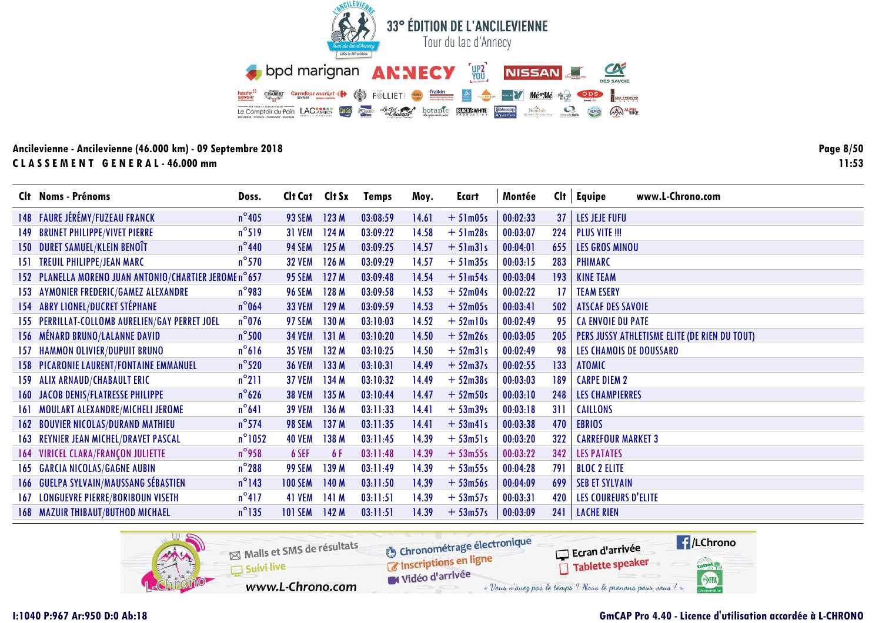# 33° ÉDITION DE L'ANCILEVIENNE

Tour du lac d'Annecy

**Ancilevienne - Ancilevienne (46.000 km) - 09 Septembre 2018**

**CLASSEMENT GENERAL - 46.000 mm**

11:53

| Clt | Noms - Prénoms | Doss. | Clt Cat | Clt Sx | Temps | Moy. | Ecart | Montée | Clt | Equipe |
|---|---|---|---|---|---|---|---|---|---|---|
| 148 | FAURE JÉRÉMY/FUZEAU FRANCK | n°405 | 93 SEM | 123 M | 03:08:59 | 14.61 | + 51m05s | 00:02:33 | 37 | LES JEJE FUFU |
| 149 | BRUNET PHILIPPE/VIVET PIERRE | n°519 | 31 VEM | 124 M | 03:09:22 | 14.58 | + 51m28s | 00:03:07 | 224 | PLUS VITE !!! |
| 150 | DURET SAMUEL/KLEIN BENOÎT | n°440 | 94 SEM | 125 M | 03:09:25 | 14.57 | + 51m31s | 00:04:01 | 655 | LES GROS MINOU |
| 151 | TREUIL PHILIPPE/JEAN MARC | n°570 | 32 VEM | 126 M | 03:09:29 | 14.57 | + 51m35s | 00:03:15 | 283 | PHIMARC |
| 152 | PLANELLA MORENO JUAN ANTONIO/CHARTIER JEROME | n°657 | 95 SEM | 127 M | 03:09:48 | 14.54 | + 51m54s | 00:03:04 | 193 | KINE TEAM |
| 153 | AYMONIER FREDERIC/GAMEZ ALEXANDRE | n°983 | 96 SEM | 128 M | 03:09:58 | 14.53 | + 52m04s | 00:02:22 | 17 | TEAM ESERY |
| 154 | ABRY LIONEL/DUCRET STÉPHANE | n°064 | 33 VEM | 129 M | 03:09:59 | 14.53 | + 52m05s | 00:03:41 | 502 | ATSCAF DES SAVOIE |
| 155 | PERRILLAT-COLLOMB AURELIEN/GAY PERRET JOEL | n°076 | 97 SEM | 130 M | 03:10:03 | 14.52 | + 52m10s | 00:02:49 | 95 | CA ENVOIE DU PATE |
| 156 | MÉNARD BRUNO/LALANNE DAVID | n°500 | 34 VEM | 131 M | 03:10:20 | 14.50 | + 52m26s | 00:03:05 | 205 | PERS JUSSY ATHLETISME ELITE (DE RIEN DU TOUT) |
| 157 | HAMMON OLIVIER/DUPUIT BRUNO | n°616 | 35 VEM | 132 M | 03:10:25 | 14.50 | + 52m31s | 00:02:49 | 98 | LES CHAMOIS DE DOUSSARD |
| 158 | PICARONIE LAURENT/FONTAINE EMMANUEL | n°520 | 36 VEM | 133 M | 03:10:31 | 14.49 | + 52m37s | 00:02:55 | 133 | ATOMIC |
| 159 | ALIX ARNAUD/CHABAULT ERIC | n°211 | 37 VEM | 134 M | 03:10:32 | 14.49 | + 52m38s | 00:03:03 | 189 | CARPE DIEM 2 |
| 160 | JACOB DENIS/FLATRESSE PHILIPPE | n°626 | 38 VEM | 135 M | 03:10:44 | 14.47 | + 52m50s | 00:03:10 | 248 | LES CHAMPIERRES |
| 161 | MOULART ALEXANDRE/MICHELI JEROME | n°641 | 39 VEM | 136 M | 03:11:33 | 14.41 | + 53m39s | 00:03:18 | 311 | CAILLONS |
| 162 | BOUVIER NICOLAS/DURAND MATHIEU | n°574 | 98 SEM | 137 M | 03:11:35 | 14.41 | + 53m41s | 00:03:38 | 470 | EBRIOS |
| 163 | REYNIER JEAN MICHEL/DRAVET PASCAL | n°1052 | 40 VEM | 138 M | 03:11:45 | 14.39 | + 53m51s | 00:03:20 | 322 | CARREFOUR MARKET 3 |
| 164 | VIRICEL CLARA/FRANÇON JULIETTE | n°958 | 6 SEF | 6 F | 03:11:48 | 14.39 | + 53m55s | 00:03:22 | 342 | LES PATATES |
| 165 | GARCIA NICOLAS/GAGNE AUBIN | n°288 | 99 SEM | 139 M | 03:11:49 | 14.39 | + 53m55s | 00:04:28 | 791 | BLOC 2 ELITE |
| 166 | GUELPA SYLVAIN/MAUSSANG SÉBASTIEN | n°143 | 100 SEM | 140 M | 03:11:50 | 14.39 | + 53m56s | 00:04:09 | 699 | SEB ET SYLVAIN |
| 167 | LONGUEVRE PIERRE/BORIBOUN VISETH | n°417 | 41 VEM | 141 M | 03:11:51 | 14.39 | + 53m57s | 00:03:31 | 420 | LES COUREURS D'ELITE |
| 168 | MAZUIR THIBAUT/BUTHOD MICHAEL | n°135 | 101 SEM | 142 M | 03:11:51 | 14.39 | + 53m57s | 00:03:09 | 241 | LACHE RIEN |

I:1040 P:967 Ar:950 D:0 Ab:18

GmCAP Pro 4.40 - Licence d'utilisation accordée à L-CHRONO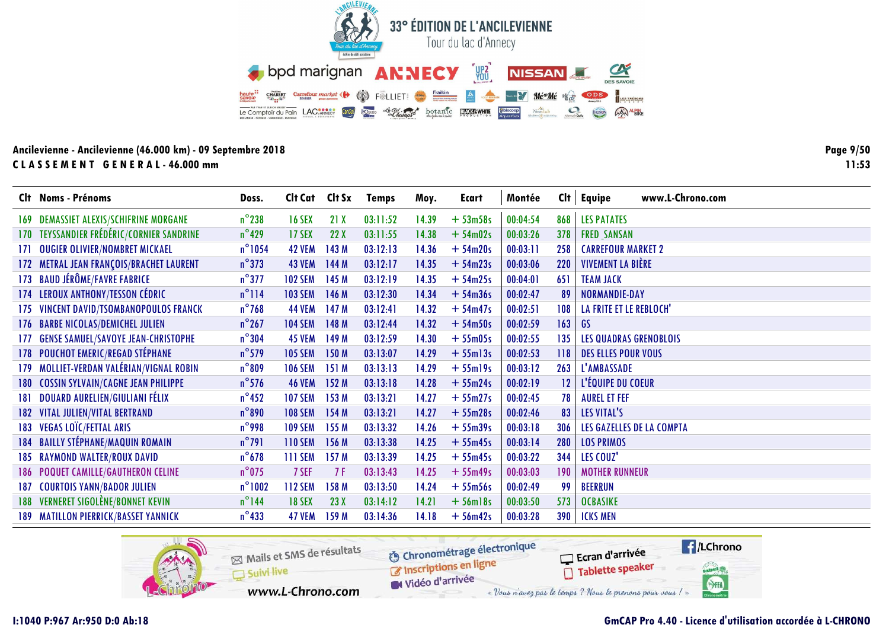# 33° ÉDITION DE L'ANCILEVIENNE

Tour du lac d'Annecy

**Ancilevienne - Ancilevienne (46.000 km) - 09 Septembre 2018**

**CLASSEMENT GENERAL - 46.000 mm**

| Clt | Noms - Prénoms | Doss. | Clt Cat | Clt Sx | Temps | Moy. | Ecart | Montée | Clt | Equipe |
|---|---|---|---|---|---|---|---|---|---|---|
| 169 | DEMASSIET ALEXIS/SCHIFRINE MORGANE | n°238 | 16 SEX | 21 X | 03:11:52 | 14.39 | + 53m58s | 00:04:54 | 868 | LES PATATES |
| 170 | TEYSSANDIER FRÉDÉRIC/CORNIER SANDRINE | n°429 | 17 SEX | 22 X | 03:11:55 | 14.38 | + 54m02s | 00:03:26 | 378 | FRED_SANSAN |
| 171 | OUGIER OLIVIER/NOMBRET MICKAEL | n°1054 | 42 VEM | 143 M | 03:12:13 | 14.36 | + 54m20s | 00:03:11 | 258 | CARREFOUR MARKET 2 |
| 172 | METRAL JEAN FRANÇOIS/BRACHET LAURENT | n°373 | 43 VEM | 144 M | 03:12:17 | 14.35 | + 54m23s | 00:03:06 | 220 | VIVEMENT LA BIÈRE |
| 173 | BAUD JÉRÔME/FAVRE FABRICE | n°377 | 102 SEM | 145 M | 03:12:19 | 14.35 | + 54m25s | 00:04:01 | 651 | TEAM JACK |
| 174 | LEROUX ANTHONY/TESSON CÉDRIC | n°114 | 103 SEM | 146 M | 03:12:30 | 14.34 | + 54m36s | 00:02:47 | 89 | NORMANDIE-DAY |
| 175 | VINCENT DAVID/TSOMBANOPOULOS FRANCK | n°768 | 44 VEM | 147 M | 03:12:41 | 14.32 | + 54m47s | 00:02:51 | 108 | LA FRITE ET LE REBLOCH' |
| 176 | BARBE NICOLAS/DEMICHEL JULIEN | n°267 | 104 SEM | 148 M | 03:12:44 | 14.32 | + 54m50s | 00:02:59 | 163 | GS |
| 177 | GENSE SAMUEL/SAVOYE JEAN-CHRISTOPHE | n°304 | 45 VEM | 149 M | 03:12:59 | 14.30 | + 55m05s | 00:02:55 | 135 | LES QUADRAS GRENOBLOIS |
| 178 | POUCHOT EMERIC/REGAD STÉPHANE | n°579 | 105 SEM | 150 M | 03:13:07 | 14.29 | + 55m13s | 00:02:53 | 118 | DES ELLES POUR VOUS |
| 179 | MOLLIET-VERDAN VALÉRIAN/VIGNAL ROBIN | n°809 | 106 SEM | 151 M | 03:13:13 | 14.29 | + 55m19s | 00:03:12 | 263 | L'AMBASSADE |
| 180 | COSSIN SYLVAIN/CAGNE JEAN PHILIPPE | n°576 | 46 VEM | 152 M | 03:13:18 | 14.28 | + 55m24s | 00:02:19 | 12 | L'ÉQUIPE DU COEUR |
| 181 | DOUARD AURELIEN/GIULIANI FÉLIX | n°452 | 107 SEM | 153 M | 03:13:21 | 14.27 | + 55m27s | 00:02:45 | 78 | AUREL ET FEF |
| 182 | VITAL JULIEN/VITAL BERTRAND | n°890 | 108 SEM | 154 M | 03:13:21 | 14.27 | + 55m28s | 00:02:46 | 83 | LES VITAL'S |
| 183 | VEGAS LOÏC/FETTAL ARIS | n°998 | 109 SEM | 155 M | 03:13:32 | 14.26 | + 55m39s | 00:03:18 | 306 | LES GAZELLES DE LA COMPTA |
| 184 | BAILLY STÉPHANE/MAQUIN ROMAIN | n°791 | 110 SEM | 156 M | 03:13:38 | 14.25 | + 55m45s | 00:03:14 | 280 | LOS PRIMOS |
| 185 | RAYMOND WALTER/ROUX DAVID | n°678 | 111 SEM | 157 M | 03:13:39 | 14.25 | + 55m45s | 00:03:22 | 344 | LES COUZ' |
| 186 | POQUET CAMILLE/GAUTHERON CELINE | n°075 | 7 SEF | 7 F | 03:13:43 | 14.25 | + 55m49s | 00:03:03 | 190 | MOTHER RUNNEUR |
| 187 | COURTOIS YANN/BADOR JULIEN | n°1002 | 112 SEM | 158 M | 03:13:50 | 14.24 | + 55m56s | 00:02:49 | 99 | BEERRUN |
| 188 | VERNERET SIGOLÈNE/BONNET KEVIN | n°144 | 18 SEX | 23 X | 03:14:12 | 14.21 | + 56m18s | 00:03:50 | 573 | OCBASIKE |
| 189 | MATILLON PIERRICK/BASSET YANNICK | n°433 | 47 VEM | 159 M | 03:14:36 | 14.18 | + 56m42s | 00:03:28 | 390 | ICKS MEN |

I:1040 P:967 Ar:950 D:0 Ab:18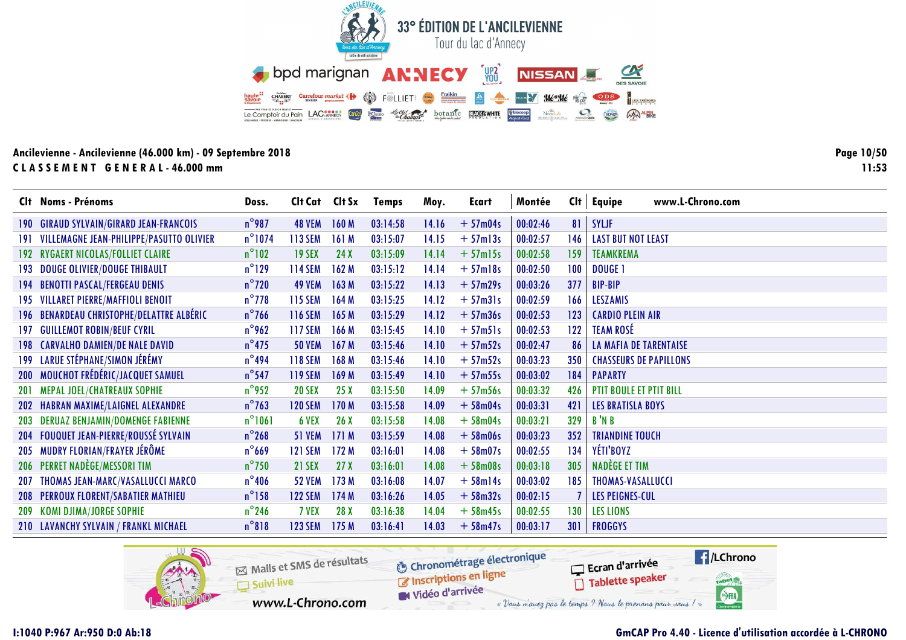# 33° ÉDITION DE L'ANCILEVIENNE

Tour du lac d'Annecy

**Ancilevienne - Ancilevienne (46.000 km) - 09 Septembre 2018**

**CLASSEMENT GENERAL - 46.000 mm**

| Clt | Noms - Prénoms | Doss. | Clt Cat | Clt Sx | Temps | Moy. | Ecart | Montée | Clt | Equipe |
|---|---|---|---|---|---|---|---|---|---|---|
| 190 | GIRAUD SYLVAIN/GIRARD JEAN-FRANCOIS | n°987 | 48 VEM | 160 M | 03:14:58 | 14.16 | + 57m04s | 00:02:46 | 81 | SYLJF |
| 191 | VILLEMAGNE JEAN-PHILIPPE/PASUTTO OLIVIER | n°1074 | 113 SEM | 161 M | 03:15:07 | 14.15 | + 57m13s | 00:02:57 | 146 | LAST BUT NOT LEAST |
| 192 | RYGAERT NICOLAS/FOLLIET CLAIRE | n°102 | 19 SEX | 24 X | 03:15:09 | 14.14 | + 57m15s | 00:02:58 | 159 | TEAMKREMA |
| 193 | DOUGE OLIVIER/DOUGE THIBAULT | n°129 | 114 SEM | 162 M | 03:15:12 | 14.14 | + 57m18s | 00:02:50 | 100 | DOUGE 1 |
| 194 | BENOTTI PASCAL/FERGEAU DENIS | n°720 | 49 VEM | 163 M | 03:15:22 | 14.13 | + 57m29s | 00:03:26 | 377 | BIP-BIP |
| 195 | VILLARET PIERRE/MAFFIOLI BENOIT | n°778 | 115 SEM | 164 M | 03:15:25 | 14.12 | + 57m31s | 00:02:59 | 166 | LESZAMIS |
| 196 | BENARDEAU CHRISTOPHE/DELATTRE ALBÉRIC | n°766 | 116 SEM | 165 M | 03:15:29 | 14.12 | + 57m36s | 00:02:53 | 123 | CARDIO PLEIN AIR |
| 197 | GUILLEMOT ROBIN/BEUF CYRIL | n°962 | 117 SEM | 166 M | 03:15:45 | 14.10 | + 57m51s | 00:02:53 | 122 | TEAM ROSÉ |
| 198 | CARVALHO DAMIEN/DE NALE DAVID | n°475 | 50 VEM | 167 M | 03:15:46 | 14.10 | + 57m52s | 00:02:47 | 86 | LA MAFIA DE TARENTAISE |
| 199 | LARUE STÉPHANE/SIMON JÉRÉMY | n°494 | 118 SEM | 168 M | 03:15:46 | 14.10 | + 57m52s | 00:03:23 | 350 | CHASSEURS DE PAPILLONS |
| 200 | MOUCHOT FRÉDÉRIC/JACQUET SAMUEL | n°547 | 119 SEM | 169 M | 03:15:49 | 14.10 | + 57m55s | 00:03:02 | 184 | PAPARTY |
| 201 | MEPAL JOEL/CHATREAUX SOPHIE | n°952 | 20 SEX | 25 X | 03:15:50 | 14.09 | + 57m56s | 00:03:32 | 426 | PTIT BOULE ET PTIT BILL |
| 202 | HABRAN MAXIME/LAIGNEL ALEXANDRE | n°763 | 120 SEM | 170 M | 03:15:58 | 14.09 | + 58m04s | 00:03:31 | 421 | LES BRATISLA BOYS |
| 203 | DERUAZ BENJAMIN/DOMENGE FABIENNE | n°1061 | 6 VEX | 26 X | 03:15:58 | 14.08 | + 58m04s | 00:03:21 | 329 | B 'N B |
| 204 | FOUQUET JEAN-PIERRE/ROUSSÉ SYLVAIN | n°268 | 51 VEM | 171 M | 03:15:59 | 14.08 | + 58m06s | 00:03:23 | 352 | TRIANDINE TOUCH |
| 205 | MUDRY FLORIAN/FRAYER JÉRÔME | n°669 | 121 SEM | 172 M | 03:16:01 | 14.08 | + 58m07s | 00:02:55 | 134 | YÉTI'BOYZ |
| 206 | PERRET NADÈGE/MESSORI TIM | n°750 | 21 SEX | 27 X | 03:16:01 | 14.08 | + 58m08s | 00:03:18 | 305 | NADÈGE ET TIM |
| 207 | THOMAS JEAN-MARC/VASALLUCCI MARCO | n°406 | 52 VEM | 173 M | 03:16:08 | 14.07 | + 58m14s | 00:03:02 | 185 | THOMAS-VASALLUCCI |
| 208 | PERROUX FLORENT/SABATIER MATHIEU | n°158 | 122 SEM | 174 M | 03:16:26 | 14.05 | + 58m32s | 00:02:15 | 7 | LES PEIGNES-CUL |
| 209 | KOMI DJIMA/JORGE SOPHIE | n°246 | 7 VEX | 28 X | 03:16:38 | 14.04 | + 58m45s | 00:02:55 | 130 | LES LIONS |
| 210 | LAVANCHY SYLVAIN / FRANKL MICHAEL | n°818 | 123 SEM | 175 M | 03:16:41 | 14.03 | + 58m47s | 00:03:17 | 301 | FROGGYS |

I:1040 P:967 Ar:950 D:0 Ab:18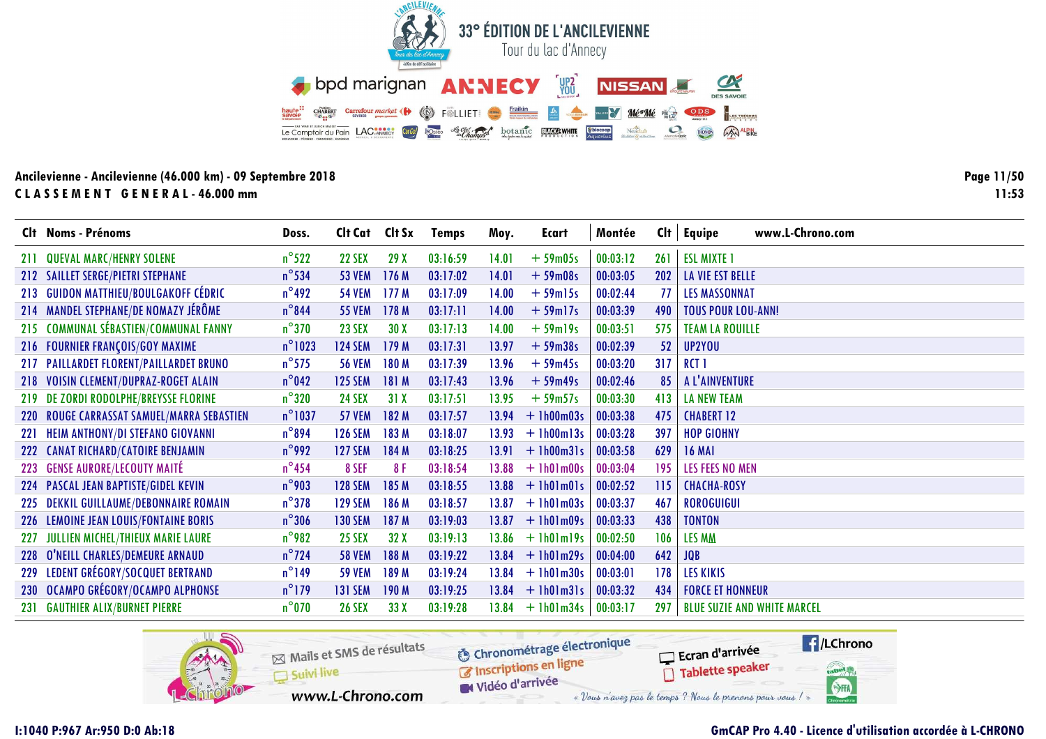# 33° ÉDITION DE L'ANCILEVIENNE

Tour du lac d'Annecy

**Ancilevienne - Ancilevienne (46.000 km) - 09 Septembre 2018**

**CLASSEMENT GENERAL - 46.000 mm**

| Clt | Noms - Prénoms | Doss. | Clt Cat | Clt Sx | Temps | Moy. | Ecart | Montée | Clt | Equipe |
|---|---|---|---|---|---|---|---|---|---|---|
| 211 | QUEVAL MARC/HENRY SOLENE | n°522 | 22 SEX | 29 X | 03:16:59 | 14.01 | + 59m05s | 00:03:12 | 261 | ESL MIXTE 1 |
| 212 | SAILLET SERGE/PIETRI STEPHANE | n°534 | 53 VEM | 176 M | 03:17:02 | 14.01 | + 59m08s | 00:03:05 | 202 | LA VIE EST BELLE |
| 213 | GUIDON MATTHIEU/BOULGAKOFF CÉDRIC | n°492 | 54 VEM | 177 M | 03:17:09 | 14.00 | + 59m15s | 00:02:44 | 77 | LES MASSONNAT |
| 214 | MANDEL STEPHANE/DE NOMAZY JÉRÔME | n°844 | 55 VEM | 178 M | 03:17:11 | 14.00 | + 59m17s | 00:03:39 | 490 | TOUS POUR LOU-ANN! |
| 215 | COMMUNAL SÉBASTIEN/COMMUNAL FANNY | n°370 | 23 SEX | 30 X | 03:17:13 | 14.00 | + 59m19s | 00:03:51 | 575 | TEAM LA ROUILLE |
| 216 | FOURNIER FRANÇOIS/GOY MAXIME | n°1023 | 124 SEM | 179 M | 03:17:31 | 13.97 | + 59m38s | 00:02:39 | 52 | UP2YOU |
| 217 | PAILLARDET FLORENT/PAILLARDET BRUNO | n°575 | 56 VEM | 180 M | 03:17:39 | 13.96 | + 59m45s | 00:03:20 | 317 | RCT 1 |
| 218 | VOISIN CLEMENT/DUPRAZ-ROGET ALAIN | n°042 | 125 SEM | 181 M | 03:17:43 | 13.96 | + 59m49s | 00:02:46 | 85 | A L'AINVENTURE |
| 219 | DE ZORDI RODOLPHE/BREYSSE FLORINE | n°320 | 24 SEX | 31 X | 03:17:51 | 13.95 | + 59m57s | 00:03:30 | 413 | LA NEW TEAM |
| 220 | ROUGE CARRASSAT SAMUEL/MARRA SEBASTIEN | n°1037 | 57 VEM | 182 M | 03:17:57 | 13.94 | + 1h00m03s | 00:03:38 | 475 | CHABERT 12 |
| 221 | HEIM ANTHONY/DI STEFANO GIOVANNI | n°894 | 126 SEM | 183 M | 03:18:07 | 13.93 | + 1h00m13s | 00:03:28 | 397 | HOP GIOHNY |
| 222 | CANAT RICHARD/CATOIRE BENJAMIN | n°992 | 127 SEM | 184 M | 03:18:25 | 13.91 | + 1h00m31s | 00:03:58 | 629 | 16 MAI |
| 223 | GENSE AURORE/LECOUTY MAITÉ | n°454 | 8 SEF | 8 F | 03:18:54 | 13.88 | + 1h01m00s | 00:03:04 | 195 | LES FEES NO MEN |
| 224 | PASCAL JEAN BAPTISTE/GIDEL KEVIN | n°903 | 128 SEM | 185 M | 03:18:55 | 13.88 | + 1h01m01s | 00:02:52 | 115 | CHACHA-ROSY |
| 225 | DEKKIL GUILLAUME/DEBONNAIRE ROMAIN | n°378 | 129 SEM | 186 M | 03:18:57 | 13.87 | + 1h01m03s | 00:03:37 | 467 | ROROGUIGUI |
| 226 | LEMOINE JEAN LOUIS/FONTAINE BORIS | n°306 | 130 SEM | 187 M | 03:19:03 | 13.87 | + 1h01m09s | 00:03:33 | 438 | TONTON |
| 227 | JULLIEN MICHEL/THIEUX MARIE LAURE | n°982 | 25 SEX | 32 X | 03:19:13 | 13.86 | + 1h01m19s | 00:02:50 | 106 | LES MM |
| 228 | O'NEILL CHARLES/DEMEURE ARNAUD | n°724 | 58 VEM | 188 M | 03:19:22 | 13.84 | + 1h01m29s | 00:04:00 | 642 | JQB |
| 229 | LEDENT GRÉGORY/SOCQUET BERTRAND | n°149 | 59 VEM | 189 M | 03:19:24 | 13.84 | + 1h01m30s | 00:03:01 | 178 | LES KIKIS |
| 230 | OCAMPO GRÉGORY/OCAMPO ALPHONSE | n°179 | 131 SEM | 190 M | 03:19:25 | 13.84 | + 1h01m31s | 00:03:32 | 434 | FORCE ET HONNEUR |
| 231 | GAUTHIER ALIX/BURNET PIERRE | n°070 | 26 SEX | 33 X | 03:19:28 | 13.84 | + 1h01m34s | 00:03:17 | 297 | BLUE SUZIE AND WHITE MARCEL |

I:1040 P:967 Ar:950 D:0 Ab:18

GmCAP Pro 4.40 - Licence d'utilisation accordée à L-CHRONO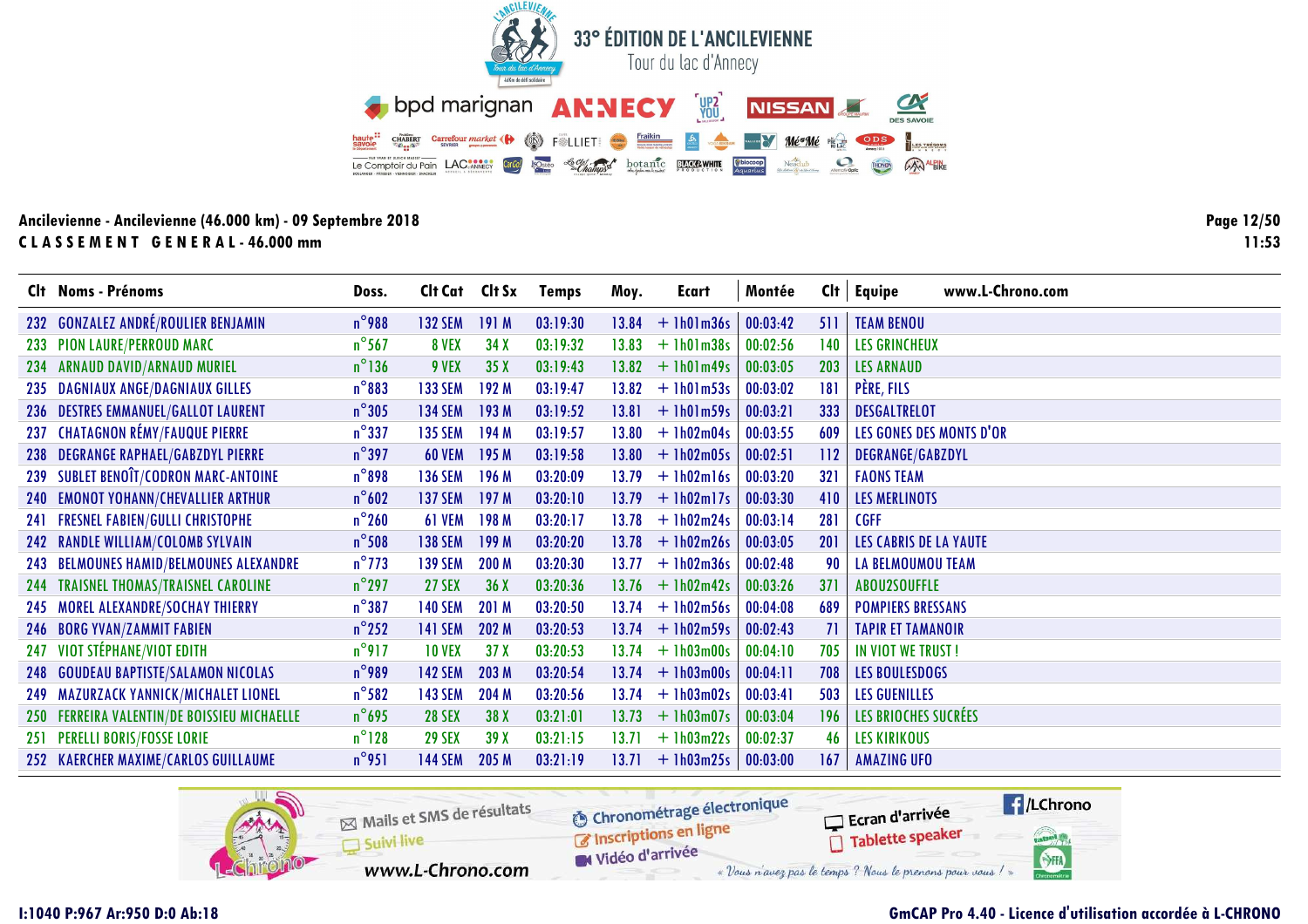# 33° ÉDITION DE L'ANCILEVIENNE

Tour du lac d'Annecy

**Ancilevienne - Ancilevienne (46.000 km) - 09 Septembre 2018**

**CLASSEMENT GENERAL - 46.000 mm**

| Clt | Noms - Prénoms | Doss. | Clt Cat | Clt Sx | Temps | Moy. | Ecart | Montée | Clt | Equipe |
|---|---|---|---|---|---|---|---|---|---|---|
| 232 | GONZALEZ ANDRÉ/ROULIER BENJAMIN | n°988 | 132 SEM | 191 M | 03:19:30 | 13.84 | + 1h01m36s | 00:03:42 | 511 | TEAM BENOU |
| 233 | PION LAURE/PERROUD MARC | n°567 | 8 VEX | 34 X | 03:19:32 | 13.83 | + 1h01m38s | 00:02:56 | 140 | LES GRINCHEUX |
| 234 | ARNAUD DAVID/ARNAUD MURIEL | n°136 | 9 VEX | 35 X | 03:19:43 | 13.82 | + 1h01m49s | 00:03:05 | 203 | LES ARNAUD |
| 235 | DAGNIAUX ANGE/DAGNIAUX GILLES | n°883 | 133 SEM | 192 M | 03:19:47 | 13.82 | + 1h01m53s | 00:03:02 | 181 | PÈRE, FILS |
| 236 | DESTRES EMMANUEL/GALLOT LAURENT | n°305 | 134 SEM | 193 M | 03:19:52 | 13.81 | + 1h01m59s | 00:03:21 | 333 | DESGALTRELOT |
| 237 | CHATAGNON RÉMY/FAUQUE PIERRE | n°337 | 135 SEM | 194 M | 03:19:57 | 13.80 | + 1h02m04s | 00:03:55 | 609 | LES GONES DES MONTS D'OR |
| 238 | DEGRANGE RAPHAEL/GABZDYL PIERRE | n°397 | 60 VEM | 195 M | 03:19:58 | 13.80 | + 1h02m05s | 00:02:51 | 112 | DEGRANGE/GABZDYL |
| 239 | SUBLET BENOÎT/CODRON MARC-ANTOINE | n°898 | 136 SEM | 196 M | 03:20:09 | 13.79 | + 1h02m16s | 00:03:20 | 321 | FAONS TEAM |
| 240 | EMONOT YOHANN/CHEVALLIER ARTHUR | n°602 | 137 SEM | 197 M | 03:20:10 | 13.79 | + 1h02m17s | 00:03:30 | 410 | LES MERLINOTS |
| 241 | FRESNEL FABIEN/GULLI CHRISTOPHE | n°260 | 61 VEM | 198 M | 03:20:17 | 13.78 | + 1h02m24s | 00:03:14 | 281 | CGFF |
| 242 | RANDLE WILLIAM/COLOMB SYLVAIN | n°508 | 138 SEM | 199 M | 03:20:20 | 13.78 | + 1h02m26s | 00:03:05 | 201 | LES CABRIS DE LA YAUTE |
| 243 | BELMOUNES HAMID/BELMOUNES ALEXANDRE | n°773 | 139 SEM | 200 M | 03:20:30 | 13.77 | + 1h02m36s | 00:02:48 | 90 | LA BELMOUMOU TEAM |
| 244 | TRAISNEL THOMAS/TRAISNEL CAROLINE | n°297 | 27 SEX | 36 X | 03:20:36 | 13.76 | + 1h02m42s | 00:03:26 | 371 | ABOU2SOUFFLE |
| 245 | MOREL ALEXANDRE/SOCHAY THIERRY | n°387 | 140 SEM | 201 M | 03:20:50 | 13.74 | + 1h02m56s | 00:04:08 | 689 | POMPIERS BRESSANS |
| 246 | BORG YVAN/ZAMMIT FABIEN | n°252 | 141 SEM | 202 M | 03:20:53 | 13.74 | + 1h02m59s | 00:02:43 | 71 | TAPIR ET TAMANOIR |
| 247 | VIOT STÉPHANE/VIOT EDITH | n°917 | 10 VEX | 37 X | 03:20:53 | 13.74 | + 1h03m00s | 00:04:10 | 705 | IN VIOT WE TRUST ! |
| 248 | GOUDEAU BAPTISTE/SALAMON NICOLAS | n°989 | 142 SEM | 203 M | 03:20:54 | 13.74 | + 1h03m00s | 00:04:11 | 708 | LES BOULESDOGS |
| 249 | MAZURZACK YANNICK/MICHALET LIONEL | n°582 | 143 SEM | 204 M | 03:20:56 | 13.74 | + 1h03m02s | 00:03:41 | 503 | LES GUENILLES |
| 250 | FERREIRA VALENTIN/DE BOISSIEU MICHAELLE | n°695 | 28 SEX | 38 X | 03:21:01 | 13.73 | + 1h03m07s | 00:03:04 | 196 | LES BRIOCHES SUCRÉES |
| 251 | PERELLI BORIS/FOSSE LORIE | n°128 | 29 SEX | 39 X | 03:21:15 | 13.71 | + 1h03m22s | 00:02:37 | 46 | LES KIRIKOUS |
| 252 | KAERCHER MAXIME/CARLOS GUILLAUME | n°951 | 144 SEM | 205 M | 03:21:19 | 13.71 | + 1h03m25s | 00:03:00 | 167 | AMAZING UFO |

I:1040 P:967 Ar:950 D:0 Ab:18

GmCAP Pro 4.40 - Licence d'utilisation accordée à L-CHRONO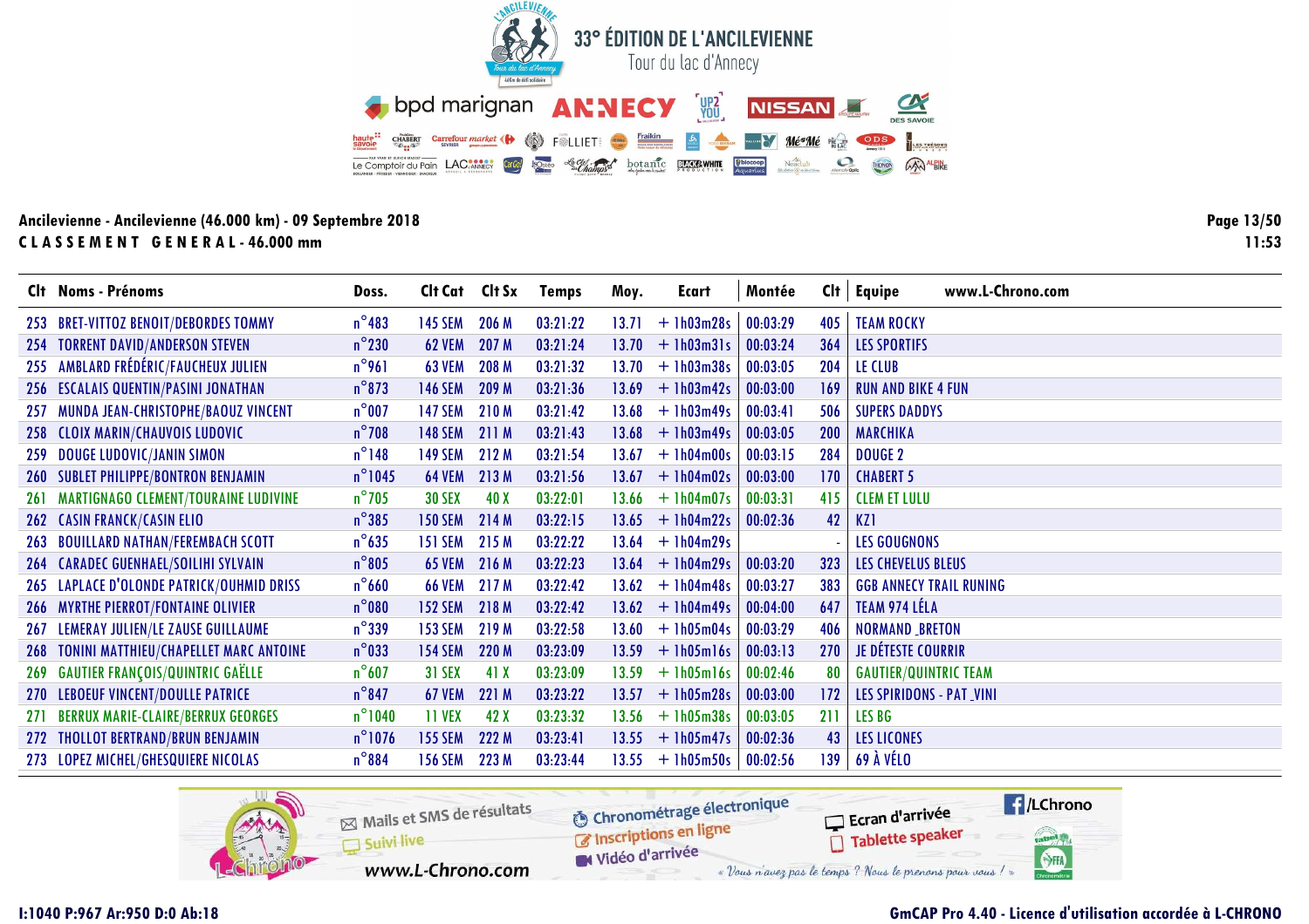# 33° ÉDITION DE L'ANCILEVIENNE

Tour du lac d'Annecy

**Ancilevienne - Ancilevienne (46.000 km) - 09 Septembre 2018**

**CLASSEMENT GENERAL - 46.000 mm**

| Clt | Noms - Prénoms | Doss. | Clt Cat | Clt Sx | Temps | Moy. | Ecart | Montée | Clt | Equipe |
|---|---|---|---|---|---|---|---|---|---|---|
| 253 | BRET-VITTOZ BENOIT/DEBORDES TOMMY | n°483 | 145 SEM | 206 M | 03:21:22 | 13.71 | + 1h03m28s | 00:03:29 | 405 | TEAM ROCKY |
| 254 | TORRENT DAVID/ANDERSON STEVEN | n°230 | 62 VEM | 207 M | 03:21:24 | 13.70 | + 1h03m31s | 00:03:24 | 364 | LES SPORTIFS |
| 255 | AMBLARD FRÉDÉRIC/FAUCHEUX JULIEN | n°961 | 63 VEM | 208 M | 03:21:32 | 13.70 | + 1h03m38s | 00:03:05 | 204 | LE CLUB |
| 256 | ESCALAIS QUENTIN/PASINI JONATHAN | n°873 | 146 SEM | 209 M | 03:21:36 | 13.69 | + 1h03m42s | 00:03:00 | 169 | RUN AND BIKE 4 FUN |
| 257 | MUNDA JEAN-CHRISTOPHE/BAOUZ VINCENT | n°007 | 147 SEM | 210 M | 03:21:42 | 13.68 | + 1h03m49s | 00:03:41 | 506 | SUPERS DADDYS |
| 258 | CLOIX MARIN/CHAUVOIS LUDOVIC | n°708 | 148 SEM | 211 M | 03:21:43 | 13.68 | + 1h03m49s | 00:03:05 | 200 | MARCHIKA |
| 259 | DOUGE LUDOVIC/JANIN SIMON | n°148 | 149 SEM | 212 M | 03:21:54 | 13.67 | + 1h04m00s | 00:03:15 | 284 | DOUGE 2 |
| 260 | SUBLET PHILIPPE/BONTRON BENJAMIN | n°1045 | 64 VEM | 213 M | 03:21:56 | 13.67 | + 1h04m02s | 00:03:00 | 170 | CHABERT 5 |
| 261 | MARTIGNAGO CLEMENT/TOURAINE LUDIVINE | n°705 | 30 SEX | 40 X | 03:22:01 | 13.66 | + 1h04m07s | 00:03:31 | 415 | CLEM ET LULU |
| 262 | CASIN FRANCK/CASIN ELIO | n°385 | 150 SEM | 214 M | 03:22:15 | 13.65 | + 1h04m22s | 00:02:36 | 42 | KZ1 |
| 263 | BOUILLARD NATHAN/FEREMBACH SCOTT | n°635 | 151 SEM | 215 M | 03:22:22 | 13.64 | + 1h04m29s | | - | LES GOUGNONS |
| 264 | CARADEC GUENHAEL/SOILIHI SYLVAIN | n°805 | 65 VEM | 216 M | 03:22:23 | 13.64 | + 1h04m29s | 00:03:20 | 323 | LES CHEVELUS BLEUS |
| 265 | LAPLACE D'OLONDE PATRICK/OUHMID DRISS | n°660 | 66 VEM | 217 M | 03:22:42 | 13.62 | + 1h04m48s | 00:03:27 | 383 | GGB ANNECY TRAIL RUNING |
| 266 | MYRTHE PIERROT/FONTAINE OLIVIER | n°080 | 152 SEM | 218 M | 03:22:42 | 13.62 | + 1h04m49s | 00:04:00 | 647 | TEAM 974 LÉLA |
| 267 | LEMERAY JULIEN/LE ZAUSE GUILLAUME | n°339 | 153 SEM | 219 M | 03:22:58 | 13.60 | + 1h05m04s | 00:03:29 | 406 | NORMAND _BRETON |
| 268 | TONINI MATTHIEU/CHAPELLET MARC ANTOINE | n°033 | 154 SEM | 220 M | 03:23:09 | 13.59 | + 1h05m16s | 00:03:13 | 270 | JE DÉTESTE COURRIR |
| 269 | GAUTIER FRANÇOIS/QUINTRIC GAËLLE | n°607 | 31 SEX | 41 X | 03:23:09 | 13.59 | + 1h05m16s | 00:02:46 | 80 | GAUTIER/QUINTRIC TEAM |
| 270 | LEBOEUF VINCENT/DOULLE PATRICE | n°847 | 67 VEM | 221 M | 03:23:22 | 13.57 | + 1h05m28s | 00:03:00 | 172 | LES SPIRIDONS - PAT _VINI |
| 271 | BERRUX MARIE-CLAIRE/BERRUX GEORGES | n°1040 | 11 VEX | 42 X | 03:23:32 | 13.56 | + 1h05m38s | 00:03:05 | 211 | LES BG |
| 272 | THOLLOT BERTRAND/BRUN BENJAMIN | n°1076 | 155 SEM | 222 M | 03:23:41 | 13.55 | + 1h05m47s | 00:02:36 | 43 | LES LICONES |
| 273 | LOPEZ MICHEL/GHESQUIERE NICOLAS | n°884 | 156 SEM | 223 M | 03:23:44 | 13.55 | + 1h05m50s | 00:02:56 | 139 | 69 À VÉLO |

I:1040 P:967 Ar:950 D:0 Ab:18

GmCAP Pro 4.40 - Licence d'utilisation accordée à L-CHRONO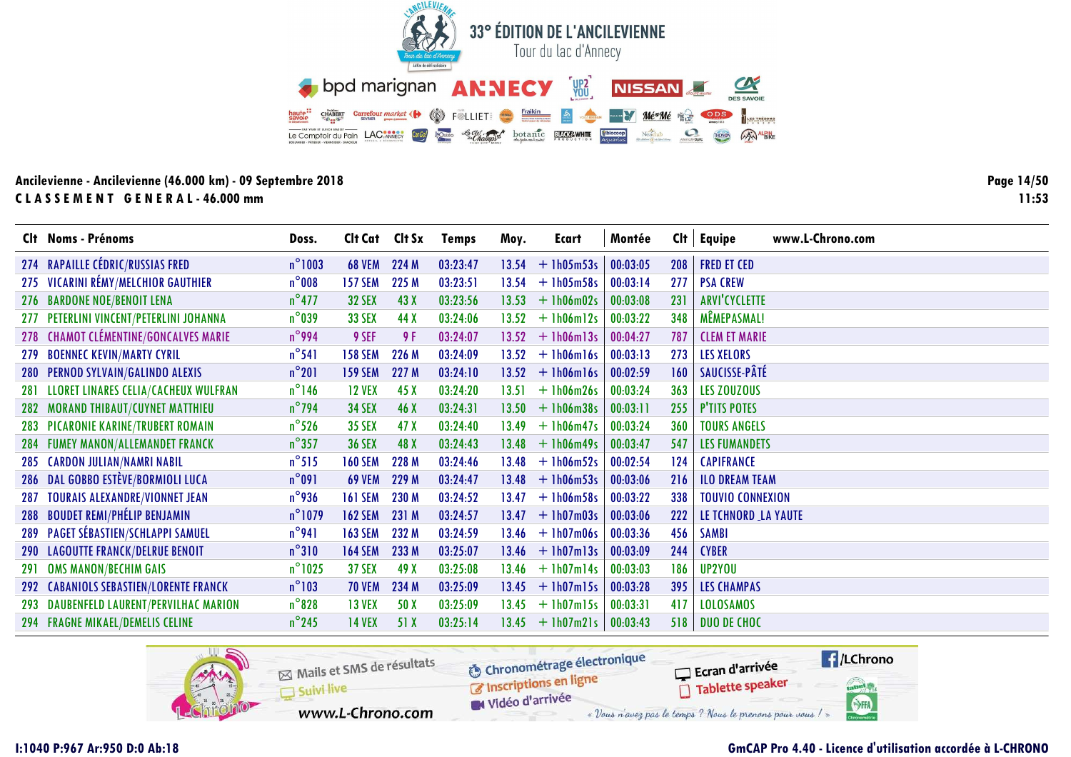# 33° ÉDITION DE L'ANCILEVIENNE

Tour du lac d'Annecy

**Ancilevienne - Ancilevienne (46.000 km) - 09 Septembre 2018**

**CLASSEMENT GENERAL - 46.000 mm**

| Clt | Noms - Prénoms | Doss. | Clt Cat | Clt Sx | Temps | Moy. | Ecart | Montée | Clt | Equipe |
|---|---|---|---|---|---|---|---|---|---|---|
| 274 | RAPAILLE CÉDRIC/RUSSIAS FRED | n°1003 | 68 VEM | 224 M | 03:23:47 | 13.54 | + 1h05m53s | 00:03:05 | 208 | FRED ET CED |
| 275 | VICARINI RÉMY/MELCHIOR GAUTHIER | n°008 | 157 SEM | 225 M | 03:23:51 | 13.54 | + 1h05m58s | 00:03:14 | 277 | PSA CREW |
| 276 | BARDONE NOE/BENOIT LENA | n°477 | 32 SEX | 43 X | 03:23:56 | 13.53 | + 1h06m02s | 00:03:08 | 231 | ARVI'CYCLETTE |
| 277 | PETERLINI VINCENT/PETERLINI JOHANNA | n°039 | 33 SEX | 44 X | 03:24:06 | 13.52 | + 1h06m12s | 00:03:22 | 348 | MÊMEPASMAL! |
| 278 | CHAMOT CLÉMENTINE/GONCALVES MARIE | n°994 | 9 SEF | 9 F | 03:24:07 | 13.52 | + 1h06m13s | 00:04:27 | 787 | CLEM ET MARIE |
| 279 | BOENNEC KEVIN/MARTY CYRIL | n°541 | 158 SEM | 226 M | 03:24:09 | 13.52 | + 1h06m16s | 00:03:13 | 273 | LES XELORS |
| 280 | PERNOD SYLVAIN/GALINDO ALEXIS | n°201 | 159 SEM | 227 M | 03:24:10 | 13.52 | + 1h06m16s | 00:02:59 | 160 | SAUCISSE-PÂTÉ |
| 281 | LLORET LINARES CELIA/CACHEUX WULFRAN | n°146 | 12 VEX | 45 X | 03:24:20 | 13.51 | + 1h06m26s | 00:03:24 | 363 | LES ZOUZOUS |
| 282 | MORAND THIBAUT/CUYNET MATTHIEU | n°794 | 34 SEX | 46 X | 03:24:31 | 13.50 | + 1h06m38s | 00:03:11 | 255 | P'TITS POTES |
| 283 | PICARONIE KARINE/TRUBERT ROMAIN | n°526 | 35 SEX | 47 X | 03:24:40 | 13.49 | + 1h06m47s | 00:03:24 | 360 | TOURS ANGELS |
| 284 | FUMEY MANON/ALLEMANDET FRANCK | n°357 | 36 SEX | 48 X | 03:24:43 | 13.48 | + 1h06m49s | 00:03:47 | 547 | LES FUMANDETS |
| 285 | CARDON JULIAN/NAMRI NABIL | n°515 | 160 SEM | 228 M | 03:24:46 | 13.48 | + 1h06m52s | 00:02:54 | 124 | CAPIFRANCE |
| 286 | DAL GOBBO ESTÈVE/BORMIOLI LUCA | n°091 | 69 VEM | 229 M | 03:24:47 | 13.48 | + 1h06m53s | 00:03:06 | 216 | ILO DREAM TEAM |
| 287 | TOURAIS ALEXANDRE/VIONNET JEAN | n°936 | 161 SEM | 230 M | 03:24:52 | 13.47 | + 1h06m58s | 00:03:22 | 338 | TOUVIO CONNEXION |
| 288 | BOUDET REMI/PHÉLIP BENJAMIN | n°1079 | 162 SEM | 231 M | 03:24:57 | 13.47 | + 1h07m03s | 00:03:06 | 222 | LE TCHNORD _LA YAUTE |
| 289 | PAGET SÉBASTIEN/SCHLAPPI SAMUEL | n°941 | 163 SEM | 232 M | 03:24:59 | 13.46 | + 1h07m06s | 00:03:36 | 456 | SAMBI |
| 290 | LAGOUTTE FRANCK/DELRUE BENOIT | n°310 | 164 SEM | 233 M | 03:25:07 | 13.46 | + 1h07m13s | 00:03:09 | 244 | CYBER |
| 291 | OMS MANON/BECHIM GAIS | n°1025 | 37 SEX | 49 X | 03:25:08 | 13.46 | + 1h07m14s | 00:03:03 | 186 | UP2YOU |
| 292 | CABANIOLS SEBASTIEN/LORENTE FRANCK | n°103 | 70 VEM | 234 M | 03:25:09 | 13.45 | + 1h07m15s | 00:03:28 | 395 | LES CHAMPAS |
| 293 | DAUBENFELD LAURENT/PERVILHAC MARION | n°828 | 13 VEX | 50 X | 03:25:09 | 13.45 | + 1h07m15s | 00:03:31 | 417 | LOLOSAMOS |
| 294 | FRAGNE MIKAEL/DEMELIS CELINE | n°245 | 14 VEX | 51 X | 03:25:14 | 13.45 | + 1h07m21s | 00:03:43 | 518 | DUO DE CHOC |

I:1040 P:967 Ar:950 D:0 Ab:18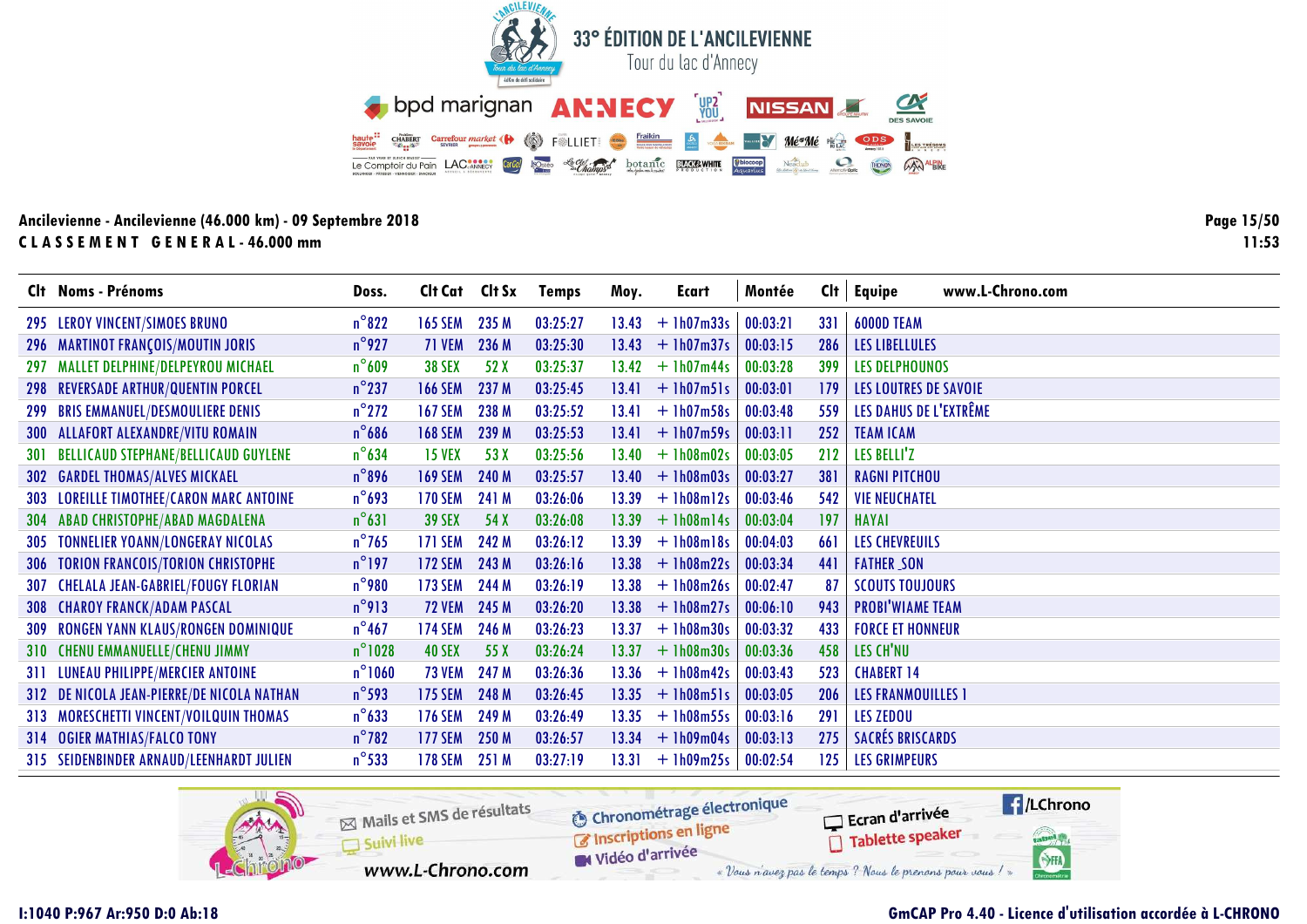# 33° ÉDITION DE L'ANCILEVIENNE

Tour du lac d'Annecy

**Ancilevienne - Ancilevienne (46.000 km) - 09 Septembre 2018**

**CLASSEMENT GENERAL - 46.000 mm**

11:53

| Clt | Noms - Prénoms | Doss. | Clt Cat | Clt Sx | Temps | Moy. | Ecart | Montée | Clt | Equipe |
|---|---|---|---|---|---|---|---|---|---|---|
| 295 | LEROY VINCENT/SIMOES BRUNO | n°822 | 165 SEM | 235 M | 03:25:27 | 13.43 | + 1h07m33s | 00:03:21 | 331 | 6000D TEAM |
| 296 | MARTINOT FRANÇOIS/MOUTIN JORIS | n°927 | 71 VEM | 236 M | 03:25:30 | 13.43 | + 1h07m37s | 00:03:15 | 286 | LES LIBELLULES |
| 297 | MALLET DELPHINE/DELPEYROU MICHAEL | n°609 | 38 SEX | 52 X | 03:25:37 | 13.42 | + 1h07m44s | 00:03:28 | 399 | LES DELPHOUNOS |
| 298 | REVERSADE ARTHUR/QUENTIN PORCEL | n°237 | 166 SEM | 237 M | 03:25:45 | 13.41 | + 1h07m51s | 00:03:01 | 179 | LES LOUTRES DE SAVOIE |
| 299 | BRIS EMMANUEL/DESMOULIERE DENIS | n°272 | 167 SEM | 238 M | 03:25:52 | 13.41 | + 1h07m58s | 00:03:48 | 559 | LES DAHUS DE L'EXTRÊME |
| 300 | ALLAFORT ALEXANDRE/VITU ROMAIN | n°686 | 168 SEM | 239 M | 03:25:53 | 13.41 | + 1h07m59s | 00:03:11 | 252 | TEAM ICAM |
| 301 | BELLICAUD STEPHANE/BELLICAUD GUYLENE | n°634 | 15 VEX | 53 X | 03:25:56 | 13.40 | + 1h08m02s | 00:03:05 | 212 | LES BELLI'Z |
| 302 | GARDEL THOMAS/ALVES MICKAEL | n°896 | 169 SEM | 240 M | 03:25:57 | 13.40 | + 1h08m03s | 00:03:27 | 381 | RAGNI PITCHOU |
| 303 | LOREILLE TIMOTHEE/CARON MARC ANTOINE | n°693 | 170 SEM | 241 M | 03:26:06 | 13.39 | + 1h08m12s | 00:03:46 | 542 | VIE NEUCHATEL |
| 304 | ABAD CHRISTOPHE/ABAD MAGDALENA | n°631 | 39 SEX | 54 X | 03:26:08 | 13.39 | + 1h08m14s | 00:03:04 | 197 | HAYAI |
| 305 | TONNELIER YOANN/LONGERAY NICOLAS | n°765 | 171 SEM | 242 M | 03:26:12 | 13.39 | + 1h08m18s | 00:04:03 | 661 | LES CHEVREUILS |
| 306 | TORION FRANCOIS/TORION CHRISTOPHE | n°197 | 172 SEM | 243 M | 03:26:16 | 13.38 | + 1h08m22s | 00:03:34 | 441 | FATHER _SON |
| 307 | CHELALA JEAN-GABRIEL/FOUGY FLORIAN | n°980 | 173 SEM | 244 M | 03:26:19 | 13.38 | + 1h08m26s | 00:02:47 | 87 | SCOUTS TOUJOURS |
| 308 | CHAROY FRANCK/ADAM PASCAL | n°913 | 72 VEM | 245 M | 03:26:20 | 13.38 | + 1h08m27s | 00:06:10 | 943 | PROBI'WIAME TEAM |
| 309 | RONGEN YANN KLAUS/RONGEN DOMINIQUE | n°467 | 174 SEM | 246 M | 03:26:23 | 13.37 | + 1h08m30s | 00:03:32 | 433 | FORCE ET HONNEUR |
| 310 | CHENU EMMANUELLE/CHENU JIMMY | n°1028 | 40 SEX | 55 X | 03:26:24 | 13.37 | + 1h08m30s | 00:03:36 | 458 | LES CH'NU |
| 311 | LUNEAU PHILIPPE/MERCIER ANTOINE | n°1060 | 73 VEM | 247 M | 03:26:36 | 13.36 | + 1h08m42s | 00:03:43 | 523 | CHABERT 14 |
| 312 | DE NICOLA JEAN-PIERRE/DE NICOLA NATHAN | n°593 | 175 SEM | 248 M | 03:26:45 | 13.35 | + 1h08m51s | 00:03:05 | 206 | LES FRANMOUILLES 1 |
| 313 | MORESCHETTI VINCENT/VOILQUIN THOMAS | n°633 | 176 SEM | 249 M | 03:26:49 | 13.35 | + 1h08m55s | 00:03:16 | 291 | LES ZEDOU |
| 314 | OGIER MATHIAS/FALCO TONY | n°782 | 177 SEM | 250 M | 03:26:57 | 13.34 | + 1h09m04s | 00:03:13 | 275 | SACRÉS BRISCARDS |
| 315 | SEIDENBINDER ARNAUD/LEENHARDT JULIEN | n°533 | 178 SEM | 251 M | 03:27:19 | 13.31 | + 1h09m25s | 00:02:54 | 125 | LES GRIMPEURS |

I:1040 P:967 Ar:950 D:0 Ab:18

GmCAP Pro 4.40 - Licence d'utilisation accordée à L-CHRONO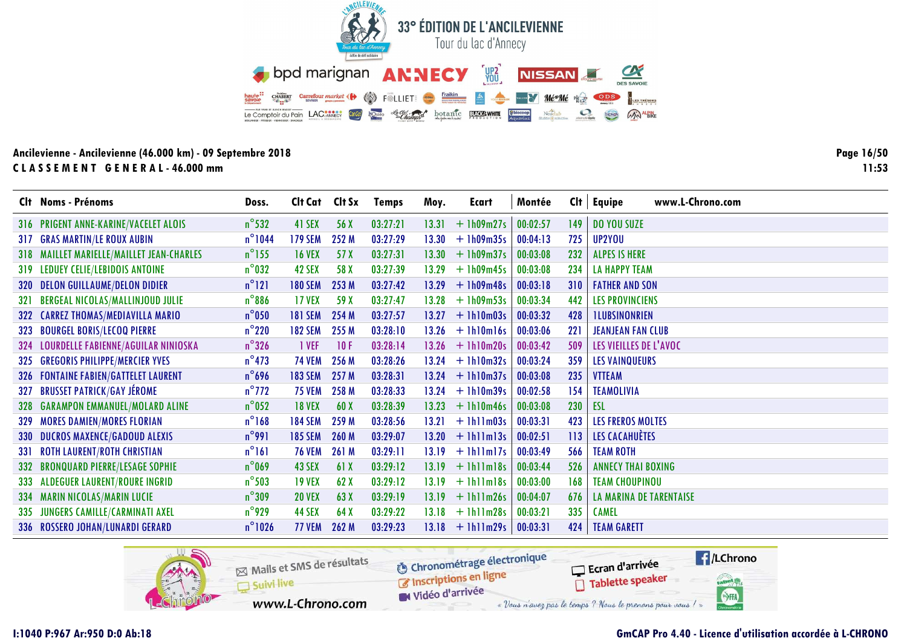# 33° ÉDITION DE L'ANCILEVIENNE

Tour du lac d'Annecy

**Ancilevienne - Ancilevienne (46.000 km) - 09 Septembre 2018**

**CLASSEMENT GENERAL - 46.000 mm**

| Clt | Noms - Prénoms | Doss. | Clt Cat | Clt Sx | Temps | Moy. | Ecart | Montée | Clt | Equipe |
|---|---|---|---|---|---|---|---|---|---|---|
| 316 | PRIGENT ANNE-KARINE/VACELET ALOIS | n°532 | 41 SEX | 56 X | 03:27:21 | 13.31 | + 1h09m27s | 00:02:57 | 149 | DO YOU SUZE |
| 317 | GRAS MARTIN/LE ROUX AUBIN | n°1044 | 179 SEM | 252 M | 03:27:29 | 13.30 | + 1h09m35s | 00:04:13 | 725 | UP2YOU |
| 318 | MAILLET MARIELLE/MAILLET JEAN-CHARLES | n°155 | 16 VEX | 57 X | 03:27:31 | 13.30 | + 1h09m37s | 00:03:08 | 232 | ALPES IS HERE |
| 319 | LEDUEY CELIE/LEBIDOIS ANTOINE | n°032 | 42 SEX | 58 X | 03:27:39 | 13.29 | + 1h09m45s | 00:03:08 | 234 | LA HAPPY TEAM |
| 320 | DELON GUILLAUME/DELON DIDIER | n°121 | 180 SEM | 253 M | 03:27:42 | 13.29 | + 1h09m48s | 00:03:18 | 310 | FATHER AND SON |
| 321 | BERGEAL NICOLAS/MALLINJOUD JULIE | n°886 | 17 VEX | 59 X | 03:27:47 | 13.28 | + 1h09m53s | 00:03:34 | 442 | LES PROVINCIENS |
| 322 | CARREZ THOMAS/MEDIAVILLA MARIO | n°050 | 181 SEM | 254 M | 03:27:57 | 13.27 | + 1h10m03s | 00:03:32 | 428 | 1LUBSINONRIEN |
| 323 | BOURGEL BORIS/LECOQ PIERRE | n°220 | 182 SEM | 255 M | 03:28:10 | 13.26 | + 1h10m16s | 00:03:06 | 221 | JEANJEAN FAN CLUB |
| 324 | LOURDELLE FABIENNE/AGUILAR NINIOSKA | n°326 | 1 VEF | 10 F | 03:28:14 | 13.26 | + 1h10m20s | 00:03:42 | 509 | LES VIEILLES DE L'AVOC |
| 325 | GREGORIS PHILIPPE/MERCIER YVES | n°473 | 74 VEM | 256 M | 03:28:26 | 13.24 | + 1h10m32s | 00:03:24 | 359 | LES VAINQUEURS |
| 326 | FONTAINE FABIEN/GATTELET LAURENT | n°696 | 183 SEM | 257 M | 03:28:31 | 13.24 | + 1h10m37s | 00:03:08 | 235 | VTTEAM |
| 327 | BRUSSET PATRICK/GAY JÉROME | n°772 | 75 VEM | 258 M | 03:28:33 | 13.24 | + 1h10m39s | 00:02:58 | 154 | TEAMOLIVIA |
| 328 | GARAMPON EMMANUEL/MOLARD ALINE | n°052 | 18 VEX | 60 X | 03:28:39 | 13.23 | + 1h10m46s | 00:03:08 | 230 | ESL |
| 329 | MORES DAMIEN/MORES FLORIAN | n°168 | 184 SEM | 259 M | 03:28:56 | 13.21 | + 1h11m03s | 00:03:31 | 423 | LES FREROS MOLTES |
| 330 | DUCROS MAXENCE/GADOUD ALEXIS | n°991 | 185 SEM | 260 M | 03:29:07 | 13.20 | + 1h11m13s | 00:02:51 | 113 | LES CACAHUÈTES |
| 331 | ROTH LAURENT/ROTH CHRISTIAN | n°161 | 76 VEM | 261 M | 03:29:11 | 13.19 | + 1h11m17s | 00:03:49 | 566 | TEAM ROTH |
| 332 | BRONQUARD PIERRE/LESAGE SOPHIE | n°069 | 43 SEX | 61 X | 03:29:12 | 13.19 | + 1h11m18s | 00:03:44 | 526 | ANNECY THAI BOXING |
| 333 | ALDEGUER LAURENT/ROURE INGRID | n°503 | 19 VEX | 62 X | 03:29:12 | 13.19 | + 1h11m18s | 00:03:00 | 168 | TEAM CHOUPINOU |
| 334 | MARIN NICOLAS/MARIN LUCIE | n°309 | 20 VEX | 63 X | 03:29:19 | 13.19 | + 1h11m26s | 00:04:07 | 676 | LA MARINA DE TARENTAISE |
| 335 | JUNGERS CAMILLE/CARMINATI AXEL | n°929 | 44 SEX | 64 X | 03:29:22 | 13.18 | + 1h11m28s | 00:03:21 | 335 | CAMEL |
| 336 | ROSSERO JOHAN/LUNARDI GERARD | n°1026 | 77 VEM | 262 M | 03:29:23 | 13.18 | + 1h11m29s | 00:03:31 | 424 | TEAM GARETT |

I:1040 P:967 Ar:950 D:0 Ab:18

GmCAP Pro 4.40 - Licence d'utilisation accordée à L-CHRONO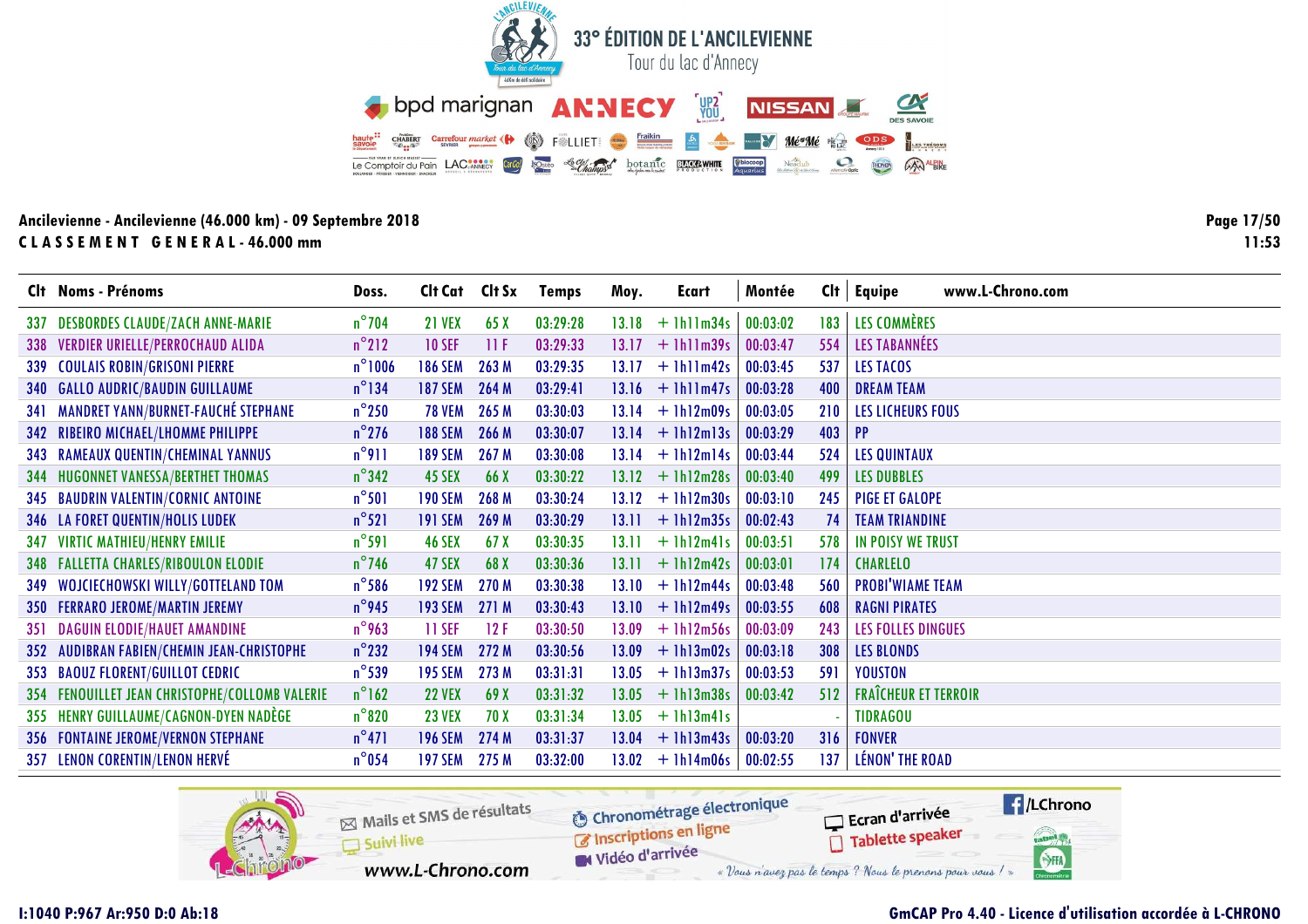# 33° ÉDITION DE L'ANCILEVIENNE

Tour du lac d'Annecy

**Ancilevienne - Ancilevienne (46.000 km) - 09 Septembre 2018**

**CLASSEMENT GENERAL - 46.000 mm**

| Clt | Noms - Prénoms | Doss. | Clt Cat | Clt Sx | Temps | Moy. | Ecart | Montée | Clt | Equipe |
|---|---|---|---|---|---|---|---|---|---|---|
| 337 | DESBORDES CLAUDE/ZACH ANNE-MARIE | n°704 | 21 VEX | 65 X | 03:29:28 | 13.18 | + 1h11m34s | 00:03:02 | 183 | LES COMMÈRES |
| 338 | VERDIER URIELLE/PERROCHAUD ALIDA | n°212 | 10 SEF | 11 F | 03:29:33 | 13.17 | + 1h11m39s | 00:03:47 | 554 | LES TABANNÉES |
| 339 | COULAIS ROBIN/GRISONI PIERRE | n°1006 | 186 SEM | 263 M | 03:29:35 | 13.17 | + 1h11m42s | 00:03:45 | 537 | LES TACOS |
| 340 | GALLO AUDRIC/BAUDIN GUILLAUME | n°134 | 187 SEM | 264 M | 03:29:41 | 13.16 | + 1h11m47s | 00:03:28 | 400 | DREAM TEAM |
| 341 | MANDRET YANN/BURNET-FAUCHÉ STEPHANE | n°250 | 78 VEM | 265 M | 03:30:03 | 13.14 | + 1h12m09s | 00:03:05 | 210 | LES LICHEURS FOUS |
| 342 | RIBEIRO MICHAEL/LHOMME PHILIPPE | n°276 | 188 SEM | 266 M | 03:30:07 | 13.14 | + 1h12m13s | 00:03:29 | 403 | PP |
| 343 | RAMEAUX QUENTIN/CHEMINAL YANNUS | n°911 | 189 SEM | 267 M | 03:30:08 | 13.14 | + 1h12m14s | 00:03:44 | 524 | LES QUINTAUX |
| 344 | HUGONNET VANESSA/BERTHET THOMAS | n°342 | 45 SEX | 66 X | 03:30:22 | 13.12 | + 1h12m28s | 00:03:40 | 499 | LES DUBBLES |
| 345 | BAUDRIN VALENTIN/CORNIC ANTOINE | n°501 | 190 SEM | 268 M | 03:30:24 | 13.12 | + 1h12m30s | 00:03:10 | 245 | PIGE ET GALOPE |
| 346 | LA FORET QUENTIN/HOLIS LUDEK | n°521 | 191 SEM | 269 M | 03:30:29 | 13.11 | + 1h12m35s | 00:02:43 | 74 | TEAM TRIANDINE |
| 347 | VIRTIC MATHIEU/HENRY EMILIE | n°591 | 46 SEX | 67 X | 03:30:35 | 13.11 | + 1h12m41s | 00:03:51 | 578 | IN POISY WE TRUST |
| 348 | FALLETTA CHARLES/RIBOULON ELODIE | n°746 | 47 SEX | 68 X | 03:30:36 | 13.11 | + 1h12m42s | 00:03:01 | 174 | CHARLELO |
| 349 | WOJCIECHOWSKI WILLY/GOTTELAND TOM | n°586 | 192 SEM | 270 M | 03:30:38 | 13.10 | + 1h12m44s | 00:03:48 | 560 | PROBI'WIAME TEAM |
| 350 | FERRARO JEROME/MARTIN JEREMY | n°945 | 193 SEM | 271 M | 03:30:43 | 13.10 | + 1h12m49s | 00:03:55 | 608 | RAGNI PIRATES |
| 351 | DAGUIN ELODIE/HAUET AMANDINE | n°963 | 11 SEF | 12 F | 03:30:50 | 13.09 | + 1h12m56s | 00:03:09 | 243 | LES FOLLES DINGUES |
| 352 | AUDIBRAN FABIEN/CHEMIN JEAN-CHRISTOPHE | n°232 | 194 SEM | 272 M | 03:30:56 | 13.09 | + 1h13m02s | 00:03:18 | 308 | LES BLONDS |
| 353 | BAOUZ FLORENT/GUILLOT CEDRIC | n°539 | 195 SEM | 273 M | 03:31:31 | 13.05 | + 1h13m37s | 00:03:53 | 591 | YOUSTON |
| 354 | FENOUILLET JEAN CHRISTOPHE/COLLOMB VALERIE | n°162 | 22 VEX | 69 X | 03:31:32 | 13.05 | + 1h13m38s | 00:03:42 | 512 | FRAÎCHEUR ET TERROIR |
| 355 | HENRY GUILLAUME/CAGNON-DYEN NADÈGE | n°820 | 23 VEX | 70 X | 03:31:34 | 13.05 | + 1h13m41s | | - | TIDRAGOU |
| 356 | FONTAINE JEROME/VERNON STEPHANE | n°471 | 196 SEM | 274 M | 03:31:37 | 13.04 | + 1h13m43s | 00:03:20 | 316 | FONVER |
| 357 | LENON CORENTIN/LENON HERVÉ | n°054 | 197 SEM | 275 M | 03:32:00 | 13.02 | + 1h14m06s | 00:02:55 | 137 | LÉNON' THE ROAD |

I:1040 P:967 Ar:950 D:0 Ab:18

GmCAP Pro 4.40 - Licence d'utilisation accordée à L-CHRONO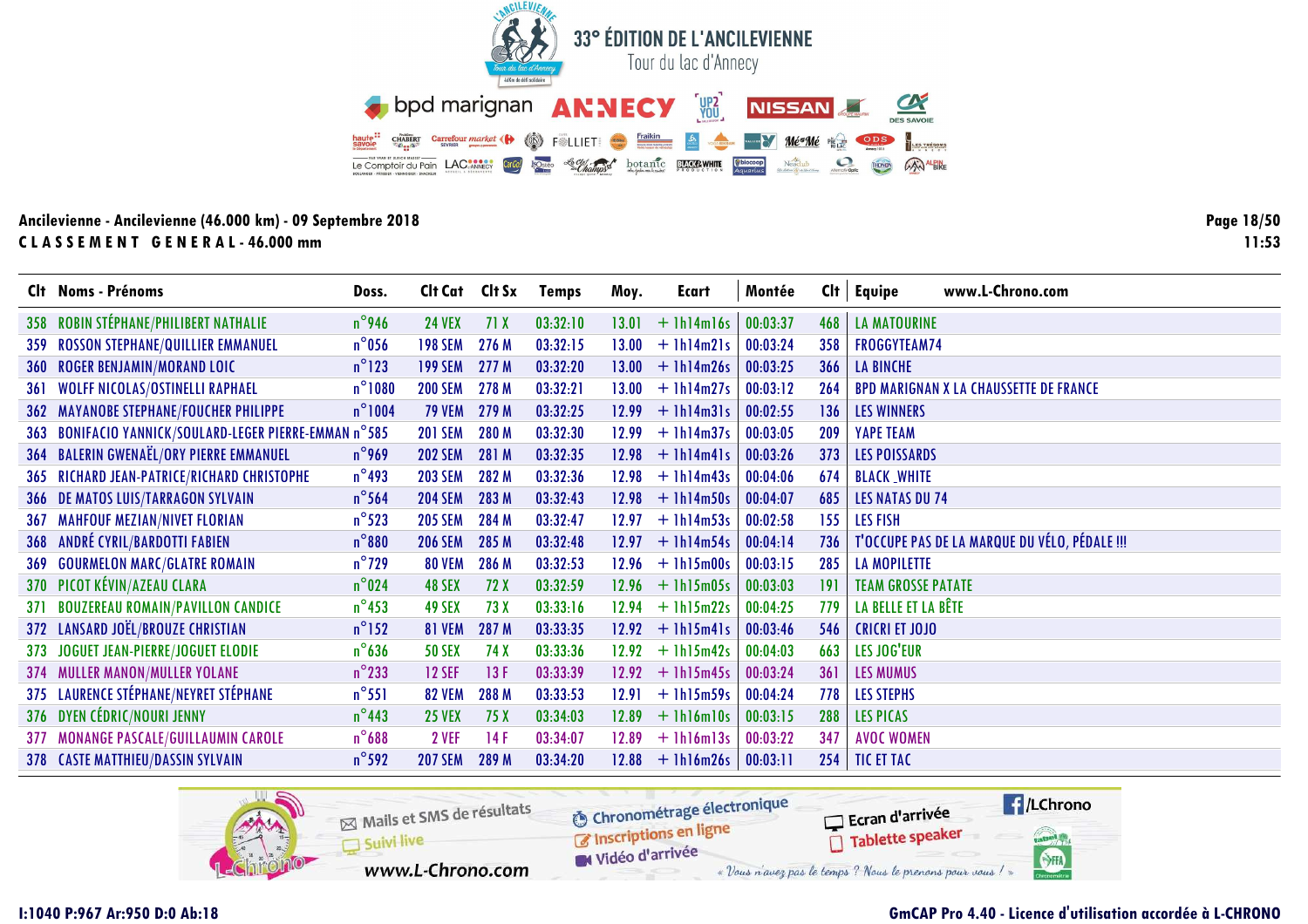# 33° ÉDITION DE L'ANCILEVIENNE

Tour du lac d'Annecy

**Ancilevienne - Ancilevienne (46.000 km) - 09 Septembre 2018**

**CLASSEMENT GENERAL - 46.000 mm**

11:53

| Clt | Noms - Prénoms | Doss. | Clt Cat | Clt Sx | Temps | Moy. | Ecart | Montée | Clt | Equipe |
|---|---|---|---|---|---|---|---|---|---|---|
| 358 | ROBIN STÉPHANE/PHILIBERT NATHALIE | n°946 | 24 VEX | 71 X | 03:32:10 | 13.01 | + 1h14m16s | 00:03:37 | 468 | LA MATOURINE |
| 359 | ROSSON STEPHANE/QUILLIER EMMANUEL | n°056 | 198 SEM | 276 M | 03:32:15 | 13.00 | + 1h14m21s | 00:03:24 | 358 | FROGGYTEAM74 |
| 360 | ROGER BENJAMIN/MORAND LOIC | n°123 | 199 SEM | 277 M | 03:32:20 | 13.00 | + 1h14m26s | 00:03:25 | 366 | LA BINCHE |
| 361 | WOLFF NICOLAS/OSTINELLI RAPHAEL | n°1080 | 200 SEM | 278 M | 03:32:21 | 13.00 | + 1h14m27s | 00:03:12 | 264 | BPD MARIGNAN X LA CHAUSSETTE DE FRANCE |
| 362 | MAYANOBE STEPHANE/FOUCHER PHILIPPE | n°1004 | 79 VEM | 279 M | 03:32:25 | 12.99 | + 1h14m31s | 00:02:55 | 136 | LES WINNERS |
| 363 | BONIFACIO YANNICK/SOULARD-LEGER PIERRE-EMMAN | n°585 | 201 SEM | 280 M | 03:32:30 | 12.99 | + 1h14m37s | 00:03:05 | 209 | YAPE TEAM |
| 364 | BALERIN GWENAËL/ORY PIERRE EMMANUEL | n°969 | 202 SEM | 281 M | 03:32:35 | 12.98 | + 1h14m41s | 00:03:26 | 373 | LES POISSARDS |
| 365 | RICHARD JEAN-PATRICE/RICHARD CHRISTOPHE | n°493 | 203 SEM | 282 M | 03:32:36 | 12.98 | + 1h14m43s | 00:04:06 | 674 | BLACK_WHITE |
| 366 | DE MATOS LUIS/TARRAGON SYLVAIN | n°564 | 204 SEM | 283 M | 03:32:43 | 12.98 | + 1h14m50s | 00:04:07 | 685 | LES NATAS DU 74 |
| 367 | MAHFOUF MEZIAN/NIVET FLORIAN | n°523 | 205 SEM | 284 M | 03:32:47 | 12.97 | + 1h14m53s | 00:02:58 | 155 | LES FISH |
| 368 | ANDRÉ CYRIL/BARDOTTI FABIEN | n°880 | 206 SEM | 285 M | 03:32:48 | 12.97 | + 1h14m54s | 00:04:14 | 736 | T'OCCUPE PAS DE LA MARQUE DU VÉLO, PÉDALE !!! |
| 369 | GOURMELON MARC/GLATRE ROMAIN | n°729 | 80 VEM | 286 M | 03:32:53 | 12.96 | + 1h15m00s | 00:03:15 | 285 | LA MOPILETTE |
| 370 | PICOT KÉVIN/AZEAU CLARA | n°024 | 48 SEX | 72 X | 03:32:59 | 12.96 | + 1h15m05s | 00:03:03 | 191 | TEAM GROSSE PATATE |
| 371 | BOUZEREAU ROMAIN/PAVILLON CANDICE | n°453 | 49 SEX | 73 X | 03:33:16 | 12.94 | + 1h15m22s | 00:04:25 | 779 | LA BELLE ET LA BÊTE |
| 372 | LANSARD JOËL/BROUZE CHRISTIAN | n°152 | 81 VEM | 287 M | 03:33:35 | 12.92 | + 1h15m41s | 00:03:46 | 546 | CRICRI ET JOJO |
| 373 | JOGUET JEAN-PIERRE/JOGUET ELODIE | n°636 | 50 SEX | 74 X | 03:33:36 | 12.92 | + 1h15m42s | 00:04:03 | 663 | LES JOG'EUR |
| 374 | MULLER MANON/MULLER YOLANE | n°233 | 12 SEF | 13 F | 03:33:39 | 12.92 | + 1h15m45s | 00:03:24 | 361 | LES MUMUS |
| 375 | LAURENCE STÉPHANE/NEYRET STÉPHANE | n°551 | 82 VEM | 288 M | 03:33:53 | 12.91 | + 1h15m59s | 00:04:24 | 778 | LES STEPHS |
| 376 | DYEN CÉDRIC/NOURI JENNY | n°443 | 25 VEX | 75 X | 03:34:03 | 12.89 | + 1h16m10s | 00:03:15 | 288 | LES PICAS |
| 377 | MONANGE PASCALE/GUILLAUMIN CAROLE | n°688 | 2 VEF | 14 F | 03:34:07 | 12.89 | + 1h16m13s | 00:03:22 | 347 | AVOC WOMEN |
| 378 | CASTE MATTHIEU/DASSIN SYLVAIN | n°592 | 207 SEM | 289 M | 03:34:20 | 12.88 | + 1h16m26s | 00:03:11 | 254 | TIC ET TAC |

I:1040 P:967 Ar:950 D:0 Ab:18

GmCAP Pro 4.40 - Licence d'utilisation accordée à L-CHRONO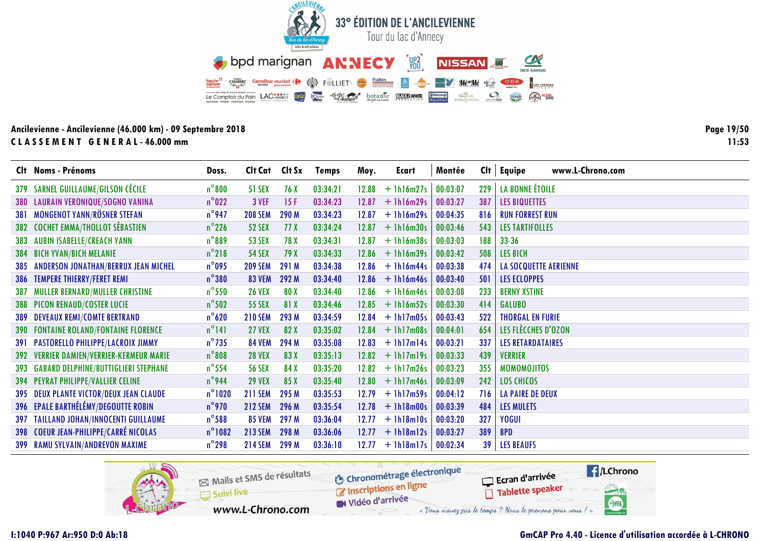# 33° ÉDITION DE L'ANCILEVIENNE

Tour du lac d'Annecy

**Ancilevienne - Ancilevienne (46.000 km) - 09 Septembre 2018**

**CLASSEMENT GENERAL - 46.000 mm**

| Clt | Noms - Prénoms | Doss. | Clt Cat | Clt Sx | Temps | Moy. | Ecart | Montée | Clt | Equipe |
|---|---|---|---|---|---|---|---|---|---|---|
| 379 | SARNEL GUILLAUME/GILSON CÉCILE | n°800 | 51 SEX | 76 X | 03:34:21 | 12.88 | + 1h16m27s | 00:03:07 | 229 | LA BONNE ÉTOILE |
| 380 | LAURAIN VERONIQUE/SOGNO VANINA | n°022 | 3 VEF | 15 F | 03:34:23 | 12.87 | + 1h16m29s | 00:03:27 | 387 | LES BIQUETTES |
| 381 | MONGENOT YANN/RÖSNER STEFAN | n°947 | 208 SEM | 290 M | 03:34:23 | 12.87 | + 1h16m29s | 00:04:35 | 816 | RUN FORREST RUN |
| 382 | COCHET EMMA/THOLLOT SÉBASTIEN | n°226 | 52 SEX | 77 X | 03:34:24 | 12.87 | + 1h16m30s | 00:03:46 | 543 | LES TARTIFOLLES |
| 383 | AUBIN ISABELLE/CREACH YANN | n°889 | 53 SEX | 78 X | 03:34:31 | 12.87 | + 1h16m38s | 00:03:03 | 188 | 33-36 |
| 384 | BICH YVAN/BICH MELANIE | n°218 | 54 SEX | 79 X | 03:34:33 | 12.86 | + 1h16m39s | 00:03:42 | 508 | LES BICH |
| 385 | ANDERSON JONATHAN/BERRUX JEAN MICHEL | n°095 | 209 SEM | 291 M | 03:34:38 | 12.86 | + 1h16m44s | 00:03:38 | 474 | LA SOCQUETTE AERIENNE |
| 386 | TEMPERE THIERRY/FERET REMI | n°380 | 83 VEM | 292 M | 03:34:40 | 12.86 | + 1h16m46s | 00:03:40 | 501 | LES ECLOPPES |
| 387 | MULLER BERNARD/MULLER CHRISTINE | n°550 | 26 VEX | 80 X | 03:34:40 | 12.86 | + 1h16m46s | 00:03:08 | 233 | BERNY XSTINE |
| 388 | PICON RENAUD/COSTER LUCIE | n°502 | 55 SEX | 81 X | 03:34:46 | 12.85 | + 1h16m52s | 00:03:30 | 414 | GALUBO |
| 389 | DEVEAUX REMI/COMTE BERTRAND | n°620 | 210 SEM | 293 M | 03:34:59 | 12.84 | + 1h17m05s | 00:03:43 | 522 | THORGAL EN FURIE |
| 390 | FONTAINE ROLAND/FONTAINE FLORENCE | n°141 | 27 VEX | 82 X | 03:35:02 | 12.84 | + 1h17m08s | 00:04:01 | 654 | LES FLÈCCHES D'OZON |
| 391 | PASTORELLO PHILIPPE/LACROIX JIMMY | n°735 | 84 VEM | 294 M | 03:35:08 | 12.83 | + 1h17m14s | 00:03:21 | 337 | LES RETARDATAIRES |
| 392 | VERRIER DAMIEN/VERRIER-KERMEUR MARIE | n°808 | 28 VEX | 83 X | 03:35:13 | 12.82 | + 1h17m19s | 00:03:33 | 439 | VERRIER |
| 393 | GABARD DELPHINE/BUTTIGLIERI STEPHANE | n°554 | 56 SEX | 84 X | 03:35:20 | 12.82 | + 1h17m26s | 00:03:23 | 355 | MOMOMOJITOS |
| 394 | PEYRAT PHILIPPE/VALLIER CELINE | n°944 | 29 VEX | 85 X | 03:35:40 | 12.80 | + 1h17m46s | 00:03:09 | 242 | LOS CHICOS |
| 395 | DEUX PLANTE VICTOR/DEUX JEAN CLAUDE | n°1020 | 211 SEM | 295 M | 03:35:53 | 12.79 | + 1h17m59s | 00:04:12 | 716 | LA PAIRE DE DEUX |
| 396 | EPALE BARTHÉLÉMY/DEGOUTTE ROBIN | n°970 | 212 SEM | 296 M | 03:35:54 | 12.78 | + 1h18m00s | 00:03:39 | 484 | LES MULETS |
| 397 | TAILLAND JOHAN/INNOCENTI GUILLAUME | n°588 | 85 VEM | 297 M | 03:36:04 | 12.77 | + 1h18m10s | 00:03:20 | 327 | YOGUI |
| 398 | COEUR JEAN-PHILIPPE/CARRÉ NICOLAS | n°1082 | 213 SEM | 298 M | 03:36:06 | 12.77 | + 1h18m12s | 00:03:27 | 389 | BPD |
| 399 | RAMU SYLVAIN/ANDREVON MAXIME | n°298 | 214 SEM | 299 M | 03:36:10 | 12.77 | + 1h18m17s | 00:02:34 | 39 | LES BEAUFS |

I:1040 P:967 Ar:950 D:0 Ab:18

GmCAP Pro 4.40 - Licence d'utilisation accordée à L-CHRONO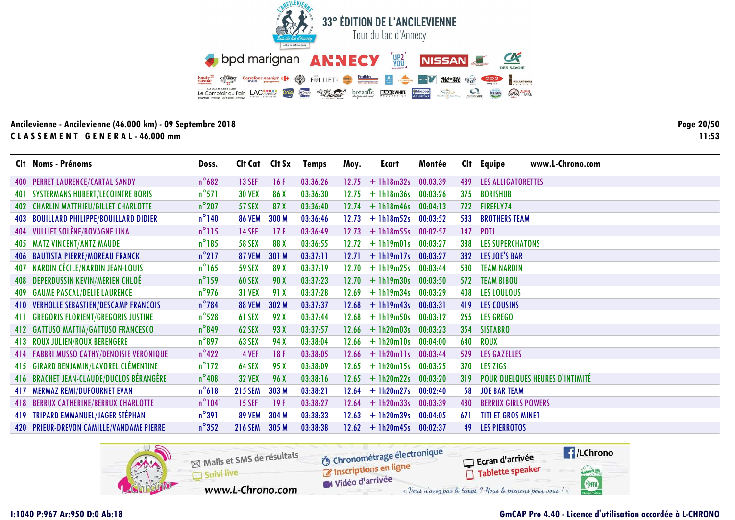# 33° ÉDITION DE L'ANCILEVIENNE

Tour du lac d'Annecy

**Ancilevienne - Ancilevienne (46.000 km) - 09 Septembre 2018**

**CLASSEMENT GENERAL - 46.000 mm**

| Clt | Noms - Prénoms | Doss. | Clt Cat | Clt Sx | Temps | Moy. | Ecart | Montée | Clt | Equipe |
|---|---|---|---|---|---|---|---|---|---|---|
| 400 | PERRET LAURENCE/CARTAL SANDY | n°682 | 13 SEF | 16 F | 03:36:26 | 12.75 | + 1h18m32s | 00:03:39 | 489 | LES ALLIGATORETTES |
| 401 | SYSTERMANS HUBERT/LECOINTRE BORIS | n°571 | 30 VEX | 86 X | 03:36:30 | 12.75 | + 1h18m36s | 00:03:26 | 375 | BORISHUB |
| 402 | CHARLIN MATTHIEU/GILLET CHARLOTTE | n°207 | 57 SEX | 87 X | 03:36:40 | 12.74 | + 1h18m46s | 00:04:13 | 722 | FIREFLY74 |
| 403 | BOUILLARD PHILIPPE/BOUILLARD DIDIER | n°140 | 86 VEM | 300 M | 03:36:46 | 12.73 | + 1h18m52s | 00:03:52 | 583 | BROTHERS TEAM |
| 404 | VULLIET SOLÈNE/BOVAGNE LINA | n°115 | 14 SEF | 17 F | 03:36:49 | 12.73 | + 1h18m55s | 00:02:57 | 147 | PDTJ |
| 405 | MATZ VINCENT/ANTZ MAUDE | n°185 | 58 SEX | 88 X | 03:36:55 | 12.72 | + 1h19m01s | 00:03:27 | 388 | LES SUPERCHATONS |
| 406 | BAUTISTA PIERRE/MOREAU FRANCK | n°217 | 87 VEM | 301 M | 03:37:11 | 12.71 | + 1h19m17s | 00:03:27 | 382 | LES JOE'S BAR |
| 407 | NARDIN CÉCILE/NARDIN JEAN-LOUIS | n°165 | 59 SEX | 89 X | 03:37:19 | 12.70 | + 1h19m25s | 00:03:44 | 530 | TEAM NARDIN |
| 408 | DEPERDUSSIN KEVIN/MERIEN CHLOÉ | n°159 | 60 SEX | 90 X | 03:37:23 | 12.70 | + 1h19m30s | 00:03:50 | 572 | TEAM BIBOU |
| 409 | GAUME PASCAL/DELIE LAURENCE | n°976 | 31 VEX | 91 X | 03:37:28 | 12.69 | + 1h19m34s | 00:03:29 | 408 | LES LOULOUS |
| 410 | VERHOLLE SEBASTIEN/DESCAMP FRANCOIS | n°784 | 88 VEM | 302 M | 03:37:37 | 12.68 | + 1h19m43s | 00:03:31 | 419 | LES COUSINS |
| 411 | GREGORIS FLORIENT/GREGORIS JUSTINE | n°528 | 61 SEX | 92 X | 03:37:44 | 12.68 | + 1h19m50s | 00:03:12 | 265 | LES GREGO |
| 412 | GATTUSO MATTIA/GATTUSO FRANCESCO | n°849 | 62 SEX | 93 X | 03:37:57 | 12.66 | + 1h20m03s | 00:03:23 | 354 | SISTABRO |
| 413 | ROUX JULIEN/ROUX BERENGERE | n°897 | 63 SEX | 94 X | 03:38:04 | 12.66 | + 1h20m10s | 00:04:00 | 640 | ROUX |
| 414 | FABBRI MUSSO CATHY/DENOISIE VERONIQUE | n°422 | 4 VEF | 18 F | 03:38:05 | 12.66 | + 1h20m11s | 00:03:44 | 529 | LES GAZELLES |
| 415 | GIRARD BENJAMIN/LAVOREL CLÉMENTINE | n°172 | 64 SEX | 95 X | 03:38:09 | 12.65 | + 1h20m15s | 00:03:25 | 370 | LES ZIGS |
| 416 | BRACHET JEAN-CLAUDE/DUCLOS BÉRANGÈRE | n°408 | 32 VEX | 96 X | 03:38:16 | 12.65 | + 1h20m22s | 00:03:20 | 319 | POUR QUELQUES HEURES D'INTIMITÉ |
| 417 | MERMAZ REMI/DUFOURNET EVAN | n°618 | 215 SEM | 303 M | 03:38:21 | 12.64 | + 1h20m27s | 00:02:40 | 58 | JOE BAR TEAM |
| 418 | BERRUX CATHERINE/BERRUX CHARLOTTE | n°1041 | 15 SEF | 19 F | 03:38:27 | 12.64 | + 1h20m33s | 00:03:39 | 480 | BERRUX GIRLS POWERS |
| 419 | TRIPARD EMMANUEL/JAGER STÉPHAN | n°391 | 89 VEM | 304 M | 03:38:33 | 12.63 | + 1h20m39s | 00:04:05 | 671 | TITI ET GROS MINET |
| 420 | PRIEUR-DREVON CAMILLE/VANDAME PIERRE | n°352 | 216 SEM | 305 M | 03:38:38 | 12.62 | + 1h20m45s | 00:02:37 | 49 | LES PIERROTOS |

I:1040 P:967 Ar:950 D:0 Ab:18

GmCAP Pro 4.40 - Licence d'utilisation accordée à L-CHRONO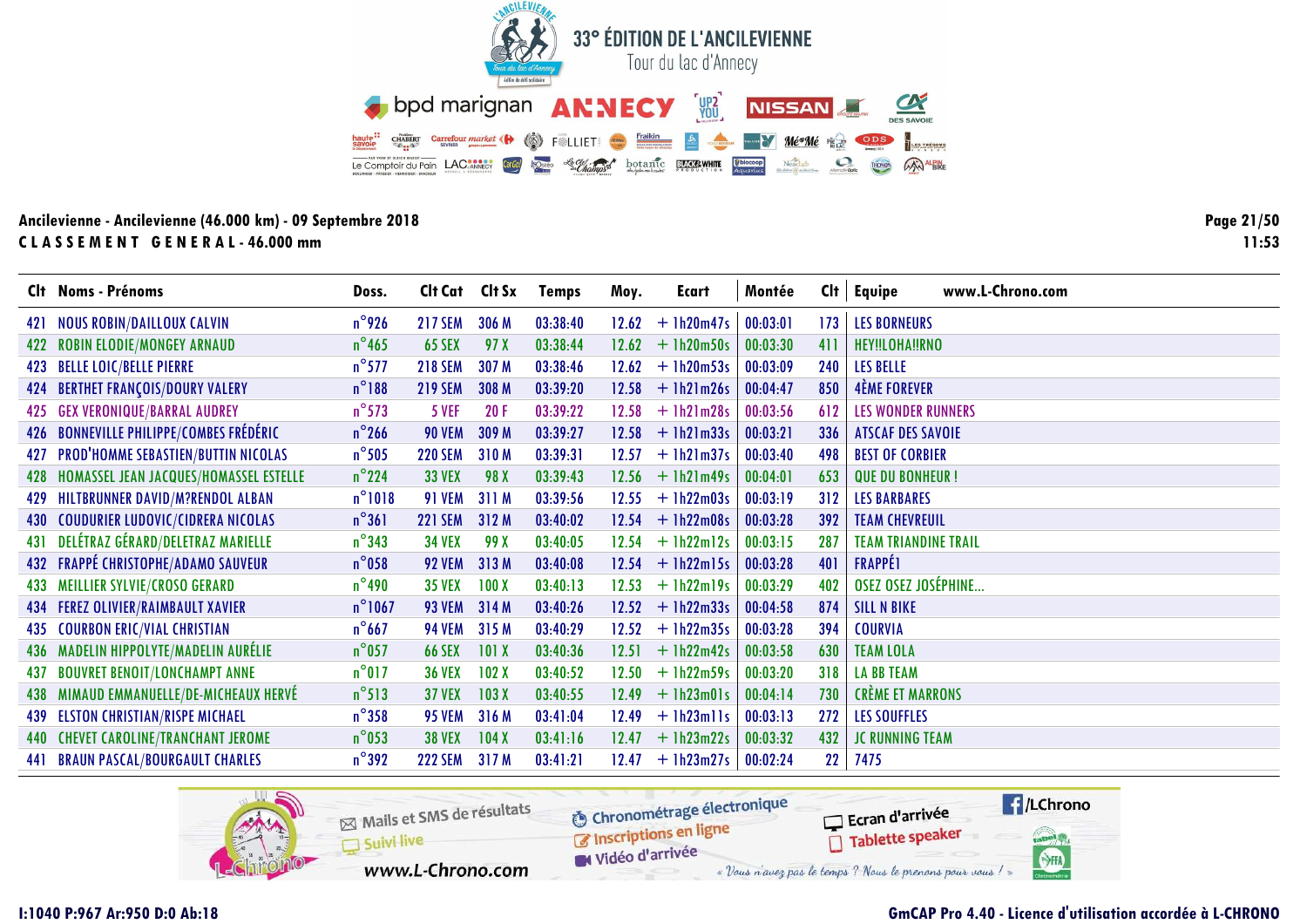# 33° ÉDITION DE L'ANCILEVIENNE

Tour du lac d'Annecy

**Ancilevienne - Ancilevienne (46.000 km) - 09 Septembre 2018**

**CLASSEMENT GENERAL - 46.000 mm**

| Clt | Noms - Prénoms | Doss. | Clt Cat | Clt Sx | Temps | Moy. | Ecart | Montée | Clt | Equipe |
|---|---|---|---|---|---|---|---|---|---|---|
| 421 | NOUS ROBIN/DAILLOUX CALVIN | n°926 | 217 SEM | 306 M | 03:38:40 | 12.62 | + 1h20m47s | 00:03:01 | 173 | LES BORNEURS |
| 422 | ROBIN ELODIE/MONGEY ARNAUD | n°465 | 65 SEX | 97 X | 03:38:44 | 12.62 | + 1h20m50s | 00:03:30 | 411 | HEY!!LOHA!!RNO |
| 423 | BELLE LOIC/BELLE PIERRE | n°577 | 218 SEM | 307 M | 03:38:46 | 12.62 | + 1h20m53s | 00:03:09 | 240 | LES BELLE |
| 424 | BERTHET FRANÇOIS/DOURY VALERY | n°188 | 219 SEM | 308 M | 03:39:20 | 12.58 | + 1h21m26s | 00:04:47 | 850 | 4ÈME FOREVER |
| 425 | GEX VERONIQUE/BARRAL AUDREY | n°573 | 5 VEF | 20 F | 03:39:22 | 12.58 | + 1h21m28s | 00:03:56 | 612 | LES WONDER RUNNERS |
| 426 | BONNEVILLE PHILIPPE/COMBES FRÉDÉRIC | n°266 | 90 VEM | 309 M | 03:39:27 | 12.58 | + 1h21m33s | 00:03:21 | 336 | ATSCAF DES SAVOIE |
| 427 | PROD'HOMME SEBASTIEN/BUTTIN NICOLAS | n°505 | 220 SEM | 310 M | 03:39:31 | 12.57 | + 1h21m37s | 00:03:40 | 498 | BEST OF CORBIER |
| 428 | HOMASSEL JEAN JACQUES/HOMASSEL ESTELLE | n°224 | 33 VEX | 98 X | 03:39:43 | 12.56 | + 1h21m49s | 00:04:01 | 653 | QUE DU BONHEUR ! |
| 429 | HILTBRUNNER DAVID/M?RENDOL ALBAN | n°1018 | 91 VEM | 311 M | 03:39:56 | 12.55 | + 1h22m03s | 00:03:19 | 312 | LES BARBARES |
| 430 | COUDURIER LUDOVIC/CIDRERA NICOLAS | n°361 | 221 SEM | 312 M | 03:40:02 | 12.54 | + 1h22m08s | 00:03:28 | 392 | TEAM CHEVREUIL |
| 431 | DELÉTRAZ GÉRARD/DELETRAZ MARIELLE | n°343 | 34 VEX | 99 X | 03:40:05 | 12.54 | + 1h22m12s | 00:03:15 | 287 | TEAM TRIANDINE TRAIL |
| 432 | FRAPPÉ CHRISTOPHE/ADAMO SAUVEUR | n°058 | 92 VEM | 313 M | 03:40:08 | 12.54 | + 1h22m15s | 00:03:28 | 401 | FRAPPÉ1 |
| 433 | MEILLIER SYLVIE/CROSO GERARD | n°490 | 35 VEX | 100 X | 03:40:13 | 12.53 | + 1h22m19s | 00:03:29 | 402 | OSEZ OSEZ JOSÉPHINE... |
| 434 | FEREZ OLIVIER/RAIMBAULT XAVIER | n°1067 | 93 VEM | 314 M | 03:40:26 | 12.52 | + 1h22m33s | 00:04:58 | 874 | SILL N BIKE |
| 435 | COURBON ERIC/VIAL CHRISTIAN | n°667 | 94 VEM | 315 M | 03:40:29 | 12.52 | + 1h22m35s | 00:03:28 | 394 | COURVIA |
| 436 | MADELIN HIPPOLYTE/MADELIN AURÉLIE | n°057 | 66 SEX | 101 X | 03:40:36 | 12.51 | + 1h22m42s | 00:03:58 | 630 | TEAM LOLA |
| 437 | BOUVRET BENOIT/LONCHAMPT ANNE | n°017 | 36 VEX | 102 X | 03:40:52 | 12.50 | + 1h22m59s | 00:03:20 | 318 | LA BB TEAM |
| 438 | MIMAUD EMMANUELLE/DE-MICHEAUX HERVÉ | n°513 | 37 VEX | 103 X | 03:40:55 | 12.49 | + 1h23m01s | 00:04:14 | 730 | CRÈME ET MARRONS |
| 439 | ELSTON CHRISTIAN/RISPE MICHAEL | n°358 | 95 VEM | 316 M | 03:41:04 | 12.49 | + 1h23m11s | 00:03:13 | 272 | LES SOUFFLES |
| 440 | CHEVET CAROLINE/TRANCHANT JEROME | n°053 | 38 VEX | 104 X | 03:41:16 | 12.47 | + 1h23m22s | 00:03:32 | 432 | JC RUNNING TEAM |
| 441 | BRAUN PASCAL/BOURGAULT CHARLES | n°392 | 222 SEM | 317 M | 03:41:21 | 12.47 | + 1h23m27s | 00:02:24 | 22 | 7475 |

I:1040 P:967 Ar:950 D:0 Ab:18

GmCAP Pro 4.40 - Licence d'utilisation accordée à L-CHRONO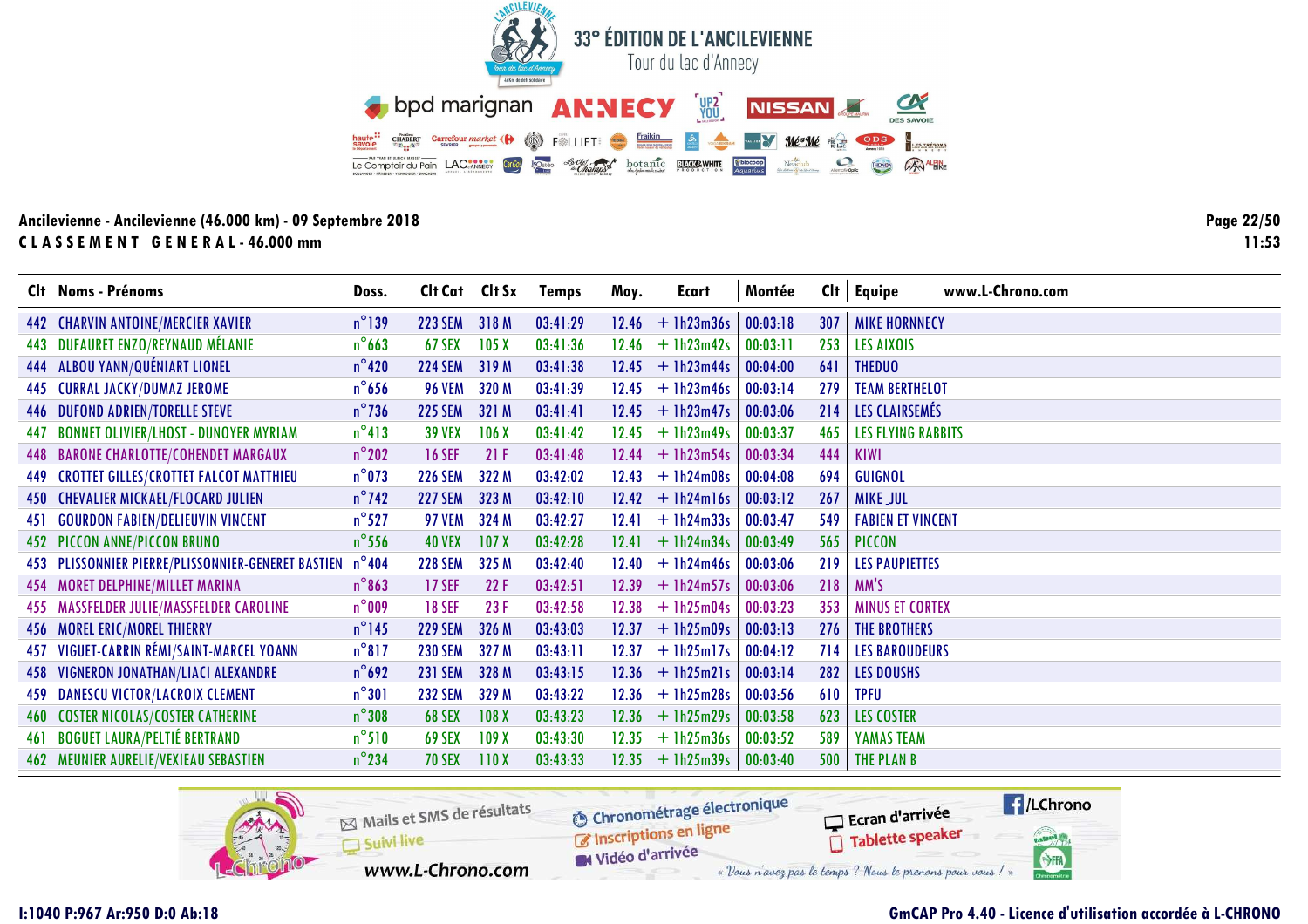# 33° ÉDITION DE L'ANCILEVIENNE

Tour du lac d'Annecy

**Ancilevienne - Ancilevienne (46.000 km) - 09 Septembre 2018**

**CLASSEMENT GENERAL - 46.000 mm**

| Clt | Noms - Prénoms | Doss. | Clt Cat | Clt Sx | Temps | Moy. | Ecart | Montée | Clt | Equipe |
|---|---|---|---|---|---|---|---|---|---|---|
| 442 | CHARVIN ANTOINE/MERCIER XAVIER | n°139 | 223 SEM | 318 M | 03:41:29 | 12.46 | + 1h23m36s | 00:03:18 | 307 | MIKE HORNNECY |
| 443 | DUFAURET ENZO/REYNAUD MÉLANIE | n°663 | 67 SEX | 105 X | 03:41:36 | 12.46 | + 1h23m42s | 00:03:11 | 253 | LES AIXOIS |
| 444 | ALBOU YANN/QUÉNIART LIONEL | n°420 | 224 SEM | 319 M | 03:41:38 | 12.45 | + 1h23m44s | 00:04:00 | 641 | THEDUO |
| 445 | CURRAL JACKY/DUMAZ JEROME | n°656 | 96 VEM | 320 M | 03:41:39 | 12.45 | + 1h23m46s | 00:03:14 | 279 | TEAM BERTHELOT |
| 446 | DUFOND ADRIEN/TORELLE STEVE | n°736 | 225 SEM | 321 M | 03:41:41 | 12.45 | + 1h23m47s | 00:03:06 | 214 | LES CLAIRSEMÉS |
| 447 | BONNET OLIVIER/LHOST - DUNOYER MYRIAM | n°413 | 39 VEX | 106 X | 03:41:42 | 12.45 | + 1h23m49s | 00:03:37 | 465 | LES FLYING RABBITS |
| 448 | BARONE CHARLOTTE/COHENDET MARGAUX | n°202 | 16 SEF | 21 F | 03:41:48 | 12.44 | + 1h23m54s | 00:03:34 | 444 | KIWI |
| 449 | CROTTET GILLES/CROTTET FALCOT MATTHIEU | n°073 | 226 SEM | 322 M | 03:42:02 | 12.43 | + 1h24m08s | 00:04:08 | 694 | GUIGNOL |
| 450 | CHEVALIER MICKAEL/FLOCARD JULIEN | n°742 | 227 SEM | 323 M | 03:42:10 | 12.42 | + 1h24m16s | 00:03:12 | 267 | MIKE_JUL |
| 451 | GOURDON FABIEN/DELIEUVIN VINCENT | n°527 | 97 VEM | 324 M | 03:42:27 | 12.41 | + 1h24m33s | 00:03:47 | 549 | FABIEN ET VINCENT |
| 452 | PICCON ANNE/PICCON BRUNO | n°556 | 40 VEX | 107 X | 03:42:28 | 12.41 | + 1h24m34s | 00:03:49 | 565 | PICCON |
| 453 | PLISSONNIER PIERRE/PLISSONNIER-GENERET BASTIEN | n°404 | 228 SEM | 325 M | 03:42:40 | 12.40 | + 1h24m46s | 00:03:06 | 219 | LES PAUPIETTES |
| 454 | MORET DELPHINE/MILLET MARINA | n°863 | 17 SEF | 22 F | 03:42:51 | 12.39 | + 1h24m57s | 00:03:06 | 218 | MM'S |
| 455 | MASSFELDER JULIE/MASSFELDER CAROLINE | n°009 | 18 SEF | 23 F | 03:42:58 | 12.38 | + 1h25m04s | 00:03:23 | 353 | MINUS ET CORTEX |
| 456 | MOREL ERIC/MOREL THIERRY | n°145 | 229 SEM | 326 M | 03:43:03 | 12.37 | + 1h25m09s | 00:03:13 | 276 | THE BROTHERS |
| 457 | VIGUET-CARRIN RÉMI/SAINT-MARCEL YOANN | n°817 | 230 SEM | 327 M | 03:43:11 | 12.37 | + 1h25m17s | 00:04:12 | 714 | LES BAROUDEURS |
| 458 | VIGNERON JONATHAN/LIACI ALEXANDRE | n°692 | 231 SEM | 328 M | 03:43:15 | 12.36 | + 1h25m21s | 00:03:14 | 282 | LES DOUSHS |
| 459 | DANESCU VICTOR/LACROIX CLEMENT | n°301 | 232 SEM | 329 M | 03:43:22 | 12.36 | + 1h25m28s | 00:03:56 | 610 | TPFU |
| 460 | COSTER NICOLAS/COSTER CATHERINE | n°308 | 68 SEX | 108 X | 03:43:23 | 12.36 | + 1h25m29s | 00:03:58 | 623 | LES COSTER |
| 461 | BOGUET LAURA/PELTIÉ BERTRAND | n°510 | 69 SEX | 109 X | 03:43:30 | 12.35 | + 1h25m36s | 00:03:52 | 589 | YAMAS TEAM |
| 462 | MEUNIER AURELIE/VEXIEAU SEBASTIEN | n°234 | 70 SEX | 110 X | 03:43:33 | 12.35 | + 1h25m39s | 00:03:40 | 500 | THE PLAN B |

Mails et SMS de résultats · Suivi live · Chronométrage électronique · Inscriptions en ligne · Vidéo d'arrivée · Ecran d'arrivée · Tablette speaker · /LChrono · www.L-Chrono.com

« Vous n'avez pas le temps ? Nous le prenons pour vous ! »

I:1040 P:967 Ar:950 D:0 Ab:18

GmCAP Pro 4.40 - Licence d'utilisation accordée à L-CHRONO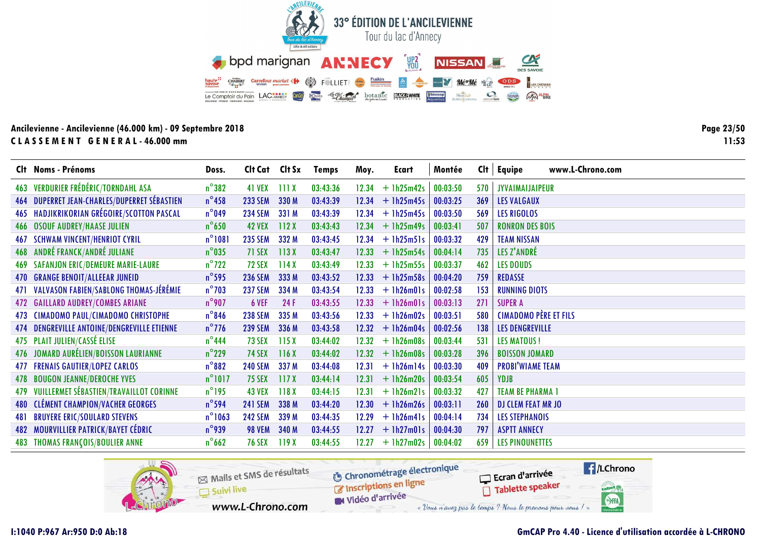# 33° ÉDITION DE L'ANCILEVIENNE

Tour du lac d'Annecy

**Ancilevienne - Ancilevienne (46.000 km) - 09 Septembre 2018**

**CLASSEMENT GENERAL - 46.000 mm**

| Clt | Noms - Prénoms | Doss. | Clt Cat | Clt Sx | Temps | Moy. | Ecart | Montée | Clt | Equipe |
|---|---|---|---|---|---|---|---|---|---|---|
| 463 | VERDURIER FRÉDÉRIC/TORNDAHL ASA | n°382 | 41 VEX | 111 X | 03:43:36 | 12.34 | + 1h25m42s | 00:03:50 | 570 | JYVAIMAIJAIPEUR |
| 464 | DUPERRET JEAN-CHARLES/DUPERRET SÉBASTIEN | n°458 | 233 SEM | 330 M | 03:43:39 | 12.34 | + 1h25m45s | 00:03:25 | 369 | LES VALGAUX |
| 465 | HADJIKRIKORIAN GRÉGOIRE/SCOTTON PASCAL | n°049 | 234 SEM | 331 M | 03:43:39 | 12.34 | + 1h25m45s | 00:03:50 | 569 | LES RIGOLOS |
| 466 | OSOUF AUDREY/HAASE JULIEN | n°650 | 42 VEX | 112 X | 03:43:43 | 12.34 | + 1h25m49s | 00:03:41 | 507 | RONRON DES BOIS |
| 467 | SCHWAM VINCENT/HENRIOT CYRIL | n°1081 | 235 SEM | 332 M | 03:43:45 | 12.34 | + 1h25m51s | 00:03:32 | 429 | TEAM NISSAN |
| 468 | ANDRÉ FRANCK/ANDRÉ JULIANE | n°035 | 71 SEX | 113 X | 03:43:47 | 12.33 | + 1h25m54s | 00:04:14 | 735 | LES Z'ANDRÉ |
| 469 | SAFANJON ERIC/DEMEURE MARIE-LAURE | n°722 | 72 SEX | 114 X | 03:43:49 | 12.33 | + 1h25m55s | 00:03:37 | 462 | LES DOUDS |
| 470 | GRANGE BENOIT/ALLEEAR JUNEID | n°595 | 236 SEM | 333 M | 03:43:52 | 12.33 | + 1h25m58s | 00:04:20 | 759 | REDASSE |
| 471 | VALVASON FABIEN/SABLONG THOMAS-JÉRÉMIE | n°703 | 237 SEM | 334 M | 03:43:54 | 12.33 | + 1h26m01s | 00:02:58 | 153 | RUNNING DIOTS |
| 472 | GAILLARD AUDREY/COMBES ARIANE | n°907 | 6 VEF | 24 F | 03:43:55 | 12.33 | + 1h26m01s | 00:03:13 | 271 | SUPER A |
| 473 | CIMADOMO PAUL/CIMADOMO CHRISTOPHE | n°846 | 238 SEM | 335 M | 03:43:56 | 12.33 | + 1h26m02s | 00:03:51 | 580 | CIMADOMO PÈRE ET FILS |
| 474 | DENGREVILLE ANTOINE/DENGREVILLE ETIENNE | n°776 | 239 SEM | 336 M | 03:43:58 | 12.32 | + 1h26m04s | 00:02:56 | 138 | LES DENGREVILLE |
| 475 | PLAIT JULIEN/CASSÉ ELISE | n°444 | 73 SEX | 115 X | 03:44:02 | 12.32 | + 1h26m08s | 00:03:44 | 531 | LES MATOUS ! |
| 476 | JOMARD AURÉLIEN/BOISSON LAURIANNE | n°229 | 74 SEX | 116 X | 03:44:02 | 12.32 | + 1h26m08s | 00:03:28 | 396 | BOISSON JOMARD |
| 477 | FRENAIS GAUTIER/LOPEZ CARLOS | n°882 | 240 SEM | 337 M | 03:44:08 | 12.31 | + 1h26m14s | 00:03:30 | 409 | PROBI'WIAME TEAM |
| 478 | BOUGON JEANNE/DEROCHE YVES | n°1017 | 75 SEX | 117 X | 03:44:14 | 12.31 | + 1h26m20s | 00:03:54 | 605 | YDJB |
| 479 | VUILLERMET SÉBASTIEN/TRAVAILLOT CORINNE | n°195 | 43 VEX | 118 X | 03:44:15 | 12.31 | + 1h26m21s | 00:03:32 | 427 | TEAM BE PHARMA 1 |
| 480 | CLÉMENT CHAMPION/VACHER GEORGES | n°594 | 241 SEM | 338 M | 03:44:20 | 12.30 | + 1h26m26s | 00:03:11 | 260 | DJ CLEM FEAT MR JO |
| 481 | BRUYERE ERIC/SOULARD STEVENS | n°1063 | 242 SEM | 339 M | 03:44:35 | 12.29 | + 1h26m41s | 00:04:14 | 734 | LES STEPHANOIS |
| 482 | MOURVILLIER PATRICK/BAYET CÉDRIC | n°939 | 98 VEM | 340 M | 03:44:55 | 12.27 | + 1h27m01s | 00:04:30 | 797 | ASPTT ANNECY |
| 483 | THOMAS FRANÇOIS/BOULIER ANNE | n°662 | 76 SEX | 119 X | 03:44:55 | 12.27 | + 1h27m02s | 00:04:02 | 659 | LES PINOUNETTES |

I:1040 P:967 Ar:950 D:0 Ab:18

GmCAP Pro 4.40 - Licence d'utilisation accordée à L-CHRONO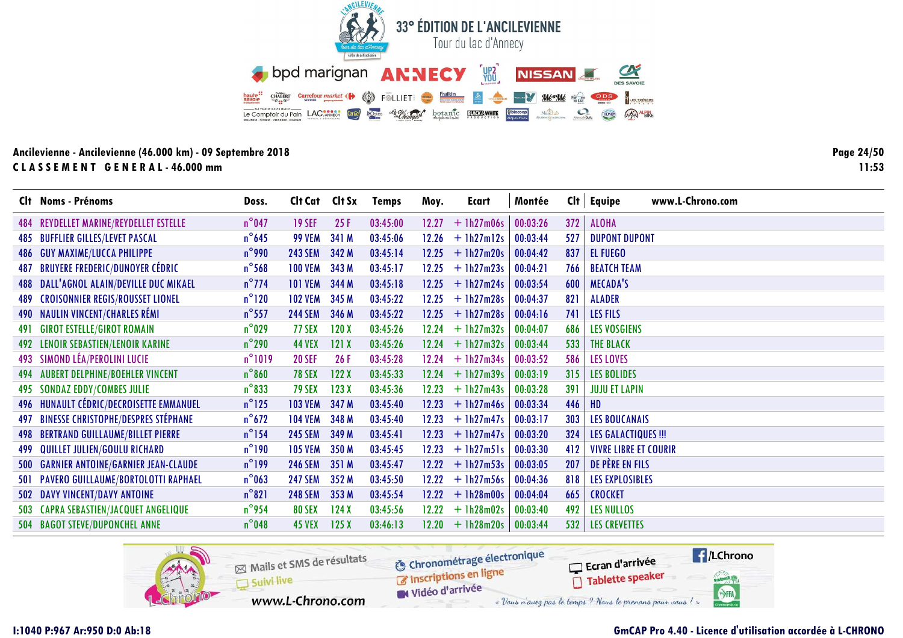# 33° ÉDITION DE L'ANCILEVIENNE

Tour du lac d'Annecy

**Ancilevienne - Ancilevienne (46.000 km) - 09 Septembre 2018**

**CLASSEMENT GENERAL - 46.000 mm**

11:53

| Clt | Noms - Prénoms | Doss. | Clt Cat | Clt Sx | Temps | Moy. | Ecart | Montée | Clt | Equipe |
|---|---|---|---|---|---|---|---|---|---|---|
| 484 | REYDELLET MARINE/REYDELLET ESTELLE | n°047 | 19 SEF | 25 F | 03:45:00 | 12.27 | + 1h27m06s | 00:03:26 | 372 | ALOHA |
| 485 | BUFFLIER GILLES/LEVET PASCAL | n°645 | 99 VEM | 341 M | 03:45:06 | 12.26 | + 1h27m12s | 00:03:44 | 527 | DUPONT DUPONT |
| 486 | GUY MAXIME/LUCCA PHILIPPE | n°990 | 243 SEM | 342 M | 03:45:14 | 12.25 | + 1h27m20s | 00:04:42 | 837 | EL FUEGO |
| 487 | BRUYERE FREDERIC/DUNOYER CÉDRIC | n°568 | 100 VEM | 343 M | 03:45:17 | 12.25 | + 1h27m23s | 00:04:21 | 766 | BEATCH TEAM |
| 488 | DALL'AGNOL ALAIN/DEVILLE DUC MIKAEL | n°774 | 101 VEM | 344 M | 03:45:18 | 12.25 | + 1h27m24s | 00:03:54 | 600 | MECADA'S |
| 489 | CROISONNIER REGIS/ROUSSET LIONEL | n°120 | 102 VEM | 345 M | 03:45:22 | 12.25 | + 1h27m28s | 00:04:37 | 821 | ALADER |
| 490 | NAULIN VINCENT/CHARLES RÉMI | n°557 | 244 SEM | 346 M | 03:45:22 | 12.25 | + 1h27m28s | 00:04:16 | 741 | LES FILS |
| 491 | GIROT ESTELLE/GIROT ROMAIN | n°029 | 77 SEX | 120 X | 03:45:26 | 12.24 | + 1h27m32s | 00:04:07 | 686 | LES VOSGIENS |
| 492 | LENOIR SEBASTIEN/LENOIR KARINE | n°290 | 44 VEX | 121 X | 03:45:26 | 12.24 | + 1h27m32s | 00:03:44 | 533 | THE BLACK |
| 493 | SIMOND LÉA/PEROLINI LUCIE | n°1019 | 20 SEF | 26 F | 03:45:28 | 12.24 | + 1h27m34s | 00:03:52 | 586 | LES LOVES |
| 494 | AUBERT DELPHINE/BOEHLER VINCENT | n°860 | 78 SEX | 122 X | 03:45:33 | 12.24 | + 1h27m39s | 00:03:19 | 315 | LES BOLIDES |
| 495 | SONDAZ EDDY/COMBES JULIE | n°833 | 79 SEX | 123 X | 03:45:36 | 12.23 | + 1h27m43s | 00:03:28 | 391 | JUJU ET LAPIN |
| 496 | HUNAULT CÉDRIC/DECROISETTE EMMANUEL | n°125 | 103 VEM | 347 M | 03:45:40 | 12.23 | + 1h27m46s | 00:03:34 | 446 | HD |
| 497 | BINESSE CHRISTOPHE/DESPRES STÉPHANE | n°672 | 104 VEM | 348 M | 03:45:40 | 12.23 | + 1h27m47s | 00:03:17 | 303 | LES BOUCANAIS |
| 498 | BERTRAND GUILLAUME/BILLET PIERRE | n°154 | 245 SEM | 349 M | 03:45:41 | 12.23 | + 1h27m47s | 00:03:20 | 324 | LES GALACTIQUES !!! |
| 499 | QUILLET JULIEN/GOULU RICHARD | n°190 | 105 VEM | 350 M | 03:45:45 | 12.23 | + 1h27m51s | 00:03:30 | 412 | VIVRE LIBRE ET COURIR |
| 500 | GARNIER ANTOINE/GARNIER JEAN-CLAUDE | n°199 | 246 SEM | 351 M | 03:45:47 | 12.22 | + 1h27m53s | 00:03:05 | 207 | DE PÈRE EN FILS |
| 501 | PAVERO GUILLAUME/BORTOLOTTI RAPHAEL | n°063 | 247 SEM | 352 M | 03:45:50 | 12.22 | + 1h27m56s | 00:04:36 | 818 | LES EXPLOSIBLES |
| 502 | DAVY VINCENT/DAVY ANTOINE | n°821 | 248 SEM | 353 M | 03:45:54 | 12.22 | + 1h28m00s | 00:04:04 | 665 | CROCKET |
| 503 | CAPRA SEBASTIEN/JACQUET ANGELIQUE | n°954 | 80 SEX | 124 X | 03:45:56 | 12.22 | + 1h28m02s | 00:03:40 | 492 | LES NULLOS |
| 504 | BAGOT STEVE/DUPONCHEL ANNE | n°048 | 45 VEX | 125 X | 03:46:13 | 12.20 | + 1h28m20s | 00:03:44 | 532 | LES CREVETTES |

I:1040 P:967 Ar:950 D:0 Ab:18

GmCAP Pro 4.40 - Licence d'utilisation accordée à L-CHRONO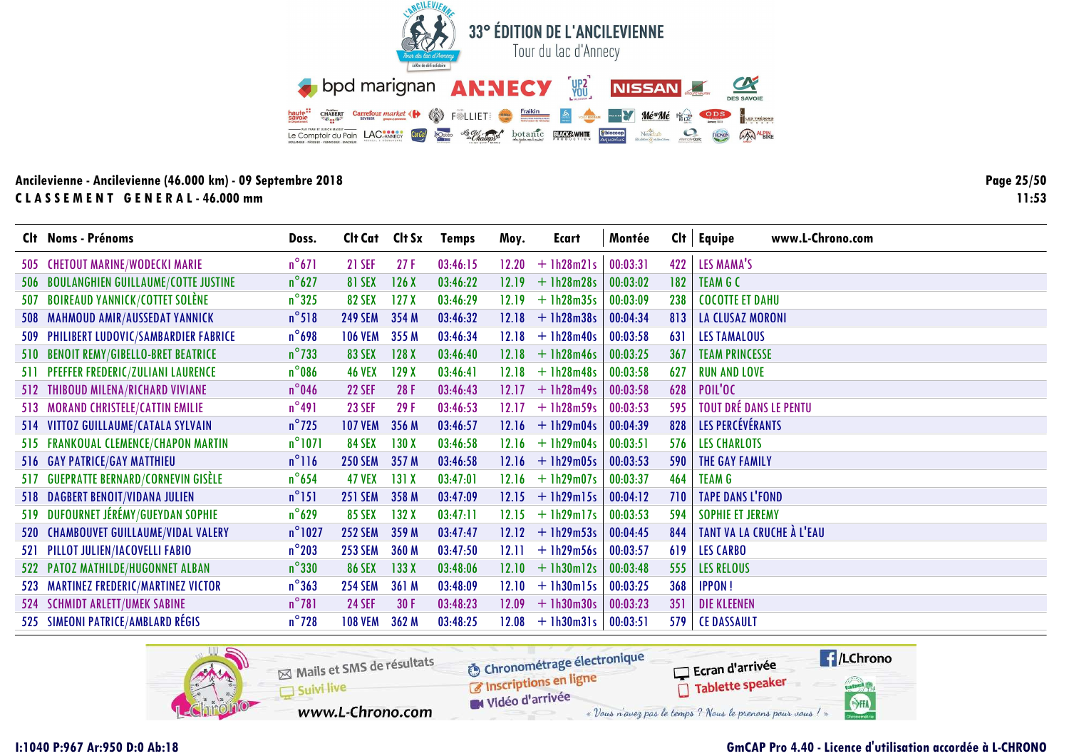# 33° ÉDITION DE L'ANCILEVIENNE
Tour du lac d'Annecy

**Ancilevienne - Ancilevienne (46.000 km) - 09 Septembre 2018**

**CLASSEMENT GENERAL - 46.000 mm**

| Clt | Noms - Prénoms | Doss. | Clt Cat | Clt Sx | Temps | Moy. | Ecart | Montée | Clt | Equipe |
|---|---|---|---|---|---|---|---|---|---|---|
| 505 | CHETOUT MARINE/WODECKI MARIE | n°671 | 21 SEF | 27 F | 03:46:15 | 12.20 | + 1h28m21s | 00:03:31 | 422 | LES MAMA'S |
| 506 | BOULANGHIEN GUILLAUME/COTTE JUSTINE | n°627 | 81 SEX | 126 X | 03:46:22 | 12.19 | + 1h28m28s | 00:03:02 | 182 | TEAM G C |
| 507 | BOIREAUD YANNICK/COTTET SOLÈNE | n°325 | 82 SEX | 127 X | 03:46:29 | 12.19 | + 1h28m35s | 00:03:09 | 238 | COCOTTE ET DAHU |
| 508 | MAHMOUD AMIR/AUSSEDAT YANNICK | n°518 | 249 SEM | 354 M | 03:46:32 | 12.18 | + 1h28m38s | 00:04:34 | 813 | LA CLUSAZ MORONI |
| 509 | PHILIBERT LUDOVIC/SAMBARDIER FABRICE | n°698 | 106 VEM | 355 M | 03:46:34 | 12.18 | + 1h28m40s | 00:03:58 | 631 | LES TAMALOUS |
| 510 | BENOIT REMY/GIBELLO-BRET BEATRICE | n°733 | 83 SEX | 128 X | 03:46:40 | 12.18 | + 1h28m46s | 00:03:25 | 367 | TEAM PRINCESSE |
| 511 | PFEFFER FREDERIC/ZULIANI LAURENCE | n°086 | 46 VEX | 129 X | 03:46:41 | 12.18 | + 1h28m48s | 00:03:58 | 627 | RUN AND LOVE |
| 512 | THIBOUD MILENA/RICHARD VIVIANE | n°046 | 22 SEF | 28 F | 03:46:43 | 12.17 | + 1h28m49s | 00:03:58 | 628 | POIL'OC |
| 513 | MORAND CHRISTELE/CATTIN EMILIE | n°491 | 23 SEF | 29 F | 03:46:53 | 12.17 | + 1h28m59s | 00:03:53 | 595 | TOUT DRÉ DANS LE PENTU |
| 514 | VITTOZ GUILLAUME/CATALA SYLVAIN | n°725 | 107 VEM | 356 M | 03:46:57 | 12.16 | + 1h29m04s | 00:04:39 | 828 | LES PERCÉVÉRANTS |
| 515 | FRANKOUAL CLEMENCE/CHAPON MARTIN | n°1071 | 84 SEX | 130 X | 03:46:58 | 12.16 | + 1h29m04s | 00:03:51 | 576 | LES CHARLOTS |
| 516 | GAY PATRICE/GAY MATTHIEU | n°116 | 250 SEM | 357 M | 03:46:58 | 12.16 | + 1h29m05s | 00:03:53 | 590 | THE GAY FAMILY |
| 517 | GUEPRATTE BERNARD/CORNEVIN GISÈLE | n°654 | 47 VEX | 131 X | 03:47:01 | 12.16 | + 1h29m07s | 00:03:37 | 464 | TEAM G |
| 518 | DAGBERT BENOIT/VIDANA JULIEN | n°151 | 251 SEM | 358 M | 03:47:09 | 12.15 | + 1h29m15s | 00:04:12 | 710 | TAPE DANS L'FOND |
| 519 | DUFOURNET JÉRÉMY/GUEYDAN SOPHIE | n°629 | 85 SEX | 132 X | 03:47:11 | 12.15 | + 1h29m17s | 00:03:53 | 594 | SOPHIE ET JEREMY |
| 520 | CHAMBOUVET GUILLAUME/VIDAL VALERY | n°1027 | 252 SEM | 359 M | 03:47:47 | 12.12 | + 1h29m53s | 00:04:45 | 844 | TANT VA LA CRUCHE À L'EAU |
| 521 | PILLOT JULIEN/IACOVELLI FABIO | n°203 | 253 SEM | 360 M | 03:47:50 | 12.11 | + 1h29m56s | 00:03:57 | 619 | LES CARBO |
| 522 | PATOZ MATHILDE/HUGONNET ALBAN | n°330 | 86 SEX | 133 X | 03:48:06 | 12.10 | + 1h30m12s | 00:03:48 | 555 | LES RELOUS |
| 523 | MARTINEZ FREDERIC/MARTINEZ VICTOR | n°363 | 254 SEM | 361 M | 03:48:09 | 12.10 | + 1h30m15s | 00:03:25 | 368 | IPPON ! |
| 524 | SCHMIDT ARLETT/UMEK SABINE | n°781 | 24 SEF | 30 F | 03:48:23 | 12.09 | + 1h30m30s | 00:03:23 | 351 | DIE KLEENEN |
| 525 | SIMEONI PATRICE/AMBLARD RÉGIS | n°728 | 108 VEM | 362 M | 03:48:25 | 12.08 | + 1h30m31s | 00:03:51 | 579 | CE DASSAULT |

I:1040 P:967 Ar:950 D:0 Ab:18

GmCAP Pro 4.40 - Licence d'utilisation accordée à L-CHRONO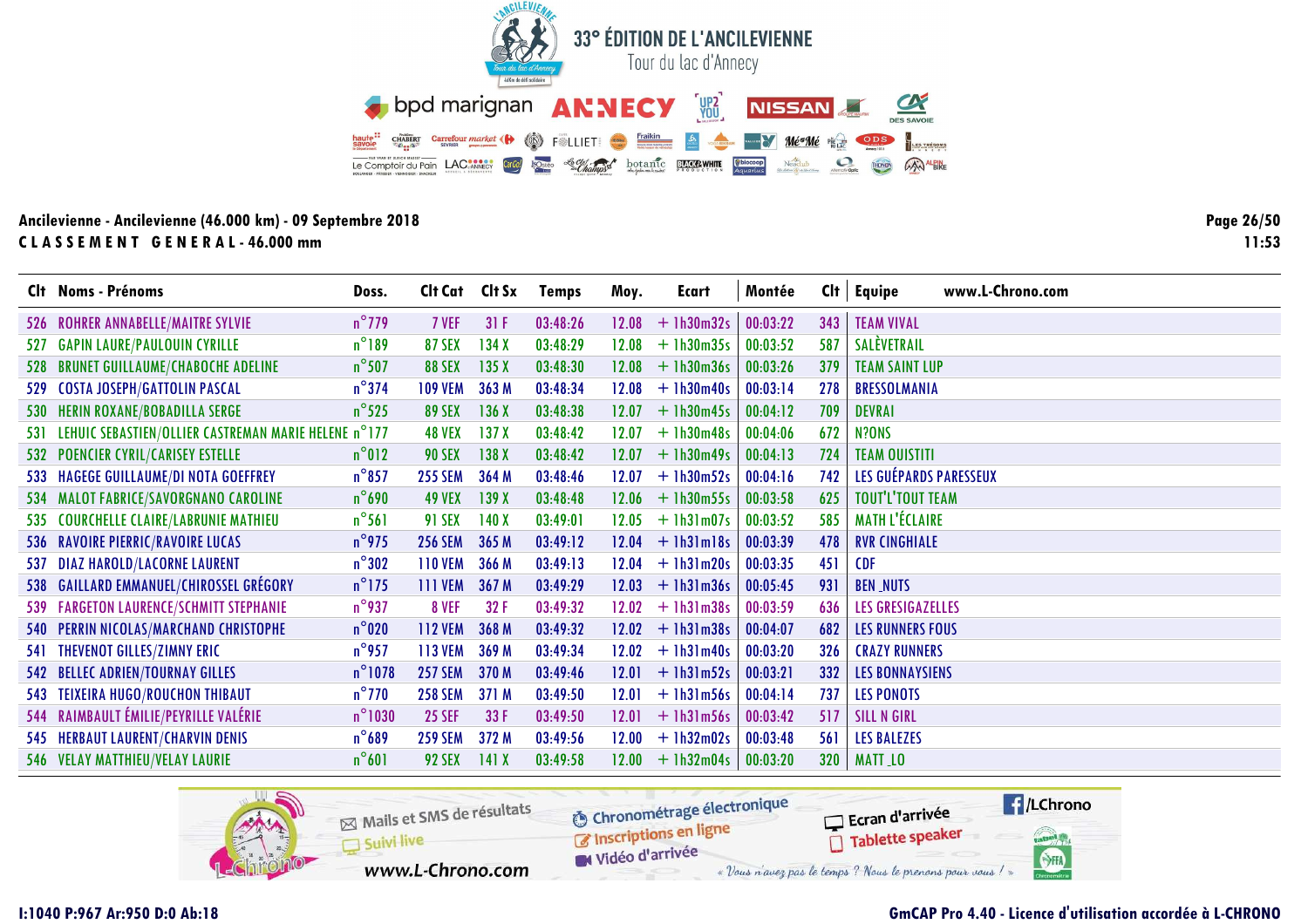# 33° ÉDITION DE L'ANCILEVIENNE

Tour du lac d'Annecy

**Ancilevienne - Ancilevienne (46.000 km) - 09 Septembre 2018**

**CLASSEMENT GENERAL - 46.000 mm**

11:53

| Clt | Noms - Prénoms | Doss. | Clt Cat | Clt Sx | Temps | Moy. | Ecart | Montée | Clt | Equipe |
|---|---|---|---|---|---|---|---|---|---|---|
| 526 | ROHRER ANNABELLE/MAITRE SYLVIE | n°779 | 7 VEF | 31 F | 03:48:26 | 12.08 | + 1h30m32s | 00:03:22 | 343 | TEAM VIVAL |
| 527 | GAPIN LAURE/PAULOUIN CYRILLE | n°189 | 87 SEX | 134 X | 03:48:29 | 12.08 | + 1h30m35s | 00:03:52 | 587 | SALÈVETRAIL |
| 528 | BRUNET GUILLAUME/CHABOCHE ADELINE | n°507 | 88 SEX | 135 X | 03:48:30 | 12.08 | + 1h30m36s | 00:03:26 | 379 | TEAM SAINT LUP |
| 529 | COSTA JOSEPH/GATTOLIN PASCAL | n°374 | 109 VEM | 363 M | 03:48:34 | 12.08 | + 1h30m40s | 00:03:14 | 278 | BRESSOLMANIA |
| 530 | HERIN ROXANE/BOBADILLA SERGE | n°525 | 89 SEX | 136 X | 03:48:38 | 12.07 | + 1h30m45s | 00:04:12 | 709 | DEVRAI |
| 531 | LEHUIC SEBASTIEN/OLLIER CASTREMAN MARIE HELENE | n°177 | 48 VEX | 137 X | 03:48:42 | 12.07 | + 1h30m48s | 00:04:06 | 672 | N?ONS |
| 532 | POENCIER CYRIL/CARISEY ESTELLE | n°012 | 90 SEX | 138 X | 03:48:42 | 12.07 | + 1h30m49s | 00:04:13 | 724 | TEAM OUISTITI |
| 533 | HAGEGE GUILLAUME/DI NOTA GOEFFREY | n°857 | 255 SEM | 364 M | 03:48:46 | 12.07 | + 1h30m52s | 00:04:16 | 742 | LES GUÉPARDS PARESSEUX |
| 534 | MALOT FABRICE/SAVORGNANO CAROLINE | n°690 | 49 VEX | 139 X | 03:48:48 | 12.06 | + 1h30m55s | 00:03:58 | 625 | TOUT'L'TOUT TEAM |
| 535 | COURCHELLE CLAIRE/LABRUNIE MATHIEU | n°561 | 91 SEX | 140 X | 03:49:01 | 12.05 | + 1h31m07s | 00:03:52 | 585 | MATH L'ÉCLAIRE |
| 536 | RAVOIRE PIERRIC/RAVOIRE LUCAS | n°975 | 256 SEM | 365 M | 03:49:12 | 12.04 | + 1h31m18s | 00:03:39 | 478 | RVR CINGHIALE |
| 537 | DIAZ HAROLD/LACORNE LAURENT | n°302 | 110 VEM | 366 M | 03:49:13 | 12.04 | + 1h31m20s | 00:03:35 | 451 | CDF |
| 538 | GAILLARD EMMANUEL/CHIROSSEL GRÉGORY | n°175 | 111 VEM | 367 M | 03:49:29 | 12.03 | + 1h31m36s | 00:05:45 | 931 | BEN_NUTS |
| 539 | FARGETON LAURENCE/SCHMITT STEPHANIE | n°937 | 8 VEF | 32 F | 03:49:32 | 12.02 | + 1h31m38s | 00:03:59 | 636 | LES GRESIGAZELLES |
| 540 | PERRIN NICOLAS/MARCHAND CHRISTOPHE | n°020 | 112 VEM | 368 M | 03:49:32 | 12.02 | + 1h31m38s | 00:04:07 | 682 | LES RUNNERS FOUS |
| 541 | THEVENOT GILLES/ZIMNY ERIC | n°957 | 113 VEM | 369 M | 03:49:34 | 12.02 | + 1h31m40s | 00:03:20 | 326 | CRAZY RUNNERS |
| 542 | BELLEC ADRIEN/TOURNAY GILLES | n°1078 | 257 SEM | 370 M | 03:49:46 | 12.01 | + 1h31m52s | 00:03:21 | 332 | LES BONNAYSIENS |
| 543 | TEIXEIRA HUGO/ROUCHON THIBAUT | n°770 | 258 SEM | 371 M | 03:49:50 | 12.01 | + 1h31m56s | 00:04:14 | 737 | LES PONOTS |
| 544 | RAIMBAULT ÉMILIE/PEYRILLE VALÉRIE | n°1030 | 25 SEF | 33 F | 03:49:50 | 12.01 | + 1h31m56s | 00:03:42 | 517 | SILL N GIRL |
| 545 | HERBAUT LAURENT/CHARVIN DENIS | n°689 | 259 SEM | 372 M | 03:49:56 | 12.00 | + 1h32m02s | 00:03:48 | 561 | LES BALEZES |
| 546 | VELAY MATTHIEU/VELAY LAURIE | n°601 | 92 SEX | 141 X | 03:49:58 | 12.00 | + 1h32m04s | 00:03:20 | 320 | MATT_LO |

I:1040 P:967 Ar:950 D:0 Ab:18

GmCAP Pro 4.40 - Licence d'utilisation accordée à L-CHRONO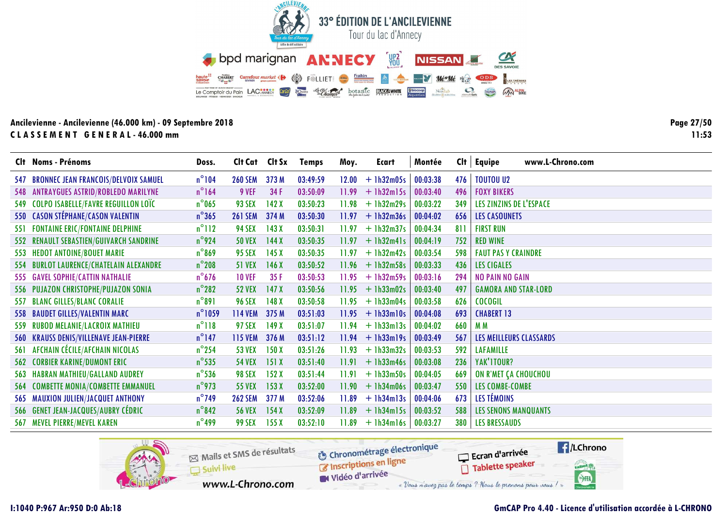# 33° ÉDITION DE L'ANCILEVIENNE

Tour du lac d'Annecy

Ancilevienne - Ancilevienne (46.000 km) - 09 Septembre 2018

**CLASSEMENT GENERAL - 46.000 mm**

| Clt | Noms - Prénoms | Doss. | Clt Cat | Clt Sx | Temps | Moy. | Ecart | Montée | Clt | Equipe |
|---|---|---|---|---|---|---|---|---|---|---|
| 547 | BRONNEC JEAN FRANCOIS/DELVOIX SAMUEL | n°104 | 260 SEM | 373 M | 03:49:59 | 12.00 | + 1h32m05s | 00:03:38 | 476 | TOUTOU U2 |
| 548 | ANTRAYGUES ASTRID/ROBLEDO MARILYNE | n°164 | 9 VEF | 34 F | 03:50:09 | 11.99 | + 1h32m15s | 00:03:40 | 496 | FOXY BIKERS |
| 549 | COLPO ISABELLE/FAVRE REGUILLON LOÏC | n°065 | 93 SEX | 142 X | 03:50:23 | 11.98 | + 1h32m29s | 00:03:22 | 349 | LES ZINZINS DE L'ESPACE |
| 550 | CASON STÉPHANE/CASON VALENTIN | n°365 | 261 SEM | 374 M | 03:50:30 | 11.97 | + 1h32m36s | 00:04:02 | 656 | LES CASOUNETS |
| 551 | FONTAINE ERIC/FONTAINE DELPHINE | n°112 | 94 SEX | 143 X | 03:50:31 | 11.97 | + 1h32m37s | 00:04:34 | 811 | FIRST RUN |
| 552 | RENAULT SEBASTIEN/GUIVARCH SANDRINE | n°924 | 50 VEX | 144 X | 03:50:35 | 11.97 | + 1h32m41s | 00:04:19 | 752 | RED WINE |
| 553 | HEDOT ANTOINE/BOUET MARIE | n°869 | 95 SEX | 145 X | 03:50:35 | 11.97 | + 1h32m42s | 00:03:54 | 598 | FAUT PAS Y CRAINDRE |
| 554 | BURLOT LAURENCE/CHATELAIN ALEXANDRE | n°208 | 51 VEX | 146 X | 03:50:52 | 11.96 | + 1h32m58s | 00:03:33 | 436 | LES CIGALES |
| 555 | GAVEL SOPHIE/CATTIN NATHALIE | n°676 | 10 VEF | 35 F | 03:50:53 | 11.95 | + 1h32m59s | 00:03:16 | 294 | NO PAIN NO GAIN |
| 556 | PUJAZON CHRISTOPHE/PUJAZON SONIA | n°282 | 52 VEX | 147 X | 03:50:56 | 11.95 | + 1h33m02s | 00:03:40 | 497 | GAMORA AND STAR-LORD |
| 557 | BLANC GILLES/BLANC CORALIE | n°891 | 96 SEX | 148 X | 03:50:58 | 11.95 | + 1h33m04s | 00:03:58 | 626 | COCOGIL |
| 558 | BAUDET GILLES/VALENTIN MARC | n°1059 | 114 VEM | 375 M | 03:51:03 | 11.95 | + 1h33m10s | 00:04:08 | 693 | CHABERT 13 |
| 559 | RUBOD MELANIE/LACROIX MATHIEU | n°118 | 97 SEX | 149 X | 03:51:07 | 11.94 | + 1h33m13s | 00:04:02 | 660 | M M |
| 560 | KRAUSS DENIS/VILLENAVE JEAN-PIERRE | n°147 | 115 VEM | 376 M | 03:51:12 | 11.94 | + 1h33m19s | 00:03:49 | 567 | LES MEILLEURS CLASSARDS |
| 561 | AFCHAIN CÉCILE/AFCHAIN NICOLAS | n°254 | 53 VEX | 150 X | 03:51:26 | 11.93 | + 1h33m32s | 00:03:53 | 592 | LAFAMILLE |
| 562 | CORBIER KARINE/DUMONT ERIC | n°535 | 54 VEX | 151 X | 03:51:40 | 11.91 | + 1h33m46s | 00:03:08 | 236 | YAK'1TOUR? |
| 563 | HABRAN MATHIEU/GALLAND AUDREY | n°536 | 98 SEX | 152 X | 03:51:44 | 11.91 | + 1h33m50s | 00:04:05 | 669 | ON R'MET ÇA CHOUCHOU |
| 564 | COMBETTE MONIA/COMBETTE EMMANUEL | n°973 | 55 VEX | 153 X | 03:52:00 | 11.90 | + 1h34m06s | 00:03:47 | 550 | LES COMBE-COMBE |
| 565 | MAUXION JULIEN/JACQUET ANTHONY | n°749 | 262 SEM | 377 M | 03:52:06 | 11.89 | + 1h34m13s | 00:04:06 | 673 | LES TÉMOINS |
| 566 | GENET JEAN-JACQUES/AUBRY CÉDRIC | n°842 | 56 VEX | 154 X | 03:52:09 | 11.89 | + 1h34m15s | 00:03:52 | 588 | LES SENONS MANQUANTS |
| 567 | MEVEL PIERRE/MEVEL KAREN | n°499 | 99 SEX | 155 X | 03:52:10 | 11.89 | + 1h34m16s | 00:03:27 | 380 | LES BRESSAUDS |

I:1040 P:967 Ar:950 D:0 Ab:18

GmCAP Pro 4.40 - Licence d'utilisation accordée à L-CHRONO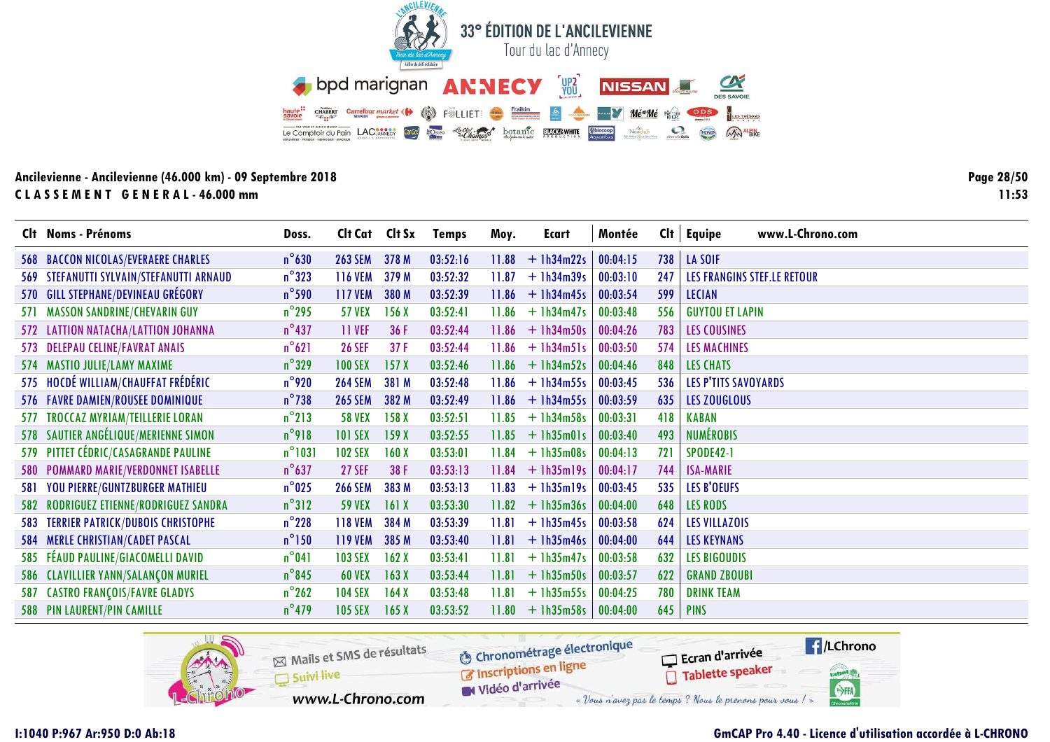# 33° ÉDITION DE L'ANCILEVIENNE

Tour du lac d'Annecy

**Ancilevienne - Ancilevienne (46.000 km) - 09 Septembre 2018**

**CLASSEMENT GENERAL - 46.000 mm**

| Clt | Noms - Prénoms | Doss. | Clt Cat | Clt Sx | Temps | Moy. | Ecart | Montée | Clt | Equipe |
|---|---|---|---|---|---|---|---|---|---|---|
| 568 | BACCON NICOLAS/EVERAERE CHARLES | n°630 | 263 SEM | 378 M | 03:52:16 | 11.88 | + 1h34m22s | 00:04:15 | 738 | LA SOIF |
| 569 | STEFANUTTI SYLVAIN/STEFANUTTI ARNAUD | n°323 | 116 VEM | 379 M | 03:52:32 | 11.87 | + 1h34m39s | 00:03:10 | 247 | LES FRANGINS STEF.LE RETOUR |
| 570 | GILL STEPHANE/DEVINEAU GRÉGORY | n°590 | 117 VEM | 380 M | 03:52:39 | 11.86 | + 1h34m45s | 00:03:54 | 599 | LECIAN |
| 571 | MASSON SANDRINE/CHEVARIN GUY | n°295 | 57 VEX | 156 X | 03:52:41 | 11.86 | + 1h34m47s | 00:03:48 | 556 | GUYTOU ET LAPIN |
| 572 | LATTION NATACHA/LATTION JOHANNA | n°437 | 11 VEF | 36 F | 03:52:44 | 11.86 | + 1h34m50s | 00:04:26 | 783 | LES COUSINES |
| 573 | DELEPAU CELINE/FAVRAT ANAIS | n°621 | 26 SEF | 37 F | 03:52:44 | 11.86 | + 1h34m51s | 00:03:50 | 574 | LES MACHINES |
| 574 | MASTIO JULIE/LAMY MAXIME | n°329 | 100 SEX | 157 X | 03:52:46 | 11.86 | + 1h34m52s | 00:04:46 | 848 | LES CHATS |
| 575 | HOCDÉ WILLIAM/CHAUFFAT FRÉDÉRIC | n°920 | 264 SEM | 381 M | 03:52:48 | 11.86 | + 1h34m55s | 00:03:45 | 536 | LES P'TITS SAVOYARDS |
| 576 | FAVRE DAMIEN/ROUSEE DOMINIQUE | n°738 | 265 SEM | 382 M | 03:52:49 | 11.86 | + 1h34m55s | 00:03:59 | 635 | LES ZOUGLOUS |
| 577 | TROCCAZ MYRIAM/TEILLERIE LORAN | n°213 | 58 VEX | 158 X | 03:52:51 | 11.85 | + 1h34m58s | 00:03:31 | 418 | KABAN |
| 578 | SAUTIER ANGÉLIQUE/MERIENNE SIMON | n°918 | 101 SEX | 159 X | 03:52:55 | 11.85 | + 1h35m01s | 00:03:40 | 493 | NUMÉROBIS |
| 579 | PITTET CÉDRIC/CASAGRANDE PAULINE | n°1031 | 102 SEX | 160 X | 03:53:01 | 11.84 | + 1h35m08s | 00:04:13 | 721 | SPODE42-1 |
| 580 | POMMARD MARIE/VERDONNET ISABELLE | n°637 | 27 SEF | 38 F | 03:53:13 | 11.84 | + 1h35m19s | 00:04:17 | 744 | ISA-MARIE |
| 581 | YOU PIERRE/GUNTZBURGER MATHIEU | n°025 | 266 SEM | 383 M | 03:53:13 | 11.83 | + 1h35m19s | 00:03:45 | 535 | LES B'OEUFS |
| 582 | RODRIGUEZ ETIENNE/RODRIGUEZ SANDRA | n°312 | 59 VEX | 161 X | 03:53:30 | 11.82 | + 1h35m36s | 00:04:00 | 648 | LES RODS |
| 583 | TERRIER PATRICK/DUBOIS CHRISTOPHE | n°228 | 118 VEM | 384 M | 03:53:39 | 11.81 | + 1h35m45s | 00:03:58 | 624 | LES VILLAZOIS |
| 584 | MERLE CHRISTIAN/CADET PASCAL | n°150 | 119 VEM | 385 M | 03:53:40 | 11.81 | + 1h35m46s | 00:04:00 | 644 | LES KEYNANS |
| 585 | FÉAUD PAULINE/GIACOMELLI DAVID | n°041 | 103 SEX | 162 X | 03:53:41 | 11.81 | + 1h35m47s | 00:03:58 | 632 | LES BIGOUDIS |
| 586 | CLAVILLIER YANN/SALANÇON MURIEL | n°845 | 60 VEX | 163 X | 03:53:44 | 11.81 | + 1h35m50s | 00:03:57 | 622 | GRAND ZBOUBI |
| 587 | CASTRO FRANÇOIS/FAVRE GLADYS | n°262 | 104 SEX | 164 X | 03:53:48 | 11.81 | + 1h35m55s | 00:04:25 | 780 | DRINK TEAM |
| 588 | PIN LAURENT/PIN CAMILLE | n°479 | 105 SEX | 165 X | 03:53:52 | 11.80 | + 1h35m58s | 00:04:00 | 645 | PINS |

I:1040 P:967 Ar:950 D:0 Ab:18

GmCAP Pro 4.40 - Licence d'utilisation accordée à L-CHRONO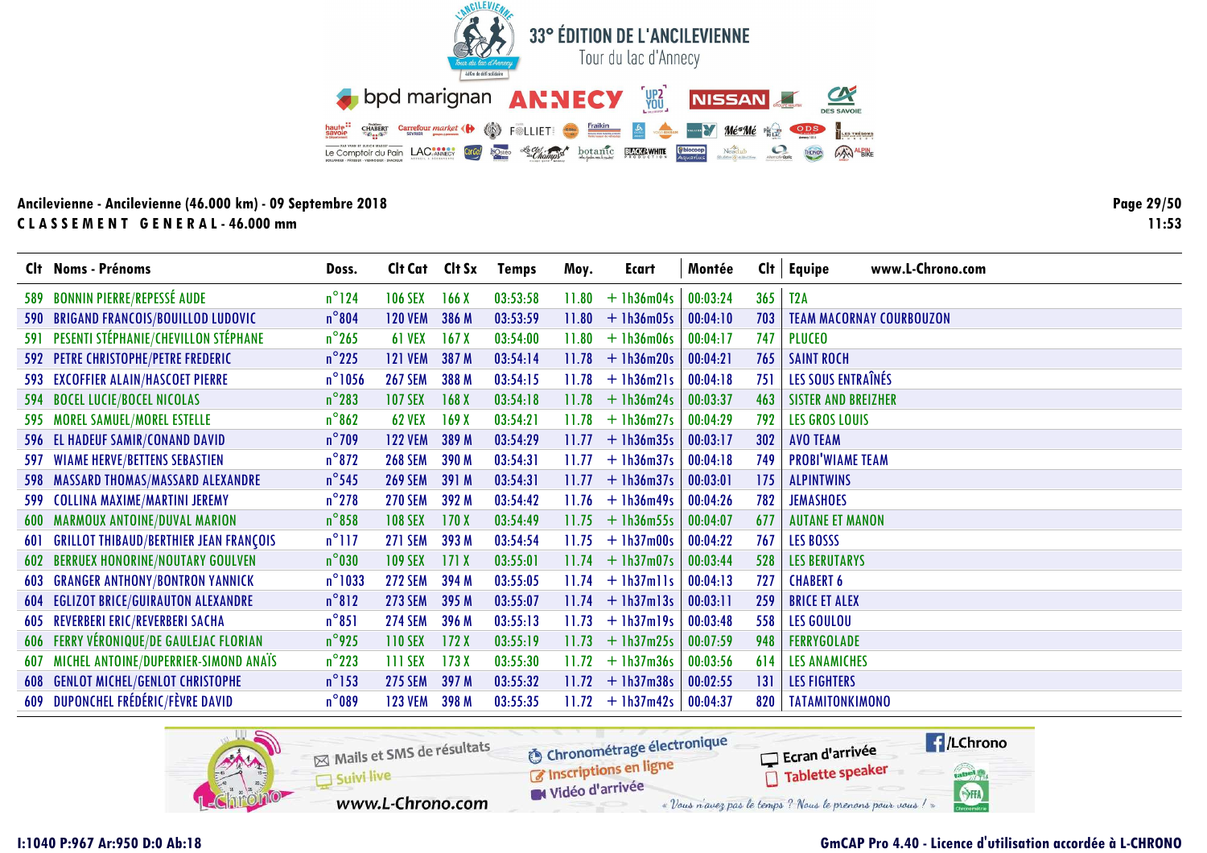# 33° ÉDITION DE L'ANCILEVIENNE

Tour du lac d'Annecy

**Ancilevienne - Ancilevienne (46.000 km) - 09 Septembre 2018**

**CLASSEMENT GENERAL - 46.000 mm**

| Clt | Noms - Prénoms | Doss. | Clt Cat | Clt Sx | Temps | Moy. | Ecart | Montée | Clt | Equipe |
|---|---|---|---|---|---|---|---|---|---|---|
| 589 | BONNIN PIERRE/REPESSÉ AUDE | n°124 | 106 SEX | 166 X | 03:53:58 | 11.80 | + 1h36m04s | 00:03:24 | 365 | T2A |
| 590 | BRIGAND FRANCOIS/BOUILLOD LUDOVIC | n°804 | 120 VEM | 386 M | 03:53:59 | 11.80 | + 1h36m05s | 00:04:10 | 703 | TEAM MACORNAY COURBOUZON |
| 591 | PESENTI STÉPHANIE/CHEVILLON STÉPHANE | n°265 | 61 VEX | 167 X | 03:54:00 | 11.80 | + 1h36m06s | 00:04:17 | 747 | PLUCEO |
| 592 | PETRE CHRISTOPHE/PETRE FREDERIC | n°225 | 121 VEM | 387 M | 03:54:14 | 11.78 | + 1h36m20s | 00:04:21 | 765 | SAINT ROCH |
| 593 | EXCOFFIER ALAIN/HASCOET PIERRE | n°1056 | 267 SEM | 388 M | 03:54:15 | 11.78 | + 1h36m21s | 00:04:18 | 751 | LES SOUS ENTRAÎNÉS |
| 594 | BOCEL LUCIE/BOCEL NICOLAS | n°283 | 107 SEX | 168 X | 03:54:18 | 11.78 | + 1h36m24s | 00:03:37 | 463 | SISTER AND BREIZHER |
| 595 | MOREL SAMUEL/MOREL ESTELLE | n°862 | 62 VEX | 169 X | 03:54:21 | 11.78 | + 1h36m27s | 00:04:29 | 792 | LES GROS LOUIS |
| 596 | EL HADEUF SAMIR/CONAND DAVID | n°709 | 122 VEM | 389 M | 03:54:29 | 11.77 | + 1h36m35s | 00:03:17 | 302 | AVO TEAM |
| 597 | WIAME HERVE/BETTENS SEBASTIEN | n°872 | 268 SEM | 390 M | 03:54:31 | 11.77 | + 1h36m37s | 00:04:18 | 749 | PROBI'WIAME TEAM |
| 598 | MASSARD THOMAS/MASSARD ALEXANDRE | n°545 | 269 SEM | 391 M | 03:54:31 | 11.77 | + 1h36m37s | 00:03:01 | 175 | ALPINTWINS |
| 599 | COLLINA MAXIME/MARTINI JEREMY | n°278 | 270 SEM | 392 M | 03:54:42 | 11.76 | + 1h36m49s | 00:04:26 | 782 | JEMASHOES |
| 600 | MARMOUX ANTOINE/DUVAL MARION | n°858 | 108 SEX | 170 X | 03:54:49 | 11.75 | + 1h36m55s | 00:04:07 | 677 | AUTANE ET MANON |
| 601 | GRILLOT THIBAUD/BERTHIER JEAN FRANÇOIS | n°117 | 271 SEM | 393 M | 03:54:54 | 11.75 | + 1h37m00s | 00:04:22 | 767 | LES BOSSS |
| 602 | BERRUEX HONORINE/NOUTARY GOULVEN | n°030 | 109 SEX | 171 X | 03:55:01 | 11.74 | + 1h37m07s | 00:03:44 | 528 | LES BERUTARYS |
| 603 | GRANGER ANTHONY/BONTRON YANNICK | n°1033 | 272 SEM | 394 M | 03:55:05 | 11.74 | + 1h37m11s | 00:04:13 | 727 | CHABERT 6 |
| 604 | EGLIZOT BRICE/GUIRAUTON ALEXANDRE | n°812 | 273 SEM | 395 M | 03:55:07 | 11.74 | + 1h37m13s | 00:03:11 | 259 | BRICE ET ALEX |
| 605 | REVERBERI ERIC/REVERBERI SACHA | n°851 | 274 SEM | 396 M | 03:55:13 | 11.73 | + 1h37m19s | 00:03:48 | 558 | LES GOULOU |
| 606 | FERRY VÉRONIQUE/DE GAULEJAC FLORIAN | n°925 | 110 SEX | 172 X | 03:55:19 | 11.73 | + 1h37m25s | 00:07:59 | 948 | FERRYGOLADE |
| 607 | MICHEL ANTOINE/DUPERRIER-SIMOND ANAÏS | n°223 | 111 SEX | 173 X | 03:55:30 | 11.72 | + 1h37m36s | 00:03:56 | 614 | LES ANAMICHES |
| 608 | GENLOT MICHEL/GENLOT CHRISTOPHE | n°153 | 275 SEM | 397 M | 03:55:32 | 11.72 | + 1h37m38s | 00:02:55 | 131 | LES FIGHTERS |
| 609 | DUPONCHEL FRÉDÉRIC/FÈVRE DAVID | n°089 | 123 VEM | 398 M | 03:55:35 | 11.72 | + 1h37m42s | 00:04:37 | 820 | TATAMITONKIMONO |

I:1040 P:967 Ar:950 D:0 Ab:18

GmCAP Pro 4.40 - Licence d'utilisation accordée à L-CHRONO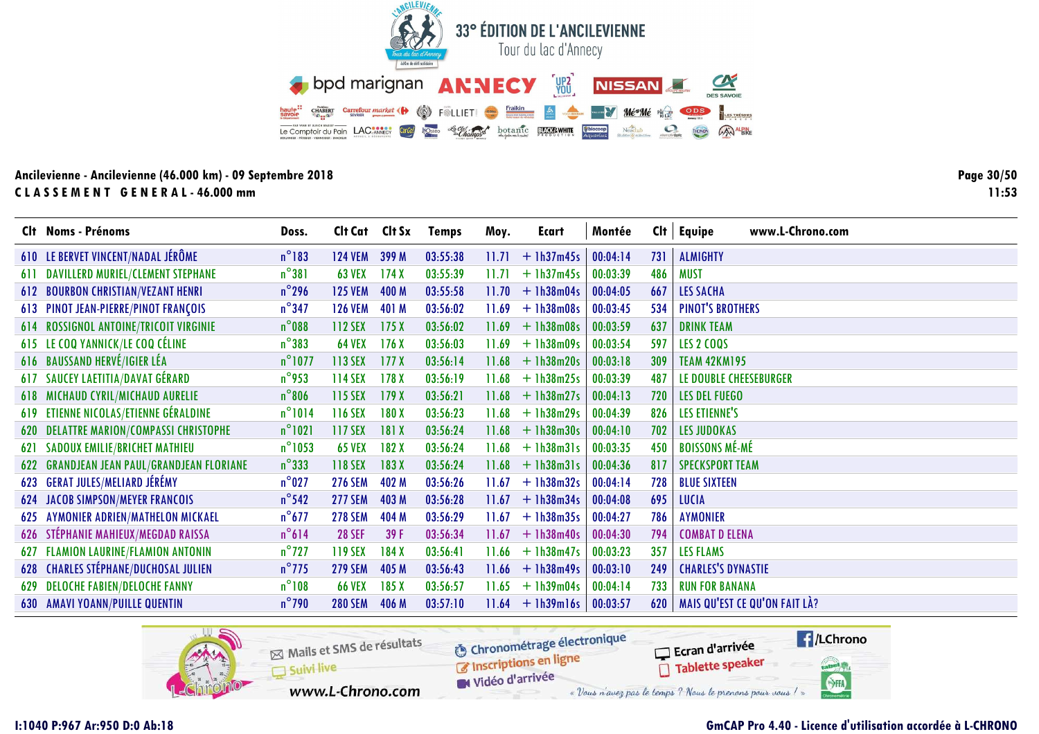# 33° ÉDITION DE L'ANCILEVIENNE

Tour du lac d'Annecy

**Ancilevienne - Ancilevienne (46.000 km) - 09 Septembre 2018**

**CLASSEMENT GENERAL - 46.000 mm**

| Clt | Noms - Prénoms | Doss. | Clt Cat | Clt Sx | Temps | Moy. | Ecart | Montée | Clt | Equipe |
|---|---|---|---|---|---|---|---|---|---|---|
| 610 | LE BERVET VINCENT/NADAL JÉRÔME | n°183 | 124 VEM | 399 M | 03:55:38 | 11.71 | + 1h37m45s | 00:04:14 | 731 | ALMIGHTY |
| 611 | DAVILLERD MURIEL/CLEMENT STEPHANE | n°381 | 63 VEX | 174 X | 03:55:39 | 11.71 | + 1h37m45s | 00:03:39 | 486 | MUST |
| 612 | BOURBON CHRISTIAN/VEZANT HENRI | n°296 | 125 VEM | 400 M | 03:55:58 | 11.70 | + 1h38m04s | 00:04:05 | 667 | LES SACHA |
| 613 | PINOT JEAN-PIERRE/PINOT FRANÇOIS | n°347 | 126 VEM | 401 M | 03:56:02 | 11.69 | + 1h38m08s | 00:03:45 | 534 | PINOT'S BROTHERS |
| 614 | ROSSIGNOL ANTOINE/TRICOIT VIRGINIE | n°088 | 112 SEX | 175 X | 03:56:02 | 11.69 | + 1h38m08s | 00:03:59 | 637 | DRINK TEAM |
| 615 | LE COQ YANNICK/LE COQ CÉLINE | n°383 | 64 VEX | 176 X | 03:56:03 | 11.69 | + 1h38m09s | 00:03:54 | 597 | LES 2 COQS |
| 616 | BAUSSAND HERVÉ/IGIER LÉA | n°1077 | 113 SEX | 177 X | 03:56:14 | 11.68 | + 1h38m20s | 00:03:18 | 309 | TEAM 42KM195 |
| 617 | SAUCEY LAETITIA/DAVAT GÉRARD | n°953 | 114 SEX | 178 X | 03:56:19 | 11.68 | + 1h38m25s | 00:03:39 | 487 | LE DOUBLE CHEESEBURGER |
| 618 | MICHAUD CYRIL/MICHAUD AURELIE | n°806 | 115 SEX | 179 X | 03:56:21 | 11.68 | + 1h38m27s | 00:04:13 | 720 | LES DEL FUEGO |
| 619 | ETIENNE NICOLAS/ETIENNE GÉRALDINE | n°1014 | 116 SEX | 180 X | 03:56:23 | 11.68 | + 1h38m29s | 00:04:39 | 826 | LES ETIENNE'S |
| 620 | DELATTRE MARION/COMPASSI CHRISTOPHE | n°1021 | 117 SEX | 181 X | 03:56:24 | 11.68 | + 1h38m30s | 00:04:10 | 702 | LES JUDOKAS |
| 621 | SADOUX EMILIE/BRICHET MATHIEU | n°1053 | 65 VEX | 182 X | 03:56:24 | 11.68 | + 1h38m31s | 00:03:35 | 450 | BOISSONS MÉ-MÉ |
| 622 | GRANDJEAN JEAN PAUL/GRANDJEAN FLORIANE | n°333 | 118 SEX | 183 X | 03:56:24 | 11.68 | + 1h38m31s | 00:04:36 | 817 | SPECKSPORT TEAM |
| 623 | GERAT JULES/MELIARD JÉRÉMY | n°027 | 276 SEM | 402 M | 03:56:26 | 11.67 | + 1h38m32s | 00:04:14 | 728 | BLUE SIXTEEN |
| 624 | JACOB SIMPSON/MEYER FRANCOIS | n°542 | 277 SEM | 403 M | 03:56:28 | 11.67 | + 1h38m34s | 00:04:08 | 695 | LUCIA |
| 625 | AYMONIER ADRIEN/MATHELON MICKAEL | n°677 | 278 SEM | 404 M | 03:56:29 | 11.67 | + 1h38m35s | 00:04:27 | 786 | AYMONIER |
| 626 | STÉPHANIE MAHIEUX/MEGDAD RAISSA | n°614 | 28 SEF | 39 F | 03:56:34 | 11.67 | + 1h38m40s | 00:04:30 | 794 | COMBAT D ELENA |
| 627 | FLAMION LAURINE/FLAMION ANTONIN | n°727 | 119 SEX | 184 X | 03:56:41 | 11.66 | + 1h38m47s | 00:03:23 | 357 | LES FLAMS |
| 628 | CHARLES STÉPHANE/DUCHOSAL JULIEN | n°775 | 279 SEM | 405 M | 03:56:43 | 11.66 | + 1h38m49s | 00:03:10 | 249 | CHARLES'S DYNASTIE |
| 629 | DELOCHE FABIEN/DELOCHE FANNY | n°108 | 66 VEX | 185 X | 03:56:57 | 11.65 | + 1h39m04s | 00:04:14 | 733 | RUN FOR BANANA |
| 630 | AMAVI YOANN/PUILLE QUENTIN | n°790 | 280 SEM | 406 M | 03:57:10 | 11.64 | + 1h39m16s | 00:03:57 | 620 | MAIS QU'EST CE QU'ON FAIT LÀ? |

I:1040 P:967 Ar:950 D:0 Ab:18

GmCAP Pro 4.40 - Licence d'utilisation accordée à L-CHRONO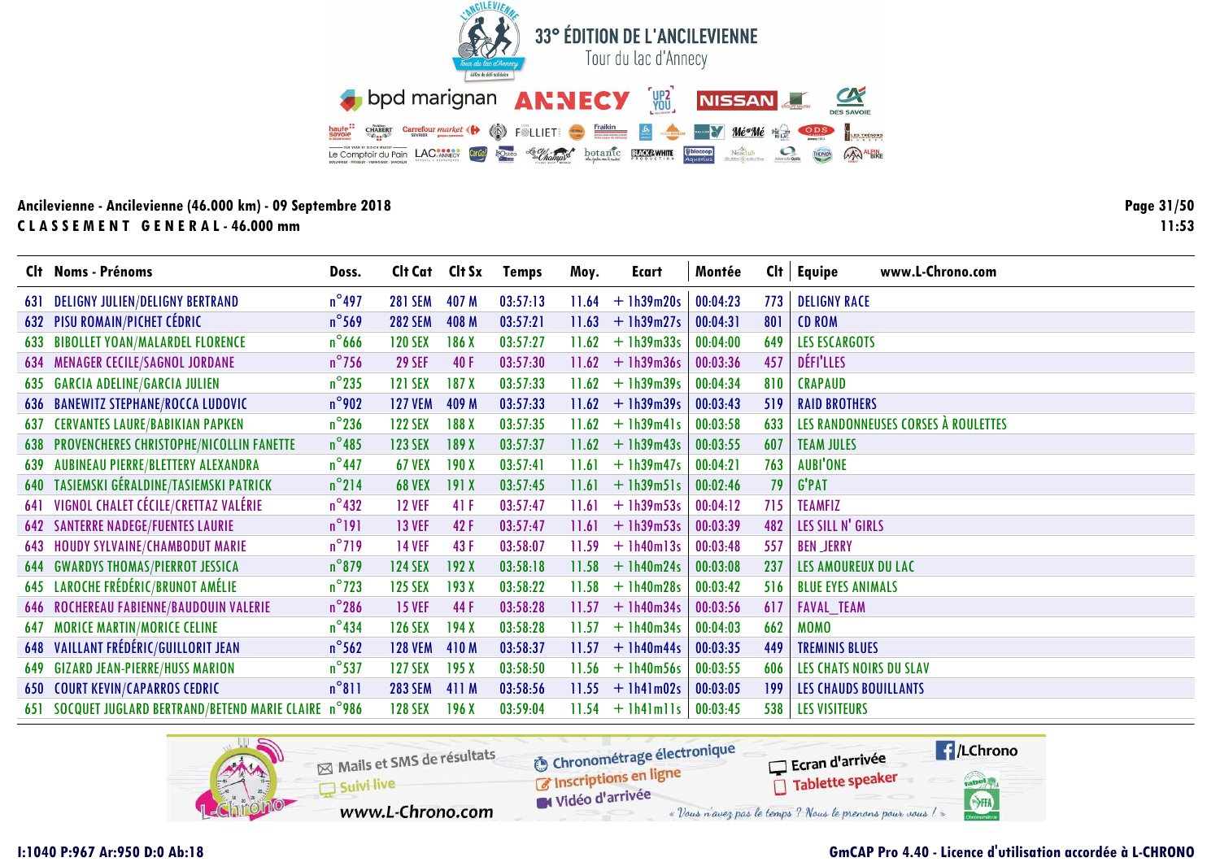# 33° ÉDITION DE L'ANCILEVIENNE

Tour du lac d'Annecy

**Ancilevienne - Ancilevienne (46.000 km) - 09 Septembre 2018**

**CLASSEMENT GENERAL - 46.000 mm**

| Clt | Noms - Prénoms | Doss. | Clt Cat | Clt Sx | Temps | Moy. | Ecart | Montée | Clt | Equipe |
|---|---|---|---|---|---|---|---|---|---|---|
| 631 | DELIGNY JULIEN/DELIGNY BERTRAND | n°497 | 281 SEM | 407 M | 03:57:13 | 11.64 | + 1h39m20s | 00:04:23 | 773 | DELIGNY RACE |
| 632 | PISU ROMAIN/PICHET CÉDRIC | n°569 | 282 SEM | 408 M | 03:57:21 | 11.63 | + 1h39m27s | 00:04:31 | 801 | CD ROM |
| 633 | BIBOLLET YOAN/MALARDEL FLORENCE | n°666 | 120 SEX | 186 X | 03:57:27 | 11.62 | + 1h39m33s | 00:04:00 | 649 | LES ESCARGOTS |
| 634 | MENAGER CECILE/SAGNOL JORDANE | n°756 | 29 SEF | 40 F | 03:57:30 | 11.62 | + 1h39m36s | 00:03:36 | 457 | DÉFI'LLES |
| 635 | GARCIA ADELINE/GARCIA JULIEN | n°235 | 121 SEX | 187 X | 03:57:33 | 11.62 | + 1h39m39s | 00:04:34 | 810 | CRAPAUD |
| 636 | BANEWITZ STEPHANE/ROCCA LUDOVIC | n°902 | 127 VEM | 409 M | 03:57:33 | 11.62 | + 1h39m39s | 00:03:43 | 519 | RAID BROTHERS |
| 637 | CERVANTES LAURE/BABIKIAN PAPKEN | n°236 | 122 SEX | 188 X | 03:57:35 | 11.62 | + 1h39m41s | 00:03:58 | 633 | LES RANDONNEUSES CORSES À ROULETTES |
| 638 | PROVENCHERES CHRISTOPHE/NICOLLIN FANETTE | n°485 | 123 SEX | 189 X | 03:57:37 | 11.62 | + 1h39m43s | 00:03:55 | 607 | TEAM JULES |
| 639 | AUBINEAU PIERRE/BLETTERY ALEXANDRA | n°447 | 67 VEX | 190 X | 03:57:41 | 11.61 | + 1h39m47s | 00:04:21 | 763 | AUBI'ONE |
| 640 | TASIEMSKI GÉRALDINE/TASIEMSKI PATRICK | n°214 | 68 VEX | 191 X | 03:57:45 | 11.61 | + 1h39m51s | 00:02:46 | 79 | G'PAT |
| 641 | VIGNOL CHALET CÉCILE/CRETTAZ VALÉRIE | n°432 | 12 VEF | 41 F | 03:57:47 | 11.61 | + 1h39m53s | 00:04:12 | 715 | TEAMFIZ |
| 642 | SANTERRE NADEGE/FUENTES LAURIE | n°191 | 13 VEF | 42 F | 03:57:47 | 11.61 | + 1h39m53s | 00:03:39 | 482 | LES SILL N' GIRLS |
| 643 | HOUDY SYLVAINE/CHAMBODUT MARIE | n°719 | 14 VEF | 43 F | 03:58:07 | 11.59 | + 1h40m13s | 00:03:48 | 557 | BEN_JERRY |
| 644 | GWARDYS THOMAS/PIERROT JESSICA | n°879 | 124 SEX | 192 X | 03:58:18 | 11.58 | + 1h40m24s | 00:03:08 | 237 | LES AMOUREUX DU LAC |
| 645 | LAROCHE FRÉDÉRIC/BRUNOT AMÉLIE | n°723 | 125 SEX | 193 X | 03:58:22 | 11.58 | + 1h40m28s | 00:03:42 | 516 | BLUE EYES ANIMALS |
| 646 | ROCHEREAU FABIENNE/BAUDOUIN VALERIE | n°286 | 15 VEF | 44 F | 03:58:28 | 11.57 | + 1h40m34s | 00:03:56 | 617 | FAVAL_TEAM |
| 647 | MORICE MARTIN/MORICE CELINE | n°434 | 126 SEX | 194 X | 03:58:28 | 11.57 | + 1h40m34s | 00:04:03 | 662 | MOMO |
| 648 | VAILLANT FRÉDÉRIC/GUILLORIT JEAN | n°562 | 128 VEM | 410 M | 03:58:37 | 11.57 | + 1h40m44s | 00:03:35 | 449 | TREMINIS BLUES |
| 649 | GIZARD JEAN-PIERRE/HUSS MARION | n°537 | 127 SEX | 195 X | 03:58:50 | 11.56 | + 1h40m56s | 00:03:55 | 606 | LES CHATS NOIRS DU SLAV |
| 650 | COURT KEVIN/CAPARROS CEDRIC | n°811 | 283 SEM | 411 M | 03:58:56 | 11.55 | + 1h41m02s | 00:03:05 | 199 | LES CHAUDS BOUILLANTS |
| 651 | SOCQUET JUGLARD BERTRAND/BETEND MARIE CLAIRE | n°986 | 128 SEX | 196 X | 03:59:04 | 11.54 | + 1h41m11s | 00:03:45 | 538 | LES VISITEURS |

I:1040 P:967 Ar:950 D:0 Ab:18

GmCAP Pro 4.40 - Licence d'utilisation accordée à L-CHRONO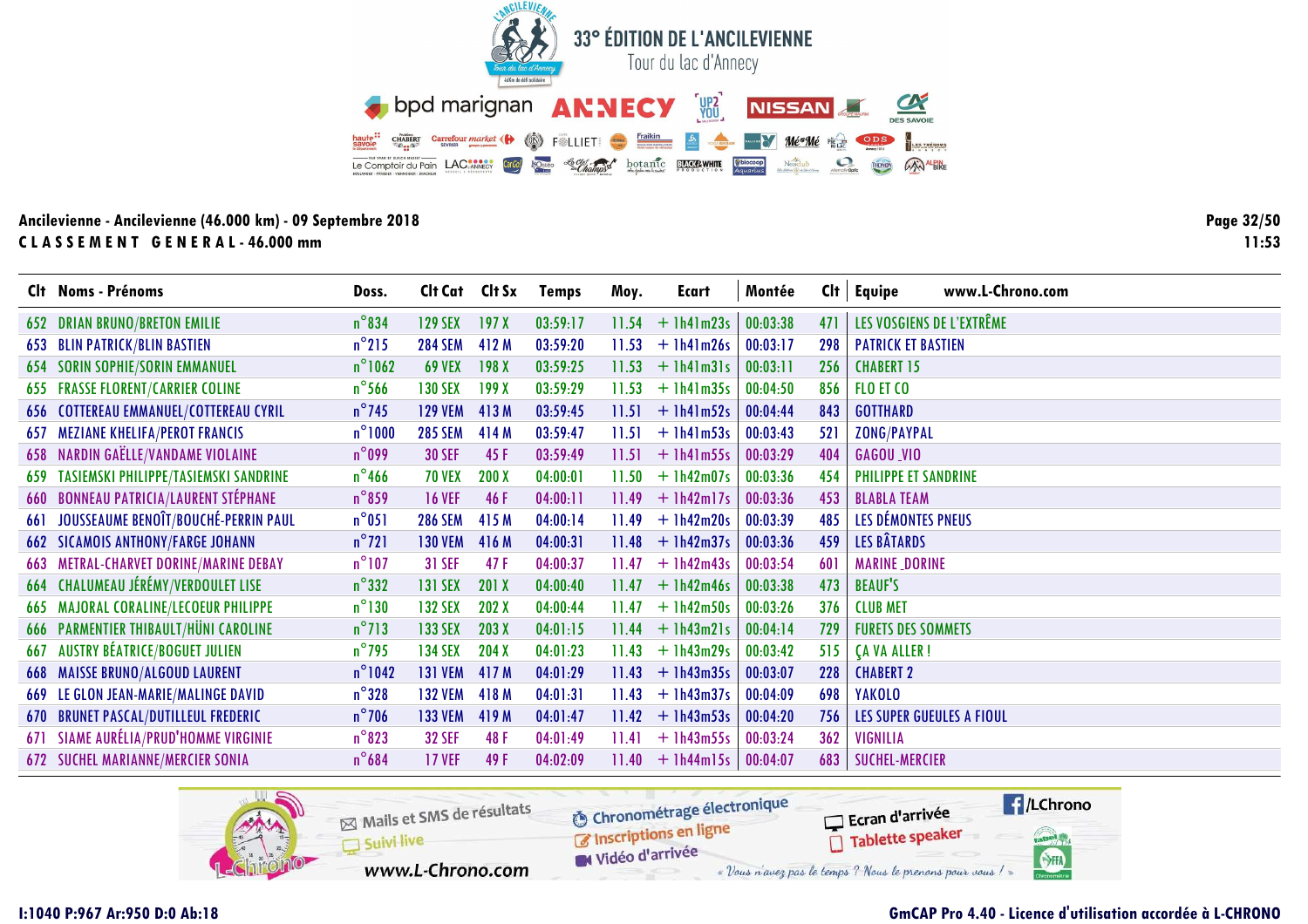# 33° ÉDITION DE L'ANCILEVIENNE

Tour du lac d'Annecy

## Ancilevienne - Ancilevienne (46.000 km) - 09 Septembre 2018

**C L A S S E M E N T   G E N E R A L - 46.000 mm**

| Clt | Noms - Prénoms | Doss. | Clt Cat | Clt Sx | Temps | Moy. | Ecart | Montée | Clt | Equipe |
|---|---|---|---|---|---|---|---|---|---|---|
| 652 | DRIAN BRUNO/BRETON EMILIE | n°834 | 129 SEX | 197 X | 03:59:17 | 11.54 | + 1h41m23s | 00:03:38 | 471 | LES VOSGIENS DE L'EXTRÊME |
| 653 | BLIN PATRICK/BLIN BASTIEN | n°215 | 284 SEM | 412 M | 03:59:20 | 11.53 | + 1h41m26s | 00:03:17 | 298 | PATRICK ET BASTIEN |
| 654 | SORIN SOPHIE/SORIN EMMANUEL | n°1062 | 69 VEX | 198 X | 03:59:25 | 11.53 | + 1h41m31s | 00:03:11 | 256 | CHABERT 15 |
| 655 | FRASSE FLORENT/CARRIER COLINE | n°566 | 130 SEX | 199 X | 03:59:29 | 11.53 | + 1h41m35s | 00:04:50 | 856 | FLO ET CO |
| 656 | COTTEREAU EMMANUEL/COTTEREAU CYRIL | n°745 | 129 VEM | 413 M | 03:59:45 | 11.51 | + 1h41m52s | 00:04:44 | 843 | GOTTHARD |
| 657 | MEZIANE KHELIFA/PEROT FRANCIS | n°1000 | 285 SEM | 414 M | 03:59:47 | 11.51 | + 1h41m53s | 00:03:43 | 521 | ZONG/PAYPAL |
| 658 | NARDIN GAËLLE/VANDAME VIOLAINE | n°099 | 30 SEF | 45 F | 03:59:49 | 11.51 | + 1h41m55s | 00:03:29 | 404 | GAGOU_VIO |
| 659 | TASIEMSKI PHILIPPE/TASIEMSKI SANDRINE | n°466 | 70 VEX | 200 X | 04:00:01 | 11.50 | + 1h42m07s | 00:03:36 | 454 | PHILIPPE ET SANDRINE |
| 660 | BONNEAU PATRICIA/LAURENT STÉPHANE | n°859 | 16 VEF | 46 F | 04:00:11 | 11.49 | + 1h42m17s | 00:03:36 | 453 | BLABLA TEAM |
| 661 | JOUSSEAUME BENOÎT/BOUCHÉ-PERRIN PAUL | n°051 | 286 SEM | 415 M | 04:00:14 | 11.49 | + 1h42m20s | 00:03:39 | 485 | LES DÉMONTES PNEUS |
| 662 | SICAMOIS ANTHONY/FARGE JOHANN | n°721 | 130 VEM | 416 M | 04:00:31 | 11.48 | + 1h42m37s | 00:03:36 | 459 | LES BÂTARDS |
| 663 | METRAL-CHARVET DORINE/MARINE DEBAY | n°107 | 31 SEF | 47 F | 04:00:37 | 11.47 | + 1h42m43s | 00:03:54 | 601 | MARINE_DORINE |
| 664 | CHALUMEAU JÉRÉMY/VERDOULET LISE | n°332 | 131 SEX | 201 X | 04:00:40 | 11.47 | + 1h42m46s | 00:03:38 | 473 | BEAUF'S |
| 665 | MAJORAL CORALINE/LECOEUR PHILIPPE | n°130 | 132 SEX | 202 X | 04:00:44 | 11.47 | + 1h42m50s | 00:03:26 | 376 | CLUB MET |
| 666 | PARMENTIER THIBAULT/HÜNI CAROLINE | n°713 | 133 SEX | 203 X | 04:01:15 | 11.44 | + 1h43m21s | 00:04:14 | 729 | FURETS DES SOMMETS |
| 667 | AUSTRY BÉATRICE/BOGUET JULIEN | n°795 | 134 SEX | 204 X | 04:01:23 | 11.43 | + 1h43m29s | 00:03:42 | 515 | ÇA VA ALLER ! |
| 668 | MAISSE BRUNO/ALGOUD LAURENT | n°1042 | 131 VEM | 417 M | 04:01:29 | 11.43 | + 1h43m35s | 00:03:07 | 228 | CHABERT 2 |
| 669 | LE GLON JEAN-MARIE/MALINGE DAVID | n°328 | 132 VEM | 418 M | 04:01:31 | 11.43 | + 1h43m37s | 00:04:09 | 698 | YAKOLO |
| 670 | BRUNET PASCAL/DUTILLEUL FREDERIC | n°706 | 133 VEM | 419 M | 04:01:47 | 11.42 | + 1h43m53s | 00:04:20 | 756 | LES SUPER GUEULES A FIOUL |
| 671 | SIAME AURÉLIA/PRUD'HOMME VIRGINIE | n°823 | 32 SEF | 48 F | 04:01:49 | 11.41 | + 1h43m55s | 00:03:24 | 362 | VIGNILIA |
| 672 | SUCHEL MARIANNE/MERCIER SONIA | n°684 | 17 VEF | 49 F | 04:02:09 | 11.40 | + 1h44m15s | 00:04:07 | 683 | SUCHEL-MERCIER |

I:1040 P:967 Ar:950 D:0 Ab:18

GmCAP Pro 4.40 - Licence d'utilisation accordée à L-CHRONO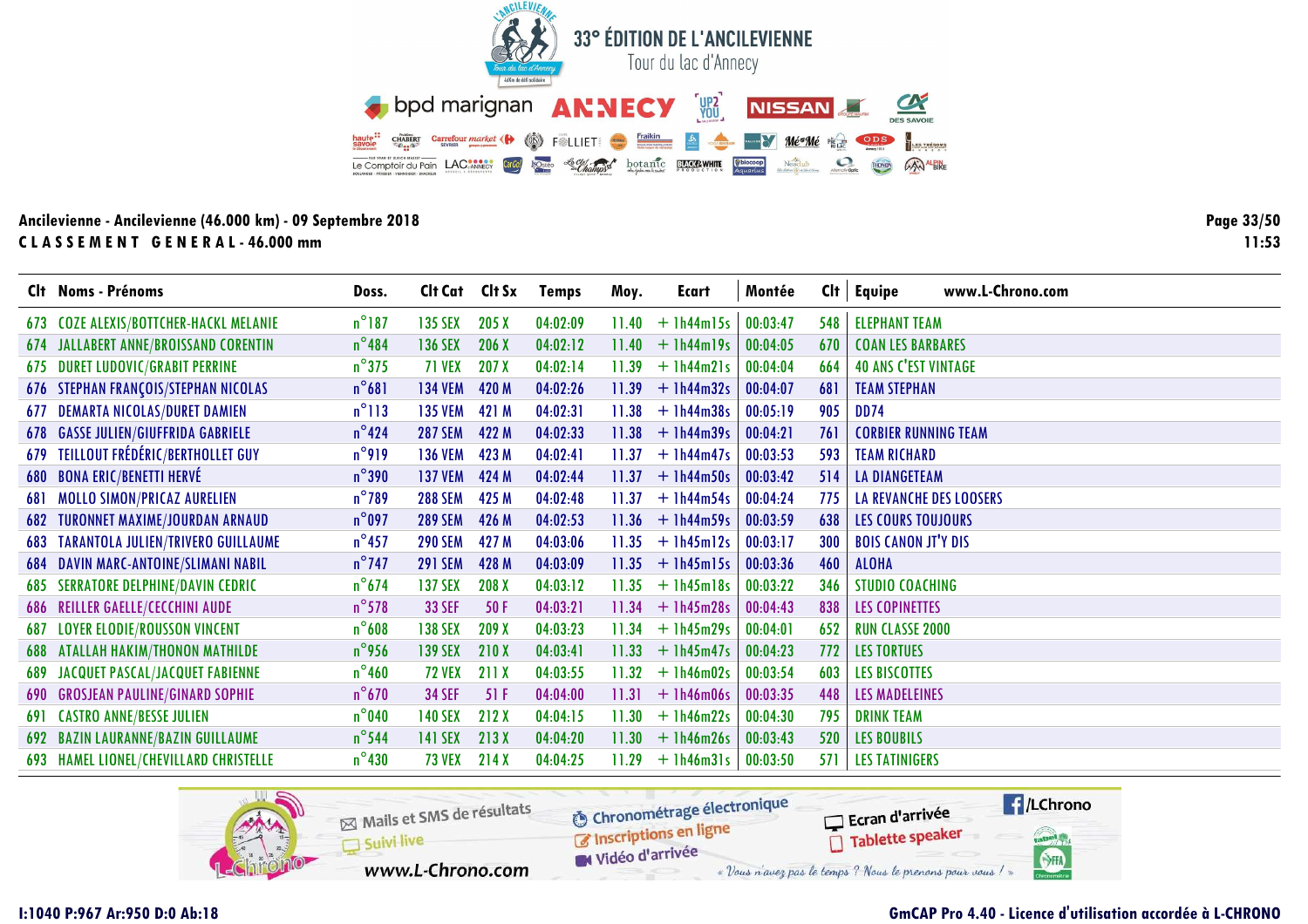# 33° ÉDITION DE L'ANCILEVIENNE

Tour du lac d'Annecy

**Ancilevienne - Ancilevienne (46.000 km) - 09 Septembre 2018**

**CLASSEMENT GENERAL - 46.000 mm**

| Clt | Noms - Prénoms | Doss. | Clt Cat | Clt Sx | Temps | Moy. | Ecart | Montée | Clt | Equipe |
|---|---|---|---|---|---|---|---|---|---|---|
| 673 | COZE ALEXIS/BOTTCHER-HACKL MELANIE | n°187 | 135 SEX | 205 X | 04:02:09 | 11.40 | + 1h44m15s | 00:03:47 | 548 | ELEPHANT TEAM |
| 674 | JALLABERT ANNE/BROISSAND CORENTIN | n°484 | 136 SEX | 206 X | 04:02:12 | 11.40 | + 1h44m19s | 00:04:05 | 670 | COAN LES BARBARES |
| 675 | DURET LUDOVIC/GRABIT PERRINE | n°375 | 71 VEX | 207 X | 04:02:14 | 11.39 | + 1h44m21s | 00:04:04 | 664 | 40 ANS C'EST VINTAGE |
| 676 | STEPHAN FRANÇOIS/STEPHAN NICOLAS | n°681 | 134 VEM | 420 M | 04:02:26 | 11.39 | + 1h44m32s | 00:04:07 | 681 | TEAM STEPHAN |
| 677 | DEMARTA NICOLAS/DURET DAMIEN | n°113 | 135 VEM | 421 M | 04:02:31 | 11.38 | + 1h44m38s | 00:05:19 | 905 | DD74 |
| 678 | GASSE JULIEN/GIUFFRIDA GABRIELE | n°424 | 287 SEM | 422 M | 04:02:33 | 11.38 | + 1h44m39s | 00:04:21 | 761 | CORBIER RUNNING TEAM |
| 679 | TEILLOUT FRÉDÉRIC/BERTHOLLET GUY | n°919 | 136 VEM | 423 M | 04:02:41 | 11.37 | + 1h44m47s | 00:03:53 | 593 | TEAM RICHARD |
| 680 | BONA ERIC/BENETTI HERVÉ | n°390 | 137 VEM | 424 M | 04:02:44 | 11.37 | + 1h44m50s | 00:03:42 | 514 | LA DIANGETEAM |
| 681 | MOLLO SIMON/PRICAZ AURELIEN | n°789 | 288 SEM | 425 M | 04:02:48 | 11.37 | + 1h44m54s | 00:04:24 | 775 | LA REVANCHE DES LOOSERS |
| 682 | TURONNET MAXIME/JOURDAN ARNAUD | n°097 | 289 SEM | 426 M | 04:02:53 | 11.36 | + 1h44m59s | 00:03:59 | 638 | LES COURS TOUJOURS |
| 683 | TARANTOLA JULIEN/TRIVERO GUILLAUME | n°457 | 290 SEM | 427 M | 04:03:06 | 11.35 | + 1h45m12s | 00:03:17 | 300 | BOIS CANON JT'Y DIS |
| 684 | DAVIN MARC-ANTOINE/SLIMANI NABIL | n°747 | 291 SEM | 428 M | 04:03:09 | 11.35 | + 1h45m15s | 00:03:36 | 460 | ALOHA |
| 685 | SERRATORE DELPHINE/DAVIN CEDRIC | n°674 | 137 SEX | 208 X | 04:03:12 | 11.35 | + 1h45m18s | 00:03:22 | 346 | STUDIO COACHING |
| 686 | REILLER GAELLE/CECCHINI AUDE | n°578 | 33 SEF | 50 F | 04:03:21 | 11.34 | + 1h45m28s | 00:04:43 | 838 | LES COPINETTES |
| 687 | LOYER ELODIE/ROUSSON VINCENT | n°608 | 138 SEX | 209 X | 04:03:23 | 11.34 | + 1h45m29s | 00:04:01 | 652 | RUN CLASSE 2000 |
| 688 | ATALLAH HAKIM/THONON MATHILDE | n°956 | 139 SEX | 210 X | 04:03:41 | 11.33 | + 1h45m47s | 00:04:23 | 772 | LES TORTUES |
| 689 | JACQUET PASCAL/JACQUET FABIENNE | n°460 | 72 VEX | 211 X | 04:03:55 | 11.32 | + 1h46m02s | 00:03:54 | 603 | LES BISCOTTES |
| 690 | GROSJEAN PAULINE/GINARD SOPHIE | n°670 | 34 SEF | 51 F | 04:04:00 | 11.31 | + 1h46m06s | 00:03:35 | 448 | LES MADELEINES |
| 691 | CASTRO ANNE/BESSE JULIEN | n°040 | 140 SEX | 212 X | 04:04:15 | 11.30 | + 1h46m22s | 00:04:30 | 795 | DRINK TEAM |
| 692 | BAZIN LAURANNE/BAZIN GUILLAUME | n°544 | 141 SEX | 213 X | 04:04:20 | 11.30 | + 1h46m26s | 00:03:43 | 520 | LES BOUBILS |
| 693 | HAMEL LIONEL/CHEVILLARD CHRISTELLE | n°430 | 73 VEX | 214 X | 04:04:25 | 11.29 | + 1h46m31s | 00:03:50 | 571 | LES TATINIGERS |

I:1040 P:967 Ar:950 D:0 Ab:18

GmCAP Pro 4.40 - Licence d'utilisation accordée à L-CHRONO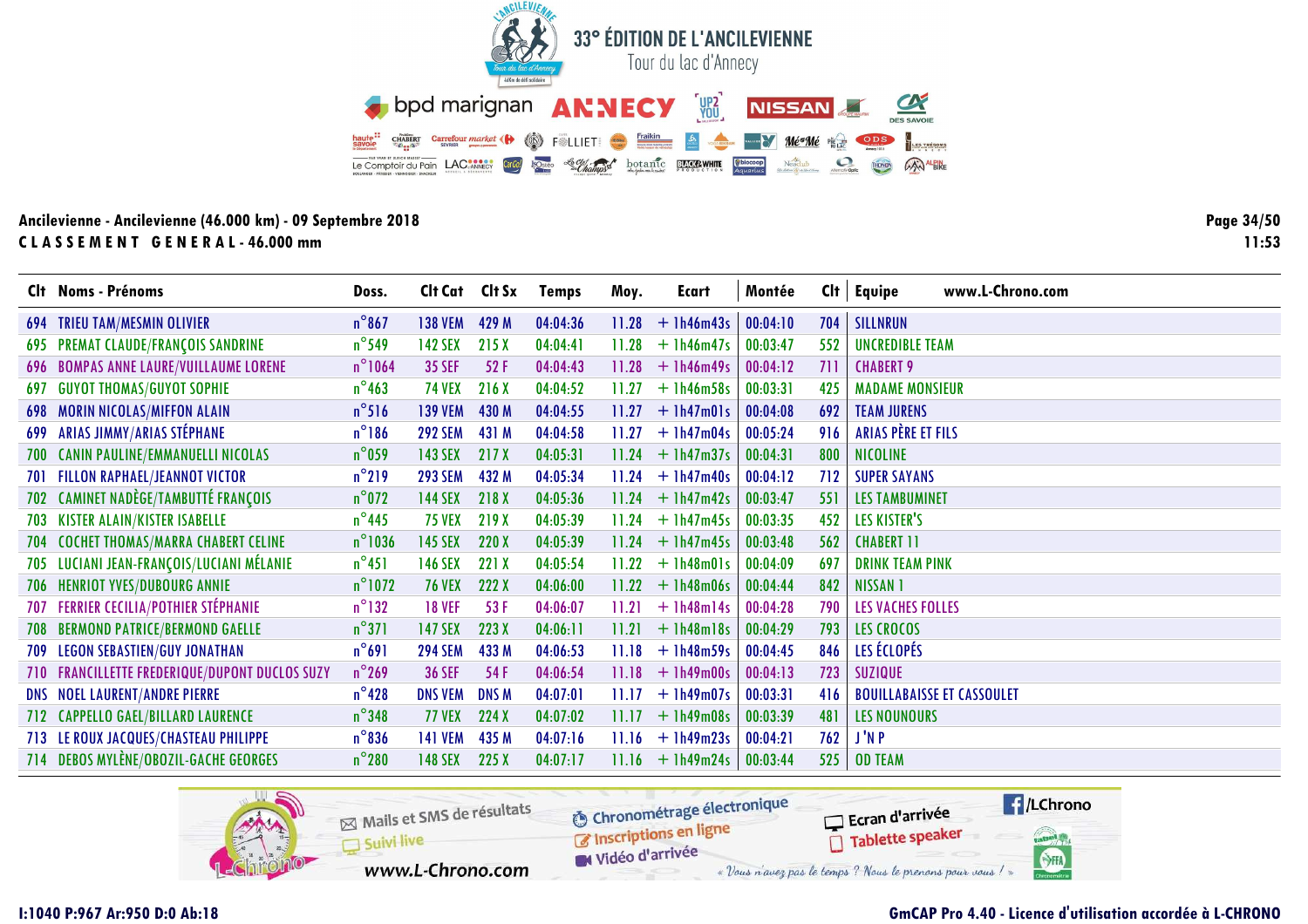# 33° ÉDITION DE L'ANCILEVIENNE

Tour du lac d'Annecy

**Ancilevienne - Ancilevienne (46.000 km) - 09 Septembre 2018**

**CLASSEMENT GENERAL - 46.000 mm**

| Clt | Noms - Prénoms | Doss. | Clt Cat | Clt Sx | Temps | Moy. | Ecart | Montée | Clt | Equipe |
|---|---|---|---|---|---|---|---|---|---|---|
| 694 | TRIEU TAM/MESMIN OLIVIER | n°867 | 138 VEM | 429 M | 04:04:36 | 11.28 | + 1h46m43s | 00:04:10 | 704 | SILLNRUN |
| 695 | PREMAT CLAUDE/FRANÇOIS SANDRINE | n°549 | 142 SEX | 215 X | 04:04:41 | 11.28 | + 1h46m47s | 00:03:47 | 552 | UNCREDIBLE TEAM |
| 696 | BOMPAS ANNE LAURE/VUILLAUME LORENE | n°1064 | 35 SEF | 52 F | 04:04:43 | 11.28 | + 1h46m49s | 00:04:12 | 711 | CHABERT 9 |
| 697 | GUYOT THOMAS/GUYOT SOPHIE | n°463 | 74 VEX | 216 X | 04:04:52 | 11.27 | + 1h46m58s | 00:03:31 | 425 | MADAME MONSIEUR |
| 698 | MORIN NICOLAS/MIFFON ALAIN | n°516 | 139 VEM | 430 M | 04:04:55 | 11.27 | + 1h47m01s | 00:04:08 | 692 | TEAM JURENS |
| 699 | ARIAS JIMMY/ARIAS STÉPHANE | n°186 | 292 SEM | 431 M | 04:04:58 | 11.27 | + 1h47m04s | 00:05:24 | 916 | ARIAS PÈRE ET FILS |
| 700 | CANIN PAULINE/EMMANUELLI NICOLAS | n°059 | 143 SEX | 217 X | 04:05:31 | 11.24 | + 1h47m37s | 00:04:31 | 800 | NICOLINE |
| 701 | FILLON RAPHAEL/JEANNOT VICTOR | n°219 | 293 SEM | 432 M | 04:05:34 | 11.24 | + 1h47m40s | 00:04:12 | 712 | SUPER SAYANS |
| 702 | CAMINET NADÈGE/TAMBUTTÉ FRANÇOIS | n°072 | 144 SEX | 218 X | 04:05:36 | 11.24 | + 1h47m42s | 00:03:47 | 551 | LES TAMBUMINET |
| 703 | KISTER ALAIN/KISTER ISABELLE | n°445 | 75 VEX | 219 X | 04:05:39 | 11.24 | + 1h47m45s | 00:03:35 | 452 | LES KISTER'S |
| 704 | COCHET THOMAS/MARRA CHABERT CELINE | n°1036 | 145 SEX | 220 X | 04:05:39 | 11.24 | + 1h47m45s | 00:03:48 | 562 | CHABERT 11 |
| 705 | LUCIANI JEAN-FRANÇOIS/LUCIANI MÉLANIE | n°451 | 146 SEX | 221 X | 04:05:54 | 11.22 | + 1h48m01s | 00:04:09 | 697 | DRINK TEAM PINK |
| 706 | HENRIOT YVES/DUBOURG ANNIE | n°1072 | 76 VEX | 222 X | 04:06:00 | 11.22 | + 1h48m06s | 00:04:44 | 842 | NISSAN 1 |
| 707 | FERRIER CECILIA/POTHIER STÉPHANIE | n°132 | 18 VEF | 53 F | 04:06:07 | 11.21 | + 1h48m14s | 00:04:28 | 790 | LES VACHES FOLLES |
| 708 | BERMOND PATRICE/BERMOND GAELLE | n°371 | 147 SEX | 223 X | 04:06:11 | 11.21 | + 1h48m18s | 00:04:29 | 793 | LES CROCOS |
| 709 | LEGON SEBASTIEN/GUY JONATHAN | n°691 | 294 SEM | 433 M | 04:06:53 | 11.18 | + 1h48m59s | 00:04:45 | 846 | LES ÉCLOPÉS |
| 710 | FRANCILLETTE FREDERIQUE/DUPONT DUCLOS SUZY | n°269 | 36 SEF | 54 F | 04:06:54 | 11.18 | + 1h49m00s | 00:04:13 | 723 | SUZIQUE |
| DNS | NOEL LAURENT/ANDRE PIERRE | n°428 | DNS VEM | DNS M | 04:07:01 | 11.17 | + 1h49m07s | 00:03:31 | 416 | BOUILLABAISSE ET CASSOULET |
| 712 | CAPPELLO GAEL/BILLARD LAURENCE | n°348 | 77 VEX | 224 X | 04:07:02 | 11.17 | + 1h49m08s | 00:03:39 | 481 | LES NOUNOURS |
| 713 | LE ROUX JACQUES/CHASTEAU PHILIPPE | n°836 | 141 VEM | 435 M | 04:07:16 | 11.16 | + 1h49m23s | 00:04:21 | 762 | J 'N P |
| 714 | DEBOS MYLÈNE/OBOZIL-GACHE GEORGES | n°280 | 148 SEX | 225 X | 04:07:17 | 11.16 | + 1h49m24s | 00:03:44 | 525 | OD TEAM |

I:1040 P:967 Ar:950 D:0 Ab:18

GmCAP Pro 4.40 - Licence d'utilisation accordée à L-CHRONO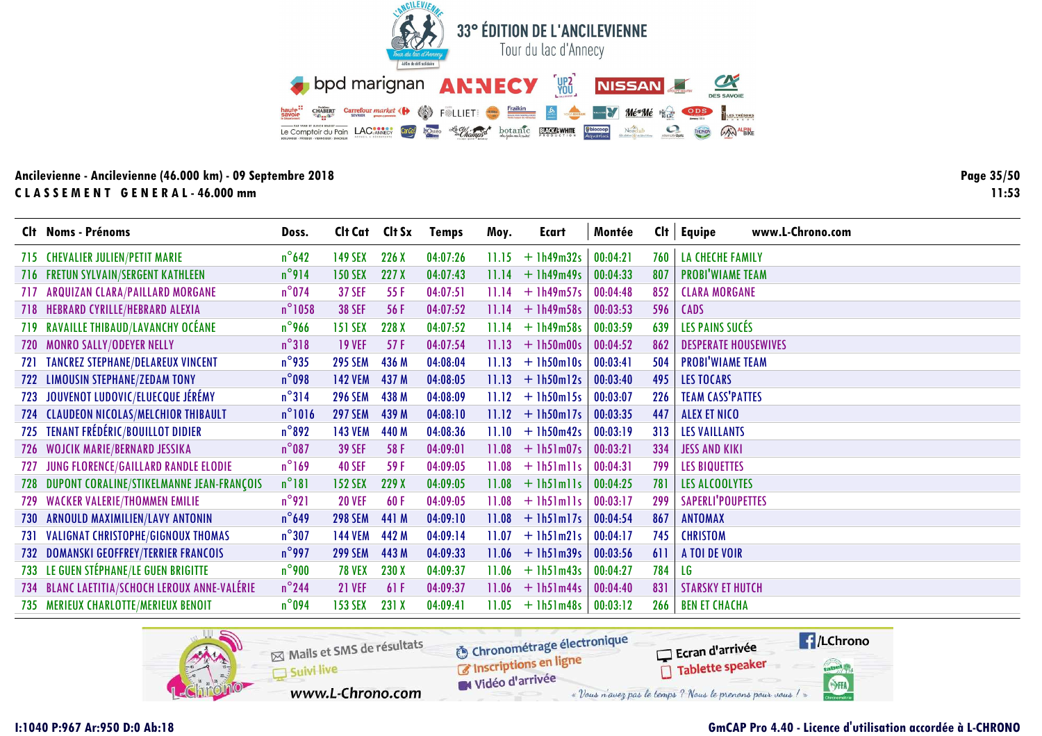# 33° ÉDITION DE L'ANCILEVIENNE

Tour du lac d'Annecy

**Ancilevienne - Ancilevienne (46.000 km) - 09 Septembre 2018**

**C L A S S E M E N T G E N E R A L - 46.000 mm**

11:53

| Clt | Noms - Prénoms | Doss. | Clt Cat | Clt Sx | Temps | Moy. | Ecart | Montée | Clt | Equipe |
|---|---|---|---|---|---|---|---|---|---|---|
| 715 | CHEVALIER JULIEN/PETIT MARIE | n°642 | 149 SEX | 226 X | 04:07:26 | 11.15 | + 1h49m32s | 00:04:21 | 760 | LA CHECHE FAMILY |
| 716 | FRETUN SYLVAIN/SERGENT KATHLEEN | n°914 | 150 SEX | 227 X | 04:07:43 | 11.14 | + 1h49m49s | 00:04:33 | 807 | PROBI'WIAME TEAM |
| 717 | ARQUIZAN CLARA/PAILLARD MORGANE | n°074 | 37 SEF | 55 F | 04:07:51 | 11.14 | + 1h49m57s | 00:04:48 | 852 | CLARA MORGANE |
| 718 | HEBRARD CYRILLE/HEBRARD ALEXIA | n°1058 | 38 SEF | 56 F | 04:07:52 | 11.14 | + 1h49m58s | 00:03:53 | 596 | CADS |
| 719 | RAVAILLE THIBAUD/LAVANCHY OCÉANE | n°966 | 151 SEX | 228 X | 04:07:52 | 11.14 | + 1h49m58s | 00:03:59 | 639 | LES PAINS SUCÉS |
| 720 | MONRO SALLY/ODEYER NELLY | n°318 | 19 VEF | 57 F | 04:07:54 | 11.13 | + 1h50m00s | 00:04:52 | 862 | DESPERATE HOUSEWIVES |
| 721 | TANCREZ STEPHANE/DELAREUX VINCENT | n°935 | 295 SEM | 436 M | 04:08:04 | 11.13 | + 1h50m10s | 00:03:41 | 504 | PROBI'WIAME TEAM |
| 722 | LIMOUSIN STEPHANE/ZEDAM TONY | n°098 | 142 VEM | 437 M | 04:08:05 | 11.13 | + 1h50m12s | 00:03:40 | 495 | LES TOCARS |
| 723 | JOUVENOT LUDOVIC/ELUECQUE JÉRÉMY | n°314 | 296 SEM | 438 M | 04:08:09 | 11.12 | + 1h50m15s | 00:03:07 | 226 | TEAM CASS'PATTES |
| 724 | CLAUDEON NICOLAS/MELCHIOR THIBAULT | n°1016 | 297 SEM | 439 M | 04:08:10 | 11.12 | + 1h50m17s | 00:03:35 | 447 | ALEX ET NICO |
| 725 | TENANT FRÉDÉRIC/BOUILLOT DIDIER | n°892 | 143 VEM | 440 M | 04:08:36 | 11.10 | + 1h50m42s | 00:03:19 | 313 | LES VAILLANTS |
| 726 | WOJCIK MARIE/BERNARD JESSIKA | n°087 | 39 SEF | 58 F | 04:09:01 | 11.08 | + 1h51m07s | 00:03:21 | 334 | JESS AND KIKI |
| 727 | JUNG FLORENCE/GAILLARD RANDLE ELODIE | n°169 | 40 SEF | 59 F | 04:09:05 | 11.08 | + 1h51m11s | 00:04:31 | 799 | LES BIQUETTES |
| 728 | DUPONT CORALINE/STIKELMANNE JEAN-FRANÇOIS | n°181 | 152 SEX | 229 X | 04:09:05 | 11.08 | + 1h51m11s | 00:04:25 | 781 | LES ALCOOLYTES |
| 729 | WACKER VALERIE/THOMMEN EMILIE | n°921 | 20 VEF | 60 F | 04:09:05 | 11.08 | + 1h51m11s | 00:03:17 | 299 | SAPERLI'POUPETTES |
| 730 | ARNOULD MAXIMILIEN/LAVY ANTONIN | n°649 | 298 SEM | 441 M | 04:09:10 | 11.08 | + 1h51m17s | 00:04:54 | 867 | ANTOMAX |
| 731 | VALIGNAT CHRISTOPHE/GIGNOUX THOMAS | n°307 | 144 VEM | 442 M | 04:09:14 | 11.07 | + 1h51m21s | 00:04:17 | 745 | CHRISTOM |
| 732 | DOMANSKI GEOFFREY/TERRIER FRANCOIS | n°997 | 299 SEM | 443 M | 04:09:33 | 11.06 | + 1h51m39s | 00:03:56 | 611 | A TOI DE VOIR |
| 733 | LE GUEN STÉPHANE/LE GUEN BRIGITTE | n°900 | 78 VEX | 230 X | 04:09:37 | 11.06 | + 1h51m43s | 00:04:27 | 784 | LG |
| 734 | BLANC LAETITIA/SCHOCH LEROUX ANNE-VALÉRIE | n°244 | 21 VEF | 61 F | 04:09:37 | 11.06 | + 1h51m44s | 00:04:40 | 831 | STARSKY ET HUTCH |
| 735 | MERIEUX CHARLOTTE/MERIEUX BENOIT | n°094 | 153 SEX | 231 X | 04:09:41 | 11.05 | + 1h51m48s | 00:03:12 | 266 | BEN ET CHACHA |

I:1040 P:967 Ar:950 D:0 Ab:18

GmCAP Pro 4.40 - Licence d'utilisation accordée à L-CHRONO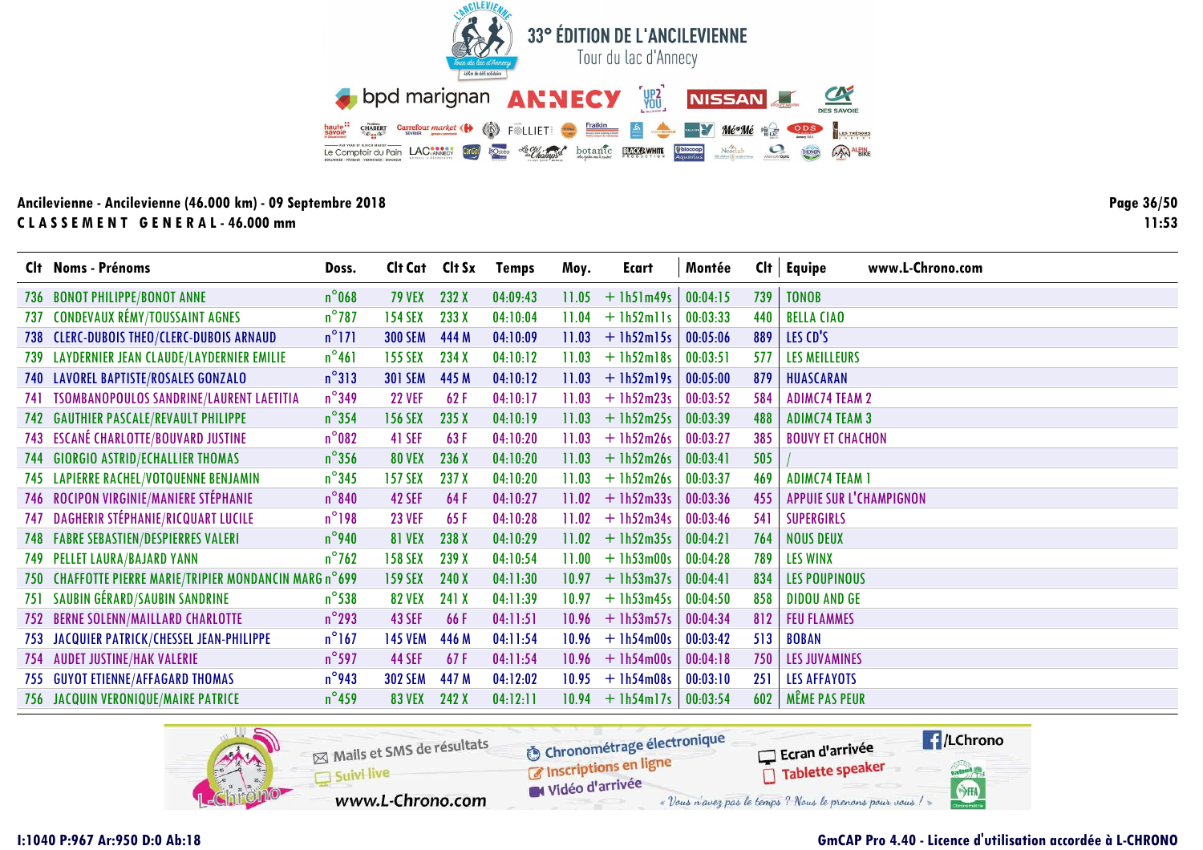# 33° ÉDITION DE L'ANCILEVIENNE

Tour du lac d'Annecy

**Ancilevienne - Ancilevienne (46.000 km) - 09 Septembre 2018**

**CLASSEMENT GENERAL - 46.000 mm**

| Clt | Noms - Prénoms | Doss. | Clt Cat | Clt Sx | Temps | Moy. | Ecart | Montée | Clt | Equipe |
|---|---|---|---|---|---|---|---|---|---|---|
| 736 | BONOT PHILIPPE/BONOT ANNE | n°068 | 79 VEX | 232 X | 04:09:43 | 11.05 | + 1h51m49s | 00:04:15 | 739 | TONOB |
| 737 | CONDEVAUX RÉMY/TOUSSAINT AGNES | n°787 | 154 SEX | 233 X | 04:10:04 | 11.04 | + 1h52m11s | 00:03:33 | 440 | BELLA CIAO |
| 738 | CLERC-DUBOIS THEO/CLERC-DUBOIS ARNAUD | n°171 | 300 SEM | 444 M | 04:10:09 | 11.03 | + 1h52m15s | 00:05:06 | 889 | LES CD'S |
| 739 | LAYDERNIER JEAN CLAUDE/LAYDERNIER EMILIE | n°461 | 155 SEX | 234 X | 04:10:12 | 11.03 | + 1h52m18s | 00:03:51 | 577 | LES MEILLEURS |
| 740 | LAVOREL BAPTISTE/ROSALES GONZALO | n°313 | 301 SEM | 445 M | 04:10:12 | 11.03 | + 1h52m19s | 00:05:00 | 879 | HUASCARAN |
| 741 | TSOMBANOPOULOS SANDRINE/LAURENT LAETITIA | n°349 | 22 VEF | 62 F | 04:10:17 | 11.03 | + 1h52m23s | 00:03:52 | 584 | ADIMC74 TEAM 2 |
| 742 | GAUTHIER PASCALE/REVAULT PHILIPPE | n°354 | 156 SEX | 235 X | 04:10:19 | 11.03 | + 1h52m25s | 00:03:39 | 488 | ADIMC74 TEAM 3 |
| 743 | ESCANÉ CHARLOTTE/BOUVARD JUSTINE | n°082 | 41 SEF | 63 F | 04:10:20 | 11.03 | + 1h52m26s | 00:03:27 | 385 | BOUVY ET CHACHON |
| 744 | GIORGIO ASTRID/ECHALLIER THOMAS | n°356 | 80 VEX | 236 X | 04:10:20 | 11.03 | + 1h52m26s | 00:03:41 | 505 | / |
| 745 | LAPIERRE RACHEL/VOTQUENNE BENJAMIN | n°345 | 157 SEX | 237 X | 04:10:20 | 11.03 | + 1h52m26s | 00:03:37 | 469 | ADIMC74 TEAM 1 |
| 746 | ROCIPON VIRGINIE/MANIERE STÉPHANIE | n°840 | 42 SEF | 64 F | 04:10:27 | 11.02 | + 1h52m33s | 00:03:36 | 455 | APPUIE SUR L'CHAMPIGNON |
| 747 | DAGHERIR STÉPHANIE/RICQUART LUCILE | n°198 | 23 VEF | 65 F | 04:10:28 | 11.02 | + 1h52m34s | 00:03:46 | 541 | SUPERGIRLS |
| 748 | FABRE SEBASTIEN/DESPIERRES VALERI | n°940 | 81 VEX | 238 X | 04:10:29 | 11.02 | + 1h52m35s | 00:04:21 | 764 | NOUS DEUX |
| 749 | PELLET LAURA/BAJARD YANN | n°762 | 158 SEX | 239 X | 04:10:54 | 11.00 | + 1h53m00s | 00:04:28 | 789 | LES WINX |
| 750 | CHAFFOTTE PIERRE MARIE/TRIPIER MONDANCIN MARG | n°699 | 159 SEX | 240 X | 04:11:30 | 10.97 | + 1h53m37s | 00:04:41 | 834 | LES POUPINOUS |
| 751 | SAUBIN GÉRARD/SAUBIN SANDRINE | n°538 | 82 VEX | 241 X | 04:11:39 | 10.97 | + 1h53m45s | 00:04:50 | 858 | DIDOU AND GE |
| 752 | BERNE SOLENN/MAILLARD CHARLOTTE | n°293 | 43 SEF | 66 F | 04:11:51 | 10.96 | + 1h53m57s | 00:04:34 | 812 | FEU FLAMMES |
| 753 | JACQUIER PATRICK/CHESSEL JEAN-PHILIPPE | n°167 | 145 VEM | 446 M | 04:11:54 | 10.96 | + 1h54m00s | 00:03:42 | 513 | BOBAN |
| 754 | AUDET JUSTINE/HAK VALERIE | n°597 | 44 SEF | 67 F | 04:11:54 | 10.96 | + 1h54m00s | 00:04:18 | 750 | LES JUVAMINES |
| 755 | GUYOT ETIENNE/AFFAGARD THOMAS | n°943 | 302 SEM | 447 M | 04:12:02 | 10.95 | + 1h54m08s | 00:03:10 | 251 | LES AFFAYOTS |
| 756 | JACQUIN VERONIQUE/MAIRE PATRICE | n°459 | 83 VEX | 242 X | 04:12:11 | 10.94 | + 1h54m17s | 00:03:54 | 602 | MÊME PAS PEUR |

I:1040 P:967 Ar:950 D:0 Ab:18

GmCAP Pro 4.40 - Licence d'utilisation accordée à L-CHRONO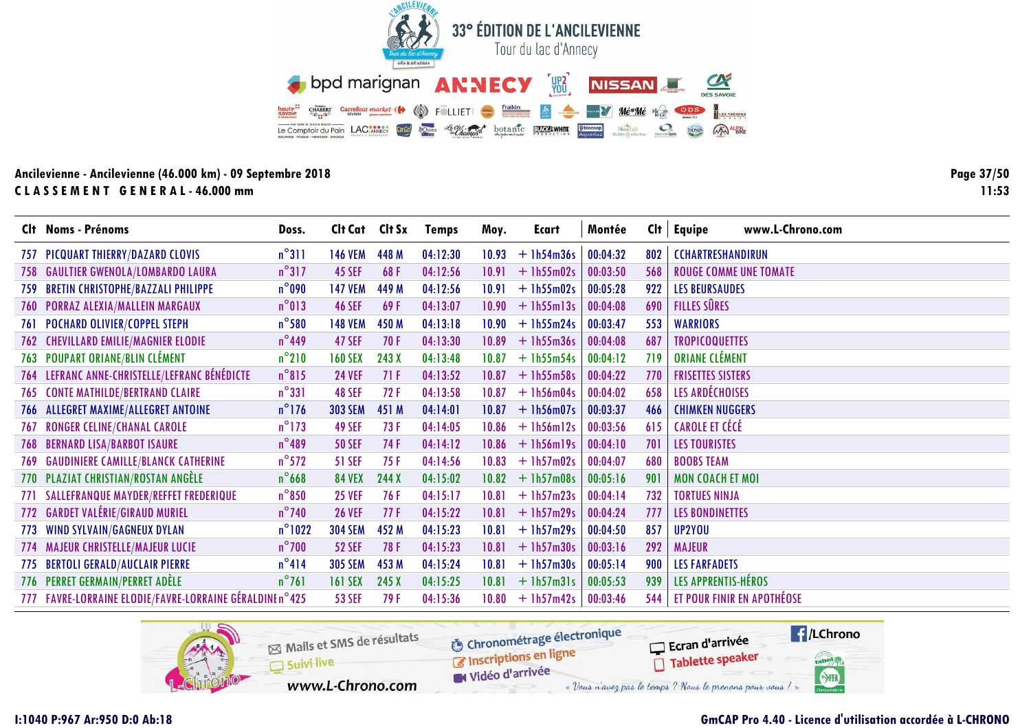# 33° ÉDITION DE L'ANCILEVIENNE

Tour du lac d'Annecy

**Ancilevienne - Ancilevienne (46.000 km) - 09 Septembre 2018**

**CLASSEMENT GENERAL - 46.000 mm**

| Clt | Noms - Prénoms | Doss. | Clt Cat | Clt Sx | Temps | Moy. | Ecart | Montée | Clt | Equipe |
|---|---|---|---|---|---|---|---|---|---|---|
| 757 | PICQUART THIERRY/DAZARD CLOVIS | n°311 | 146 VEM | 448 M | 04:12:30 | 10.93 | + 1h54m36s | 00:04:32 | 802 | CCHARTRESHANDIRUN |
| 758 | GAULTIER GWENOLA/LOMBARDO LAURA | n°317 | 45 SEF | 68 F | 04:12:56 | 10.91 | + 1h55m02s | 00:03:50 | 568 | ROUGE COMME UNE TOMATE |
| 759 | BRETIN CHRISTOPHE/BAZZALI PHILIPPE | n°090 | 147 VEM | 449 M | 04:12:56 | 10.91 | + 1h55m02s | 00:05:28 | 922 | LES BEURSAUDES |
| 760 | PORRAZ ALEXIA/MALLEIN MARGAUX | n°013 | 46 SEF | 69 F | 04:13:07 | 10.90 | + 1h55m13s | 00:04:08 | 690 | FILLES SÛRES |
| 761 | POCHARD OLIVIER/COPPEL STEPH | n°580 | 148 VEM | 450 M | 04:13:18 | 10.90 | + 1h55m24s | 00:03:47 | 553 | WARRIORS |
| 762 | CHEVILLARD EMILIE/MAGNIER ELODIE | n°449 | 47 SEF | 70 F | 04:13:30 | 10.89 | + 1h55m36s | 00:04:08 | 687 | TROPICOQUETTES |
| 763 | POUPART ORIANE/BLIN CLÉMENT | n°210 | 160 SEX | 243 X | 04:13:48 | 10.87 | + 1h55m54s | 00:04:12 | 719 | ORIANE CLÉMENT |
| 764 | LEFRANC ANNE-CHRISTELLE/LEFRANC BÉNÉDICTE | n°815 | 24 VEF | 71 F | 04:13:52 | 10.87 | + 1h55m58s | 00:04:22 | 770 | FRISETTES SISTERS |
| 765 | CONTE MATHILDE/BERTRAND CLAIRE | n°331 | 48 SEF | 72 F | 04:13:58 | 10.87 | + 1h56m04s | 00:04:02 | 658 | LES ARDÉCHOISES |
| 766 | ALLEGRET MAXIME/ALLEGRET ANTOINE | n°176 | 303 SEM | 451 M | 04:14:01 | 10.87 | + 1h56m07s | 00:03:37 | 466 | CHIMKEN NUGGERS |
| 767 | RONGER CELINE/CHANAL CAROLE | n°173 | 49 SEF | 73 F | 04:14:05 | 10.86 | + 1h56m12s | 00:03:56 | 615 | CAROLE ET CÉCÉ |
| 768 | BERNARD LISA/BARBOT ISAURE | n°489 | 50 SEF | 74 F | 04:14:12 | 10.86 | + 1h56m19s | 00:04:10 | 701 | LES TOURISTES |
| 769 | GAUDINIERE CAMILLE/BLANCK CATHERINE | n°572 | 51 SEF | 75 F | 04:14:56 | 10.83 | + 1h57m02s | 00:04:07 | 680 | BOOBS TEAM |
| 770 | PLAZIAT CHRISTIAN/ROSTAN ANGÈLE | n°668 | 84 VEX | 244 X | 04:15:02 | 10.82 | + 1h57m08s | 00:05:16 | 901 | MON COACH ET MOI |
| 771 | SALLEFRANQUE MAYDER/REFFET FREDERIQUE | n°850 | 25 VEF | 76 F | 04:15:17 | 10.81 | + 1h57m23s | 00:04:14 | 732 | TORTUES NINJA |
| 772 | GARDET VALÉRIE/GIRAUD MURIEL | n°740 | 26 VEF | 77 F | 04:15:22 | 10.81 | + 1h57m29s | 00:04:24 | 777 | LES BONDINETTES |
| 773 | WIND SYLVAIN/GAGNEUX DYLAN | n°1022 | 304 SEM | 452 M | 04:15:23 | 10.81 | + 1h57m29s | 00:04:50 | 857 | UP2YOU |
| 774 | MAJEUR CHRISTELLE/MAJEUR LUCIE | n°700 | 52 SEF | 78 F | 04:15:23 | 10.81 | + 1h57m30s | 00:03:16 | 292 | MAJEUR |
| 775 | BERTOLI GERALD/AUCLAIR PIERRE | n°414 | 305 SEM | 453 M | 04:15:24 | 10.81 | + 1h57m30s | 00:05:14 | 900 | LES FARFADETS |
| 776 | PERRET GERMAIN/PERRET ADÈLE | n°761 | 161 SEX | 245 X | 04:15:25 | 10.81 | + 1h57m31s | 00:05:53 | 939 | LES APPRENTIS-HÉROS |
| 777 | FAVRE-LORRAINE ELODIE/FAVRE-LORRAINE GÉRALDINE | n°425 | 53 SEF | 79 F | 04:15:36 | 10.80 | + 1h57m42s | 00:03:46 | 544 | ET POUR FINIR EN APOTHÉOSE |

I:1040 P:967 Ar:950 D:0 Ab:18

GmCAP Pro 4.40 - Licence d'utilisation accordée à L-CHRONO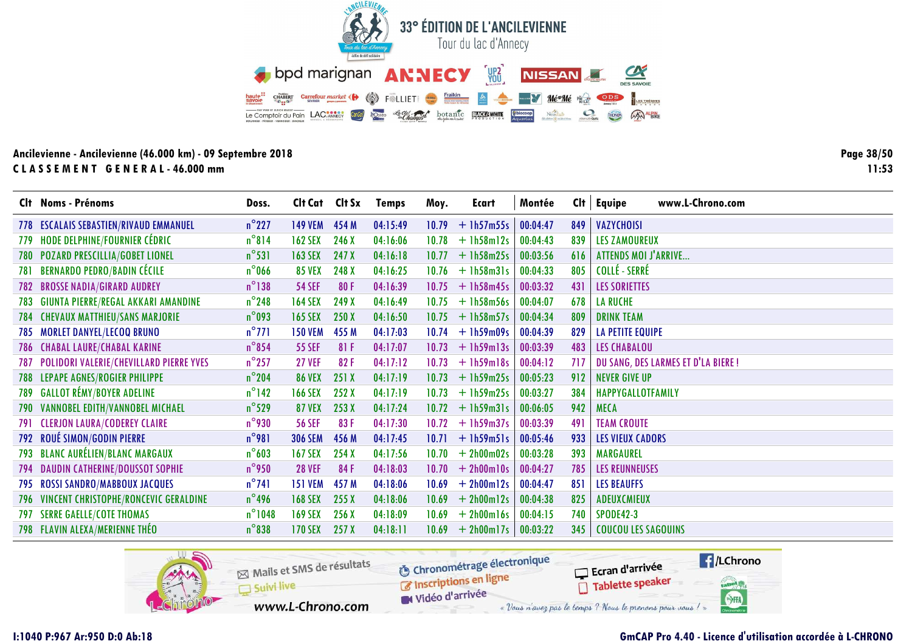# 33° ÉDITION DE L'ANCILEVIENNE

Tour du lac d'Annecy

**Ancilevienne - Ancilevienne (46.000 km) - 09 Septembre 2018**

**CLASSEMENT GENERAL - 46.000 mm**

11:53

| Clt | Noms - Prénoms | Doss. | Clt Cat | Clt Sx | Temps | Moy. | Ecart | Montée | Clt | Equipe |
|---|---|---|---|---|---|---|---|---|---|---|
| 778 | ESCALAIS SEBASTIEN/RIVAUD EMMANUEL | n°227 | 149 VEM | 454 M | 04:15:49 | 10.79 | + 1h57m55s | 00:04:47 | 849 | VAZYCHOISI |
| 779 | HODE DELPHINE/FOURNIER CÉDRIC | n°814 | 162 SEX | 246 X | 04:16:06 | 10.78 | + 1h58m12s | 00:04:43 | 839 | LES ZAMOUREUX |
| 780 | POZARD PRESCILLIA/GOBET LIONEL | n°531 | 163 SEX | 247 X | 04:16:18 | 10.77 | + 1h58m25s | 00:03:56 | 616 | ATTENDS MOI J'ARRIVE... |
| 781 | BERNARDO PEDRO/BADIN CÉCILE | n°066 | 85 VEX | 248 X | 04:16:25 | 10.76 | + 1h58m31s | 00:04:33 | 805 | COLLÉ - SERRÉ |
| 782 | BROSSE NADIA/GIRARD AUDREY | n°138 | 54 SEF | 80 F | 04:16:39 | 10.75 | + 1h58m45s | 00:03:32 | 431 | LES SORIETTES |
| 783 | GIUNTA PIERRE/REGAL AKKARI AMANDINE | n°248 | 164 SEX | 249 X | 04:16:49 | 10.75 | + 1h58m56s | 00:04:07 | 678 | LA RUCHE |
| 784 | CHEVAUX MATTHIEU/SANS MARJORIE | n°093 | 165 SEX | 250 X | 04:16:50 | 10.75 | + 1h58m57s | 00:04:34 | 809 | DRINK TEAM |
| 785 | MORLET DANYEL/LECOQ BRUNO | n°771 | 150 VEM | 455 M | 04:17:03 | 10.74 | + 1h59m09s | 00:04:39 | 829 | LA PETITE EQUIPE |
| 786 | CHABAL LAURE/CHABAL KARINE | n°854 | 55 SEF | 81 F | 04:17:07 | 10.73 | + 1h59m13s | 00:03:39 | 483 | LES CHABALOU |
| 787 | POLIDORI VALERIE/CHEVILLARD PIERRE YVES | n°257 | 27 VEF | 82 F | 04:17:12 | 10.73 | + 1h59m18s | 00:04:12 | 717 | DU SANG, DES LARMES ET D'LA BIERE ! |
| 788 | LEPAPE AGNES/ROGIER PHILIPPE | n°204 | 86 VEX | 251 X | 04:17:19 | 10.73 | + 1h59m25s | 00:05:23 | 912 | NEVER GIVE UP |
| 789 | GALLOT RÉMY/BOYER ADELINE | n°142 | 166 SEX | 252 X | 04:17:19 | 10.73 | + 1h59m25s | 00:03:27 | 384 | HAPPYGALLOTFAMILY |
| 790 | VANNOBEL EDITH/VANNOBEL MICHAEL | n°529 | 87 VEX | 253 X | 04:17:24 | 10.72 | + 1h59m31s | 00:06:05 | 942 | MECA |
| 791 | CLERJON LAURA/CODEREY CLAIRE | n°930 | 56 SEF | 83 F | 04:17:30 | 10.72 | + 1h59m37s | 00:03:39 | 491 | TEAM CROUTE |
| 792 | ROUÉ SIMON/GODIN PIERRE | n°981 | 306 SEM | 456 M | 04:17:45 | 10.71 | + 1h59m51s | 00:05:46 | 933 | LES VIEUX CADORS |
| 793 | BLANC AURÉLIEN/BLANC MARGAUX | n°603 | 167 SEX | 254 X | 04:17:56 | 10.70 | + 2h00m02s | 00:03:28 | 393 | MARGAUREL |
| 794 | DAUDIN CATHERINE/DOUSSOT SOPHIE | n°950 | 28 VEF | 84 F | 04:18:03 | 10.70 | + 2h00m10s | 00:04:27 | 785 | LES REUNNEUSES |
| 795 | ROSSI SANDRO/MABBOUX JACQUES | n°741 | 151 VEM | 457 M | 04:18:06 | 10.69 | + 2h00m12s | 00:04:47 | 851 | LES BEAUFFS |
| 796 | VINCENT CHRISTOPHE/RONCEVIC GERALDINE | n°496 | 168 SEX | 255 X | 04:18:06 | 10.69 | + 2h00m12s | 00:04:38 | 825 | ADEUXCMIEUX |
| 797 | SERRE GAELLE/COTE THOMAS | n°1048 | 169 SEX | 256 X | 04:18:09 | 10.69 | + 2h00m16s | 00:04:15 | 740 | SPODE42-3 |
| 798 | FLAVIN ALEXA/MERIENNE THÉO | n°838 | 170 SEX | 257 X | 04:18:11 | 10.69 | + 2h00m17s | 00:03:22 | 345 | COUCOU LES SAGOUINS |

I:1040 P:967 Ar:950 D:0 Ab:18

GmCAP Pro 4.40 - Licence d'utilisation accordée à L-CHRONO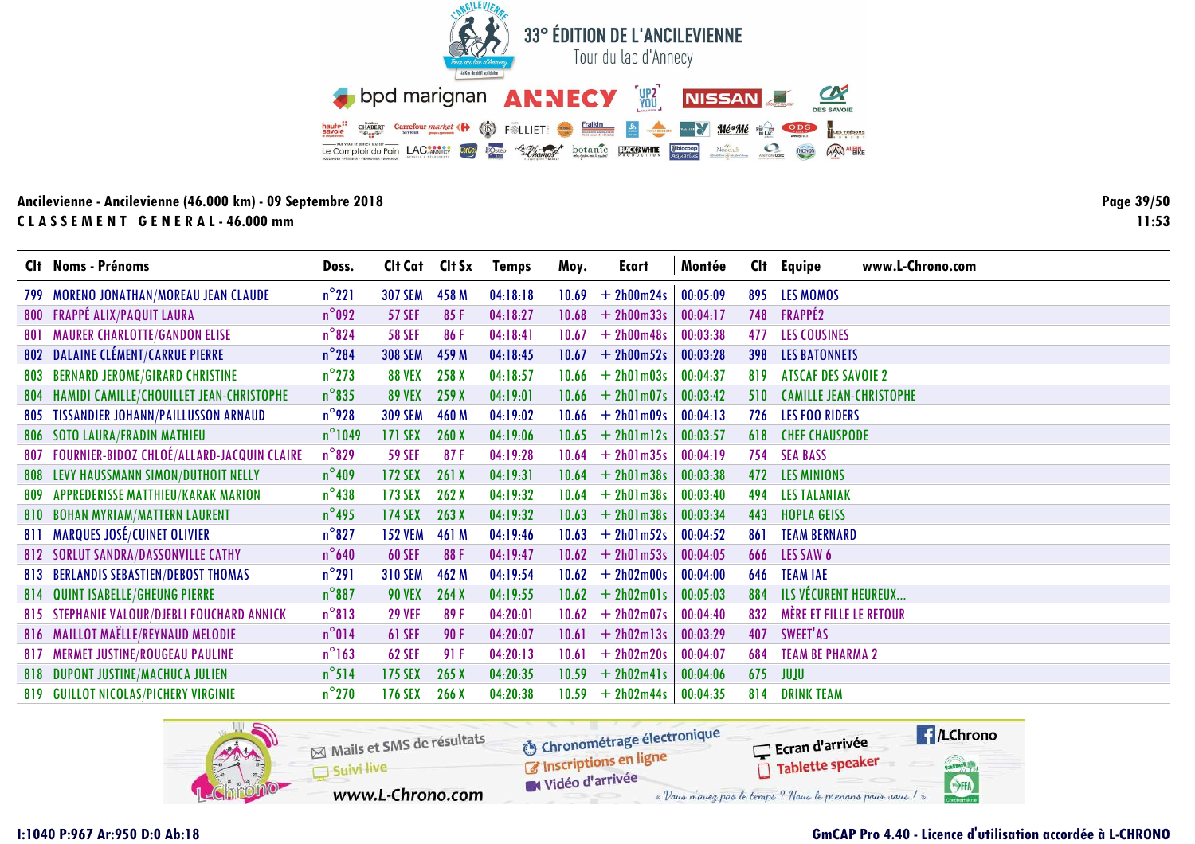# 33° ÉDITION DE L'ANCILEVIENNE

Tour du lac d'Annecy

**Ancilevienne - Ancilevienne (46.000 km) - 09 Septembre 2018**

**CLASSEMENT GENERAL - 46.000 mm**

| Clt | Noms - Prénoms | Doss. | Clt Cat | Clt Sx | Temps | Moy. | Ecart | Montée | Clt | Equipe |
|---|---|---|---|---|---|---|---|---|---|---|
| 799 | MORENO JONATHAN/MOREAU JEAN CLAUDE | n°221 | 307 SEM | 458 M | 04:18:18 | 10.69 | + 2h00m24s | 00:05:09 | 895 | LES MOMOS |
| 800 | FRAPPÉ ALIX/PAQUIT LAURA | n°092 | 57 SEF | 85 F | 04:18:27 | 10.68 | + 2h00m33s | 00:04:17 | 748 | FRAPPÉ2 |
| 801 | MAURER CHARLOTTE/GANDON ELISE | n°824 | 58 SEF | 86 F | 04:18:41 | 10.67 | + 2h00m48s | 00:03:38 | 477 | LES COUSINES |
| 802 | DALAINE CLÉMENT/CARRUE PIERRE | n°284 | 308 SEM | 459 M | 04:18:45 | 10.67 | + 2h00m52s | 00:03:28 | 398 | LES BATONNETS |
| 803 | BERNARD JEROME/GIRARD CHRISTINE | n°273 | 88 VEX | 258 X | 04:18:57 | 10.66 | + 2h01m03s | 00:04:37 | 819 | ATSCAF DES SAVOIE 2 |
| 804 | HAMIDI CAMILLE/CHOUILLET JEAN-CHRISTOPHE | n°835 | 89 VEX | 259 X | 04:19:01 | 10.66 | + 2h01m07s | 00:03:42 | 510 | CAMILLE JEAN-CHRISTOPHE |
| 805 | TISSANDIER JOHANN/PAILLUSSON ARNAUD | n°928 | 309 SEM | 460 M | 04:19:02 | 10.66 | + 2h01m09s | 00:04:13 | 726 | LES FOO RIDERS |
| 806 | SOTO LAURA/FRADIN MATHIEU | n°1049 | 171 SEX | 260 X | 04:19:06 | 10.65 | + 2h01m12s | 00:03:57 | 618 | CHEF CHAUSPODE |
| 807 | FOURNIER-BIDOZ CHLOÉ/ALLARD-JACQUIN CLAIRE | n°829 | 59 SEF | 87 F | 04:19:28 | 10.64 | + 2h01m35s | 00:04:19 | 754 | SEA BASS |
| 808 | LEVY HAUSSMANN SIMON/DUTHOIT NELLY | n°409 | 172 SEX | 261 X | 04:19:31 | 10.64 | + 2h01m38s | 00:03:38 | 472 | LES MINIONS |
| 809 | APPREDERISSE MATTHIEU/KARAK MARION | n°438 | 173 SEX | 262 X | 04:19:32 | 10.64 | + 2h01m38s | 00:03:40 | 494 | LES TALANIAK |
| 810 | BOHAN MYRIAM/MATTERN LAURENT | n°495 | 174 SEX | 263 X | 04:19:32 | 10.63 | + 2h01m38s | 00:03:34 | 443 | HOPLA GEISS |
| 811 | MARQUES JOSÉ/CUINET OLIVIER | n°827 | 152 VEM | 461 M | 04:19:46 | 10.63 | + 2h01m52s | 00:04:52 | 861 | TEAM BERNARD |
| 812 | SORLUT SANDRA/DASSONVILLE CATHY | n°640 | 60 SEF | 88 F | 04:19:47 | 10.62 | + 2h01m53s | 00:04:05 | 666 | LES SAW 6 |
| 813 | BERLANDIS SEBASTIEN/DEBOST THOMAS | n°291 | 310 SEM | 462 M | 04:19:54 | 10.62 | + 2h02m00s | 00:04:00 | 646 | TEAM IAE |
| 814 | QUINT ISABELLE/GHEUNG PIERRE | n°887 | 90 VEX | 264 X | 04:19:55 | 10.62 | + 2h02m01s | 00:05:03 | 884 | ILS VÉCURENT HEUREUX... |
| 815 | STEPHANIE VALOUR/DJEBLI FOUCHARD ANNICK | n°813 | 29 VEF | 89 F | 04:20:01 | 10.62 | + 2h02m07s | 00:04:40 | 832 | MÈRE ET FILLE LE RETOUR |
| 816 | MAILLOT MAËLLE/REYNAUD MELODIE | n°014 | 61 SEF | 90 F | 04:20:07 | 10.61 | + 2h02m13s | 00:03:29 | 407 | SWEET'AS |
| 817 | MERMET JUSTINE/ROUGEAU PAULINE | n°163 | 62 SEF | 91 F | 04:20:13 | 10.61 | + 2h02m20s | 00:04:07 | 684 | TEAM BE PHARMA 2 |
| 818 | DUPONT JUSTINE/MACHUCA JULIEN | n°514 | 175 SEX | 265 X | 04:20:35 | 10.59 | + 2h02m41s | 00:04:06 | 675 | JUJU |
| 819 | GUILLOT NICOLAS/PICHERY VIRGINIE | n°270 | 176 SEX | 266 X | 04:20:38 | 10.59 | + 2h02m44s | 00:04:35 | 814 | DRINK TEAM |

I:1040 P:967 Ar:950 D:0 Ab:18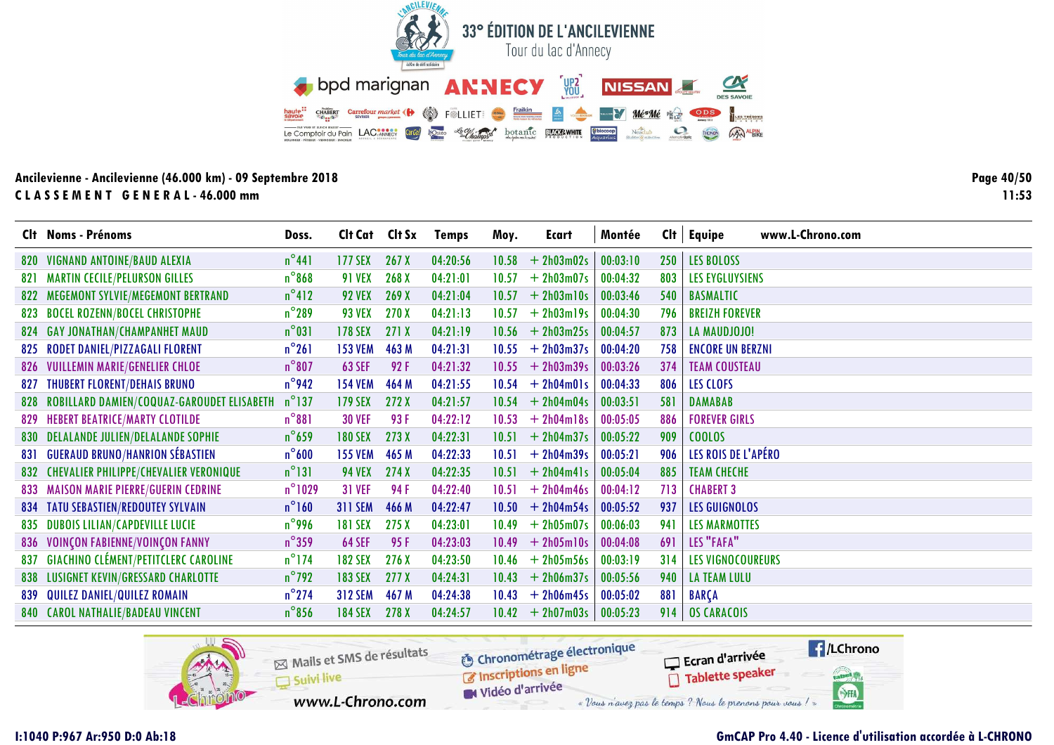# 33° ÉDITION DE L'ANCILEVIENNE

Tour du lac d'Annecy

**Ancilevienne - Ancilevienne (46.000 km) - 09 Septembre 2018**

**C L A S S E M E N T   G E N E R A L - 46.000 mm**

11:53

| Clt | Noms - Prénoms | Doss. | Clt Cat | Clt Sx | Temps | Moy. | Ecart | Montée | Clt | Equipe |
|---|---|---|---|---|---|---|---|---|---|---|
| 820 | VIGNAND ANTOINE/BAUD ALEXIA | n°441 | 177 SEX | 267 X | 04:20:56 | 10.58 | + 2h03m02s | 00:03:10 | 250 | LES BOLOSS |
| 821 | MARTIN CECILE/PELURSON GILLES | n°868 | 91 VEX | 268 X | 04:21:01 | 10.57 | + 2h03m07s | 00:04:32 | 803 | LES EYGLUYSIENS |
| 822 | MEGEMONT SYLVIE/MEGEMONT BERTRAND | n°412 | 92 VEX | 269 X | 04:21:04 | 10.57 | + 2h03m10s | 00:03:46 | 540 | BASMALTIC |
| 823 | BOCEL ROZENN/BOCEL CHRISTOPHE | n°289 | 93 VEX | 270 X | 04:21:13 | 10.57 | + 2h03m19s | 00:04:30 | 796 | BREIZH FOREVER |
| 824 | GAY JONATHAN/CHAMPANHET MAUD | n°031 | 178 SEX | 271 X | 04:21:19 | 10.56 | + 2h03m25s | 00:04:57 | 873 | LA MAUDJOJO! |
| 825 | RODET DANIEL/PIZZAGALI FLORENT | n°261 | 153 VEM | 463 M | 04:21:31 | 10.55 | + 2h03m37s | 00:04:20 | 758 | ENCORE UN BERZNI |
| 826 | VUILLEMIN MARIE/GENELIER CHLOE | n°807 | 63 SEF | 92 F | 04:21:32 | 10.55 | + 2h03m39s | 00:03:26 | 374 | TEAM COUSTEAU |
| 827 | THUBERT FLORENT/DEHAIS BRUNO | n°942 | 154 VEM | 464 M | 04:21:55 | 10.54 | + 2h04m01s | 00:04:33 | 806 | LES CLOFS |
| 828 | ROBILLARD DAMIEN/COQUAZ-GAROUDET ELISABETH | n°137 | 179 SEX | 272 X | 04:21:57 | 10.54 | + 2h04m04s | 00:03:51 | 581 | DAMABAB |
| 829 | HEBERT BEATRICE/MARTY CLOTILDE | n°881 | 30 VEF | 93 F | 04:22:12 | 10.53 | + 2h04m18s | 00:05:05 | 886 | FOREVER GIRLS |
| 830 | DELALANDE JULIEN/DELALANDE SOPHIE | n°659 | 180 SEX | 273 X | 04:22:31 | 10.51 | + 2h04m37s | 00:05:22 | 909 | COOLOS |
| 831 | GUERAUD BRUNO/HANRION SÉBASTIEN | n°600 | 155 VEM | 465 M | 04:22:33 | 10.51 | + 2h04m39s | 00:05:21 | 906 | LES ROIS DE L'APÉRO |
| 832 | CHEVALIER PHILIPPE/CHEVALIER VERONIQUE | n°131 | 94 VEX | 274 X | 04:22:35 | 10.51 | + 2h04m41s | 00:05:04 | 885 | TEAM CHECHE |
| 833 | MAISON MARIE PIERRE/GUERIN CEDRINE | n°1029 | 31 VEF | 94 F | 04:22:40 | 10.51 | + 2h04m46s | 00:04:12 | 713 | CHABERT 3 |
| 834 | TATU SEBASTIEN/REDOUTEY SYLVAIN | n°160 | 311 SEM | 466 M | 04:22:47 | 10.50 | + 2h04m54s | 00:05:52 | 937 | LES GUIGNOLOS |
| 835 | DUBOIS LILIAN/CAPDEVILLE LUCIE | n°996 | 181 SEX | 275 X | 04:23:01 | 10.49 | + 2h05m07s | 00:06:03 | 941 | LES MARMOTTES |
| 836 | VOINÇON FABIENNE/VOINÇON FANNY | n°359 | 64 SEF | 95 F | 04:23:03 | 10.49 | + 2h05m10s | 00:04:08 | 691 | LES "FAFA" |
| 837 | GIACHINO CLÉMENT/PETITCLERC CAROLINE | n°174 | 182 SEX | 276 X | 04:23:50 | 10.46 | + 2h05m56s | 00:03:19 | 314 | LES VIGNOCOUREURS |
| 838 | LUSIGNET KEVIN/GRESSARD CHARLOTTE | n°792 | 183 SEX | 277 X | 04:24:31 | 10.43 | + 2h06m37s | 00:05:56 | 940 | LA TEAM LULU |
| 839 | QUILEZ DANIEL/QUILEZ ROMAIN | n°274 | 312 SEM | 467 M | 04:24:38 | 10.43 | + 2h06m45s | 00:05:02 | 881 | BARÇA |
| 840 | CAROL NATHALIE/BADEAU VINCENT | n°856 | 184 SEX | 278 X | 04:24:57 | 10.42 | + 2h07m03s | 00:05:23 | 914 | OS CARACOIS |

I:1040 P:967 Ar:950 D:0 Ab:18

GmCAP Pro 4.40 - Licence d'utilisation accordée à L-CHRONO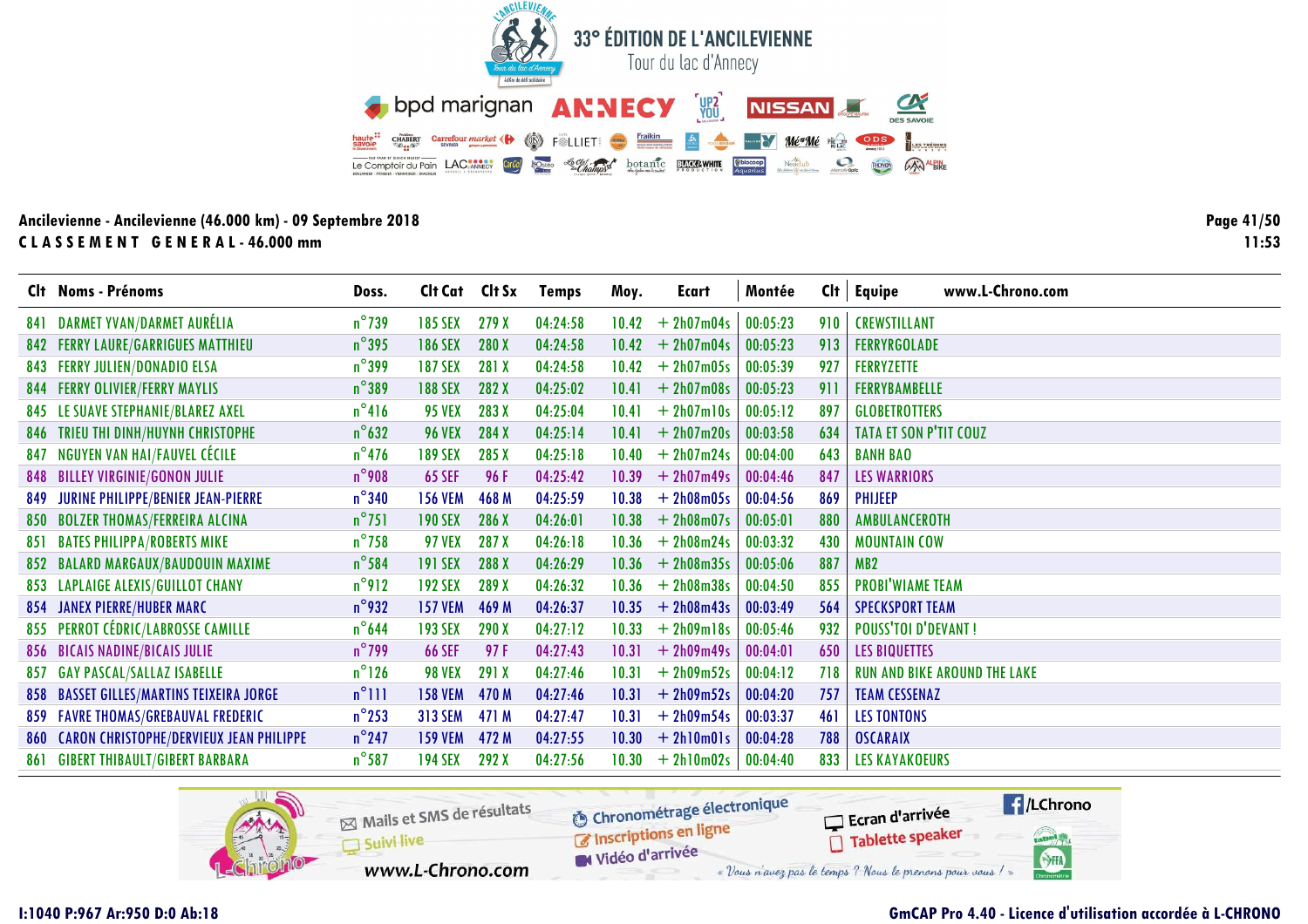# 33° ÉDITION DE L'ANCILEVIENNE

Tour du lac d'Annecy

**Ancilevienne - Ancilevienne (46.000 km) - 09 Septembre 2018**

**CLASSEMENT GENERAL - 46.000 mm**

| Clt | Noms - Prénoms | Doss. | Clt Cat | Clt Sx | Temps | Moy. | Ecart | Montée | Clt | Equipe |
|---|---|---|---|---|---|---|---|---|---|---|
| 841 | DARMET YVAN/DARMET AURÉLIA | n°739 | 185 SEX | 279 X | 04:24:58 | 10.42 | + 2h07m04s | 00:05:23 | 910 | CREWSTILLANT |
| 842 | FERRY LAURE/GARRIGUES MATTHIEU | n°395 | 186 SEX | 280 X | 04:24:58 | 10.42 | + 2h07m04s | 00:05:23 | 913 | FERRYRGOLADE |
| 843 | FERRY JULIEN/DONADIO ELSA | n°399 | 187 SEX | 281 X | 04:24:58 | 10.42 | + 2h07m05s | 00:05:39 | 927 | FERRYZETTE |
| 844 | FERRY OLIVIER/FERRY MAYLIS | n°389 | 188 SEX | 282 X | 04:25:02 | 10.41 | + 2h07m08s | 00:05:23 | 911 | FERRYBAMBELLE |
| 845 | LE SUAVE STEPHANIE/BLAREZ AXEL | n°416 | 95 VEX | 283 X | 04:25:04 | 10.41 | + 2h07m10s | 00:05:12 | 897 | GLOBETROTTERS |
| 846 | TRIEU THI DINH/HUYNH CHRISTOPHE | n°632 | 96 VEX | 284 X | 04:25:14 | 10.41 | + 2h07m20s | 00:03:58 | 634 | TATA ET SON P'TIT COUZ |
| 847 | NGUYEN VAN HAI/FAUVEL CÉCILE | n°476 | 189 SEX | 285 X | 04:25:18 | 10.40 | + 2h07m24s | 00:04:00 | 643 | BANH BAO |
| 848 | BILLEY VIRGINIE/GONON JULIE | n°908 | 65 SEF | 96 F | 04:25:42 | 10.39 | + 2h07m49s | 00:04:46 | 847 | LES WARRIORS |
| 849 | JURINE PHILIPPE/BENIER JEAN-PIERRE | n°340 | 156 VEM | 468 M | 04:25:59 | 10.38 | + 2h08m05s | 00:04:56 | 869 | PHIJEEP |
| 850 | BOLZER THOMAS/FERREIRA ALCINA | n°751 | 190 SEX | 286 X | 04:26:01 | 10.38 | + 2h08m07s | 00:05:01 | 880 | AMBULANCEROTH |
| 851 | BATES PHILIPPA/ROBERTS MIKE | n°758 | 97 VEX | 287 X | 04:26:18 | 10.36 | + 2h08m24s | 00:03:32 | 430 | MOUNTAIN COW |
| 852 | BALARD MARGAUX/BAUDOUIN MAXIME | n°584 | 191 SEX | 288 X | 04:26:29 | 10.36 | + 2h08m35s | 00:05:06 | 887 | MB2 |
| 853 | LAPLAIGE ALEXIS/GUILLOT CHANY | n°912 | 192 SEX | 289 X | 04:26:32 | 10.36 | + 2h08m38s | 00:04:50 | 855 | PROBI'WIAME TEAM |
| 854 | JANEX PIERRE/HUBER MARC | n°932 | 157 VEM | 469 M | 04:26:37 | 10.35 | + 2h08m43s | 00:03:49 | 564 | SPECKSPORT TEAM |
| 855 | PERROT CÉDRIC/LABROSSE CAMILLE | n°644 | 193 SEX | 290 X | 04:27:12 | 10.33 | + 2h09m18s | 00:05:46 | 932 | POUSS'TOI D'DEVANT ! |
| 856 | BICAIS NADINE/BICAIS JULIE | n°799 | 66 SEF | 97 F | 04:27:43 | 10.31 | + 2h09m49s | 00:04:01 | 650 | LES BIQUETTES |
| 857 | GAY PASCAL/SALLAZ ISABELLE | n°126 | 98 VEX | 291 X | 04:27:46 | 10.31 | + 2h09m52s | 00:04:12 | 718 | RUN AND BIKE AROUND THE LAKE |
| 858 | BASSET GILLES/MARTINS TEIXEIRA JORGE | n°111 | 158 VEM | 470 M | 04:27:46 | 10.31 | + 2h09m52s | 00:04:20 | 757 | TEAM CESSENAZ |
| 859 | FAVRE THOMAS/GREBAUVAL FREDERIC | n°253 | 313 SEM | 471 M | 04:27:47 | 10.31 | + 2h09m54s | 00:03:37 | 461 | LES TONTONS |
| 860 | CARON CHRISTOPHE/DERVIEUX JEAN PHILIPPE | n°247 | 159 VEM | 472 M | 04:27:55 | 10.30 | + 2h10m01s | 00:04:28 | 788 | OSCARAIX |
| 861 | GIBERT THIBAULT/GIBERT BARBARA | n°587 | 194 SEX | 292 X | 04:27:56 | 10.30 | + 2h10m02s | 00:04:40 | 833 | LES KAYAKOEURS |

I:1040 P:967 Ar:950 D:0 Ab:18

GmCAP Pro 4.40 - Licence d'utilisation accordée à L-CHRONO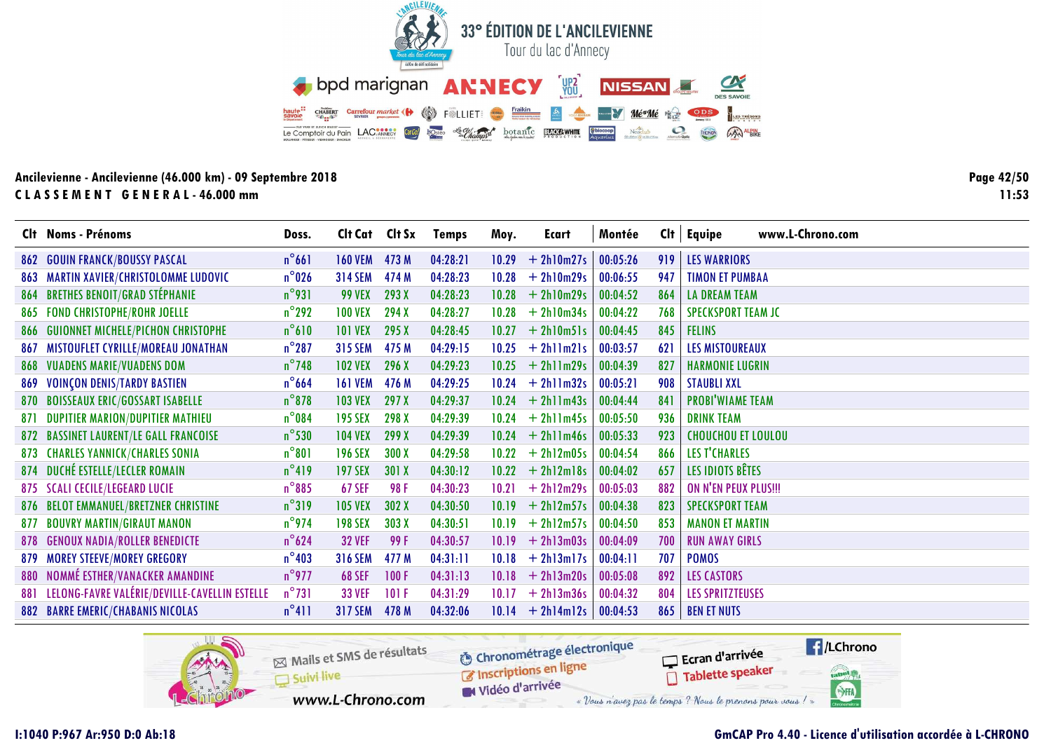# 33° ÉDITION DE L'ANCILEVIENNE

Tour du lac d'Annecy

**Ancilevienne - Ancilevienne (46.000 km) - 09 Septembre 2018**

**CLASSEMENT GENERAL - 46.000 mm**

| Clt | Noms - Prénoms | Doss. | Clt Cat | Clt Sx | Temps | Moy. | Ecart | Montée | Clt | Equipe |
|---|---|---|---|---|---|---|---|---|---|---|
| 862 | GOUIN FRANCK/BOUSSY PASCAL | n°661 | 160 VEM | 473 M | 04:28:21 | 10.29 | + 2h10m27s | 00:05:26 | 919 | LES WARRIORS |
| 863 | MARTIN XAVIER/CHRISTOLOMME LUDOVIC | n°026 | 314 SEM | 474 M | 04:28:23 | 10.28 | + 2h10m29s | 00:06:55 | 947 | TIMON ET PUMBAA |
| 864 | BRETHES BENOIT/GRAD STÉPHANIE | n°931 | 99 VEX | 293 X | 04:28:23 | 10.28 | + 2h10m29s | 00:04:52 | 864 | LA DREAM TEAM |
| 865 | FOND CHRISTOPHE/ROHR JOELLE | n°292 | 100 VEX | 294 X | 04:28:27 | 10.28 | + 2h10m34s | 00:04:22 | 768 | SPECKSPORT TEAM JC |
| 866 | GUIONNET MICHELE/PICHON CHRISTOPHE | n°610 | 101 VEX | 295 X | 04:28:45 | 10.27 | + 2h10m51s | 00:04:45 | 845 | FELINS |
| 867 | MISTOUFLET CYRILLE/MOREAU JONATHAN | n°287 | 315 SEM | 475 M | 04:29:15 | 10.25 | + 2h11m21s | 00:03:57 | 621 | LES MISTOUREAUX |
| 868 | VUADENS MARIE/VUADENS DOM | n°748 | 102 VEX | 296 X | 04:29:23 | 10.25 | + 2h11m29s | 00:04:39 | 827 | HARMONIE LUGRIN |
| 869 | VOINÇON DENIS/TARDY BASTIEN | n°664 | 161 VEM | 476 M | 04:29:25 | 10.24 | + 2h11m32s | 00:05:21 | 908 | STAUBLI XXL |
| 870 | BOISSEAUX ERIC/GOSSART ISABELLE | n°878 | 103 VEX | 297 X | 04:29:37 | 10.24 | + 2h11m43s | 00:04:44 | 841 | PROBI'WIAME TEAM |
| 871 | DUPITIER MARION/DUPITIER MATHIEU | n°084 | 195 SEX | 298 X | 04:29:39 | 10.24 | + 2h11m45s | 00:05:50 | 936 | DRINK TEAM |
| 872 | BASSINET LAURENT/LE GALL FRANCOISE | n°530 | 104 VEX | 299 X | 04:29:39 | 10.24 | + 2h11m46s | 00:05:33 | 923 | CHOUCHOU ET LOULOU |
| 873 | CHARLES YANNICK/CHARLES SONIA | n°801 | 196 SEX | 300 X | 04:29:58 | 10.22 | + 2h12m05s | 00:04:54 | 866 | LES T'CHARLES |
| 874 | DUCHÉ ESTELLE/LECLER ROMAIN | n°419 | 197 SEX | 301 X | 04:30:12 | 10.22 | + 2h12m18s | 00:04:02 | 657 | LES IDIOTS BÊTES |
| 875 | SCALI CECILE/LEGEARD LUCIE | n°885 | 67 SEF | 98 F | 04:30:23 | 10.21 | + 2h12m29s | 00:05:03 | 882 | ON N'EN PEUX PLUS!!! |
| 876 | BELOT EMMANUEL/BRETZNER CHRISTINE | n°319 | 105 VEX | 302 X | 04:30:50 | 10.19 | + 2h12m57s | 00:04:38 | 823 | SPECKSPORT TEAM |
| 877 | BOUVRY MARTIN/GIRAUT MANON | n°974 | 198 SEX | 303 X | 04:30:51 | 10.19 | + 2h12m57s | 00:04:50 | 853 | MANON ET MARTIN |
| 878 | GENOUX NADIA/ROLLER BENEDICTE | n°624 | 32 VEF | 99 F | 04:30:57 | 10.19 | + 2h13m03s | 00:04:09 | 700 | RUN AWAY GIRLS |
| 879 | MOREY STEEVE/MOREY GREGORY | n°403 | 316 SEM | 477 M | 04:31:11 | 10.18 | + 2h13m17s | 00:04:11 | 707 | POMOS |
| 880 | NOMMÉ ESTHER/VANACKER AMANDINE | n°977 | 68 SEF | 100 F | 04:31:13 | 10.18 | + 2h13m20s | 00:05:08 | 892 | LES CASTORS |
| 881 | LELONG-FAVRE VALÉRIE/DEVILLE-CAVELLIN ESTELLE | n°731 | 33 VEF | 101 F | 04:31:29 | 10.17 | + 2h13m36s | 00:04:32 | 804 | LES SPRITZTEUSES |
| 882 | BARRE EMERIC/CHABANIS NICOLAS | n°411 | 317 SEM | 478 M | 04:32:06 | 10.14 | + 2h14m12s | 00:04:53 | 865 | BEN ET NUTS |

I:1040 P:967 Ar:950 D:0 Ab:18

GmCAP Pro 4.40 - Licence d'utilisation accordée à L-CHRONO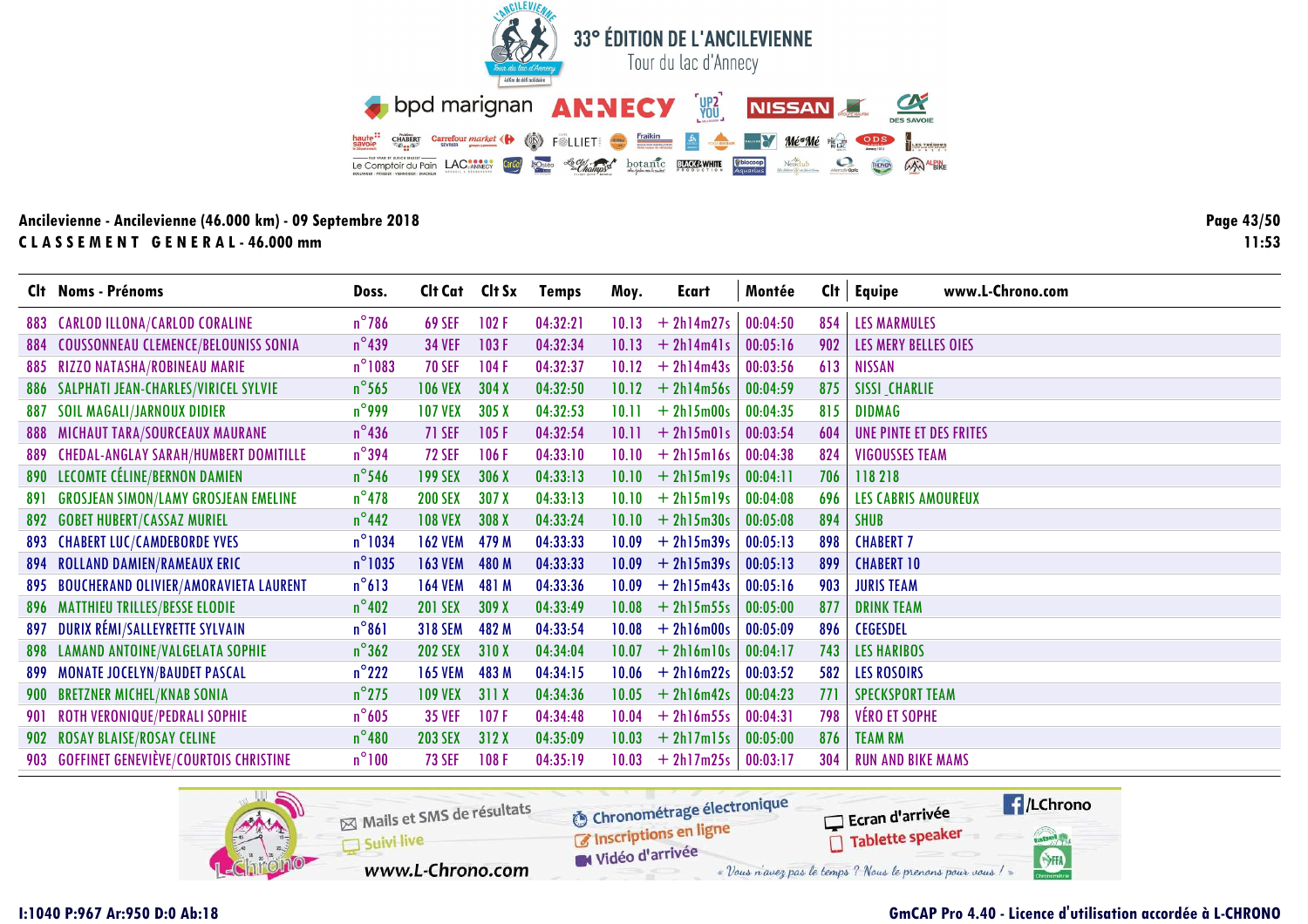# 33° ÉDITION DE L'ANCILEVIENNE

Tour du lac d'Annecy

**Ancilevienne - Ancilevienne (46.000 km) - 09 Septembre 2018**

**CLASSEMENT GENERAL - 46.000 mm**

| Clt | Noms - Prénoms | Doss. | Clt Cat | Clt Sx | Temps | Moy. | Ecart | Montée | Clt | Equipe |
|---|---|---|---|---|---|---|---|---|---|---|
| 883 | CARLOD ILLONA/CARLOD CORALINE | n°786 | 69 SEF | 102 F | 04:32:21 | 10.13 | + 2h14m27s | 00:04:50 | 854 | LES MARMULES |
| 884 | COUSSONNEAU CLEMENCE/BELOUNISS SONIA | n°439 | 34 VEF | 103 F | 04:32:34 | 10.13 | + 2h14m41s | 00:05:16 | 902 | LES MERY BELLES OIES |
| 885 | RIZZO NATASHA/ROBINEAU MARIE | n°1083 | 70 SEF | 104 F | 04:32:37 | 10.12 | + 2h14m43s | 00:03:56 | 613 | NISSAN |
| 886 | SALPHATI JEAN-CHARLES/VIRICEL SYLVIE | n°565 | 106 VEX | 304 X | 04:32:50 | 10.12 | + 2h14m56s | 00:04:59 | 875 | SISSI_CHARLIE |
| 887 | SOIL MAGALI/JARNOUX DIDIER | n°999 | 107 VEX | 305 X | 04:32:53 | 10.11 | + 2h15m00s | 00:04:35 | 815 | DIDMAG |
| 888 | MICHAUT TARA/SOURCEAUX MAURANE | n°436 | 71 SEF | 105 F | 04:32:54 | 10.11 | + 2h15m01s | 00:03:54 | 604 | UNE PINTE ET DES FRITES |
| 889 | CHEDAL-ANGLAY SARAH/HUMBERT DOMITILLE | n°394 | 72 SEF | 106 F | 04:33:10 | 10.10 | + 2h15m16s | 00:04:38 | 824 | VIGOUSSES TEAM |
| 890 | LECOMTE CÉLINE/BERNON DAMIEN | n°546 | 199 SEX | 306 X | 04:33:13 | 10.10 | + 2h15m19s | 00:04:11 | 706 | 118 218 |
| 891 | GROSJEAN SIMON/LAMY GROSJEAN EMELINE | n°478 | 200 SEX | 307 X | 04:33:13 | 10.10 | + 2h15m19s | 00:04:08 | 696 | LES CABRIS AMOUREUX |
| 892 | GOBET HUBERT/CASSAZ MURIEL | n°442 | 108 VEX | 308 X | 04:33:24 | 10.10 | + 2h15m30s | 00:05:08 | 894 | SHUB |
| 893 | CHABERT LUC/CAMDEBORDE YVES | n°1034 | 162 VEM | 479 M | 04:33:33 | 10.09 | + 2h15m39s | 00:05:13 | 898 | CHABERT 7 |
| 894 | ROLLAND DAMIEN/RAMEAUX ERIC | n°1035 | 163 VEM | 480 M | 04:33:33 | 10.09 | + 2h15m39s | 00:05:13 | 899 | CHABERT 10 |
| 895 | BOUCHERAND OLIVIER/AMORAVIETA LAURENT | n°613 | 164 VEM | 481 M | 04:33:36 | 10.09 | + 2h15m43s | 00:05:16 | 903 | JURIS TEAM |
| 896 | MATTHIEU TRILLES/BESSE ELODIE | n°402 | 201 SEX | 309 X | 04:33:49 | 10.08 | + 2h15m55s | 00:05:00 | 877 | DRINK TEAM |
| 897 | DURIX RÉMI/SALLEYRETTE SYLVAIN | n°861 | 318 SEM | 482 M | 04:33:54 | 10.08 | + 2h16m00s | 00:05:09 | 896 | CEGESDEL |
| 898 | LAMAND ANTOINE/VALGELATA SOPHIE | n°362 | 202 SEX | 310 X | 04:34:04 | 10.07 | + 2h16m10s | 00:04:17 | 743 | LES HARIBOS |
| 899 | MONATE JOCELYN/BAUDET PASCAL | n°222 | 165 VEM | 483 M | 04:34:15 | 10.06 | + 2h16m22s | 00:03:52 | 582 | LES ROSOIRS |
| 900 | BRETZNER MICHEL/KNAB SONIA | n°275 | 109 VEX | 311 X | 04:34:36 | 10.05 | + 2h16m42s | 00:04:23 | 771 | SPECKSPORT TEAM |
| 901 | ROTH VERONIQUE/PEDRALI SOPHIE | n°605 | 35 VEF | 107 F | 04:34:48 | 10.04 | + 2h16m55s | 00:04:31 | 798 | VÉRO ET SOPHE |
| 902 | ROSAY BLAISE/ROSAY CELINE | n°480 | 203 SEX | 312 X | 04:35:09 | 10.03 | + 2h17m15s | 00:05:00 | 876 | TEAM RM |
| 903 | GOFFINET GENEVIÈVE/COURTOIS CHRISTINE | n°100 | 73 SEF | 108 F | 04:35:19 | 10.03 | + 2h17m25s | 00:03:17 | 304 | RUN AND BIKE MAMS |

I:1040 P:967 Ar:950 D:0 Ab:18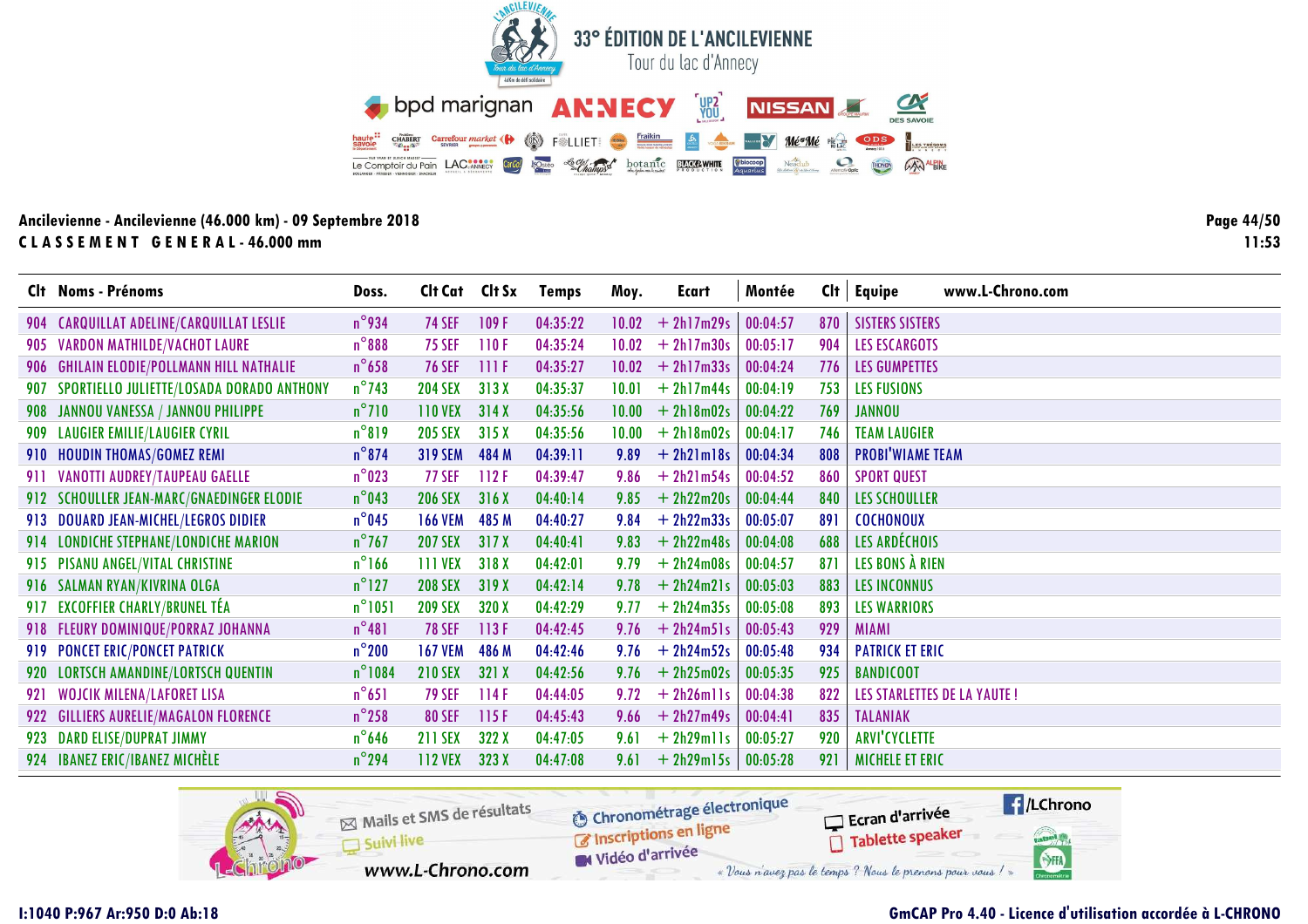# 33° ÉDITION DE L'ANCILEVIENNE

Tour du lac d'Annecy

**Ancilevienne - Ancilevienne (46.000 km) - 09 Septembre 2018**

**CLASSEMENT GENERAL - 46.000 mm**

| Clt | Noms - Prénoms | Doss. | Clt Cat | Clt Sx | Temps | Moy. | Ecart | Montée | Clt | Equipe |
|---|---|---|---|---|---|---|---|---|---|---|
| 904 | CARQUILLAT ADELINE/CARQUILLAT LESLIE | n°934 | 74 SEF | 109 F | 04:35:22 | 10.02 | + 2h17m29s | 00:04:57 | 870 | SISTERS SISTERS |
| 905 | VARDON MATHILDE/VACHOT LAURE | n°888 | 75 SEF | 110 F | 04:35:24 | 10.02 | + 2h17m30s | 00:05:17 | 904 | LES ESCARGOTS |
| 906 | GHILAIN ELODIE/POLLMANN HILL NATHALIE | n°658 | 76 SEF | 111 F | 04:35:27 | 10.02 | + 2h17m33s | 00:04:24 | 776 | LES GUMPETTES |
| 907 | SPORTIELLO JULIETTE/LOSADA DORADO ANTHONY | n°743 | 204 SEX | 313 X | 04:35:37 | 10.01 | + 2h17m44s | 00:04:19 | 753 | LES FUSIONS |
| 908 | JANNOU VANESSA / JANNOU PHILIPPE | n°710 | 110 VEX | 314 X | 04:35:56 | 10.00 | + 2h18m02s | 00:04:22 | 769 | JANNOU |
| 909 | LAUGIER EMILIE/LAUGIER CYRIL | n°819 | 205 SEX | 315 X | 04:35:56 | 10.00 | + 2h18m02s | 00:04:17 | 746 | TEAM LAUGIER |
| 910 | HOUDIN THOMAS/GOMEZ REMI | n°874 | 319 SEM | 484 M | 04:39:11 | 9.89 | + 2h21m18s | 00:04:34 | 808 | PROBI'WIAME TEAM |
| 911 | VANOTTI AUDREY/TAUPEAU GAELLE | n°023 | 77 SEF | 112 F | 04:39:47 | 9.86 | + 2h21m54s | 00:04:52 | 860 | SPORT QUEST |
| 912 | SCHOULLER JEAN-MARC/GNAEDINGER ELODIE | n°043 | 206 SEX | 316 X | 04:40:14 | 9.85 | + 2h22m20s | 00:04:44 | 840 | LES SCHOULLER |
| 913 | DOUARD JEAN-MICHEL/LEGROS DIDIER | n°045 | 166 VEM | 485 M | 04:40:27 | 9.84 | + 2h22m33s | 00:05:07 | 891 | COCHONOUX |
| 914 | LONDICHE STEPHANE/LONDICHE MARION | n°767 | 207 SEX | 317 X | 04:40:41 | 9.83 | + 2h22m48s | 00:04:08 | 688 | LES ARDÉCHOIS |
| 915 | PISANU ANGEL/VITAL CHRISTINE | n°166 | 111 VEX | 318 X | 04:42:01 | 9.79 | + 2h24m08s | 00:04:57 | 871 | LES BONS À RIEN |
| 916 | SALMAN RYAN/KIVRINA OLGA | n°127 | 208 SEX | 319 X | 04:42:14 | 9.78 | + 2h24m21s | 00:05:03 | 883 | LES INCONNUS |
| 917 | EXCOFFIER CHARLY/BRUNEL TÉA | n°1051 | 209 SEX | 320 X | 04:42:29 | 9.77 | + 2h24m35s | 00:05:08 | 893 | LES WARRIORS |
| 918 | FLEURY DOMINIQUE/PORRAZ JOHANNA | n°481 | 78 SEF | 113 F | 04:42:45 | 9.76 | + 2h24m51s | 00:05:43 | 929 | MIAMI |
| 919 | PONCET ERIC/PONCET PATRICK | n°200 | 167 VEM | 486 M | 04:42:46 | 9.76 | + 2h24m52s | 00:05:48 | 934 | PATRICK ET ERIC |
| 920 | LORTSCH AMANDINE/LORTSCH QUENTIN | n°1084 | 210 SEX | 321 X | 04:42:56 | 9.76 | + 2h25m02s | 00:05:35 | 925 | BANDICOOT |
| 921 | WOJCIK MILENA/LAFORET LISA | n°651 | 79 SEF | 114 F | 04:44:05 | 9.72 | + 2h26m11s | 00:04:38 | 822 | LES STARLETTES DE LA YAUTE ! |
| 922 | GILLIERS AURELIE/MAGALON FLORENCE | n°258 | 80 SEF | 115 F | 04:45:43 | 9.66 | + 2h27m49s | 00:04:41 | 835 | TALANIAK |
| 923 | DARD ELISE/DUPRAT JIMMY | n°646 | 211 SEX | 322 X | 04:47:05 | 9.61 | + 2h29m11s | 00:05:27 | 920 | ARVI'CYCLETTE |
| 924 | IBANEZ ERIC/IBANEZ MICHÈLE | n°294 | 112 VEX | 323 X | 04:47:08 | 9.61 | + 2h29m15s | 00:05:28 | 921 | MICHELE ET ERIC |

I:1040 P:967 Ar:950 D:0 Ab:18

GmCAP Pro 4.40 - Licence d'utilisation accordée à L-CHRONO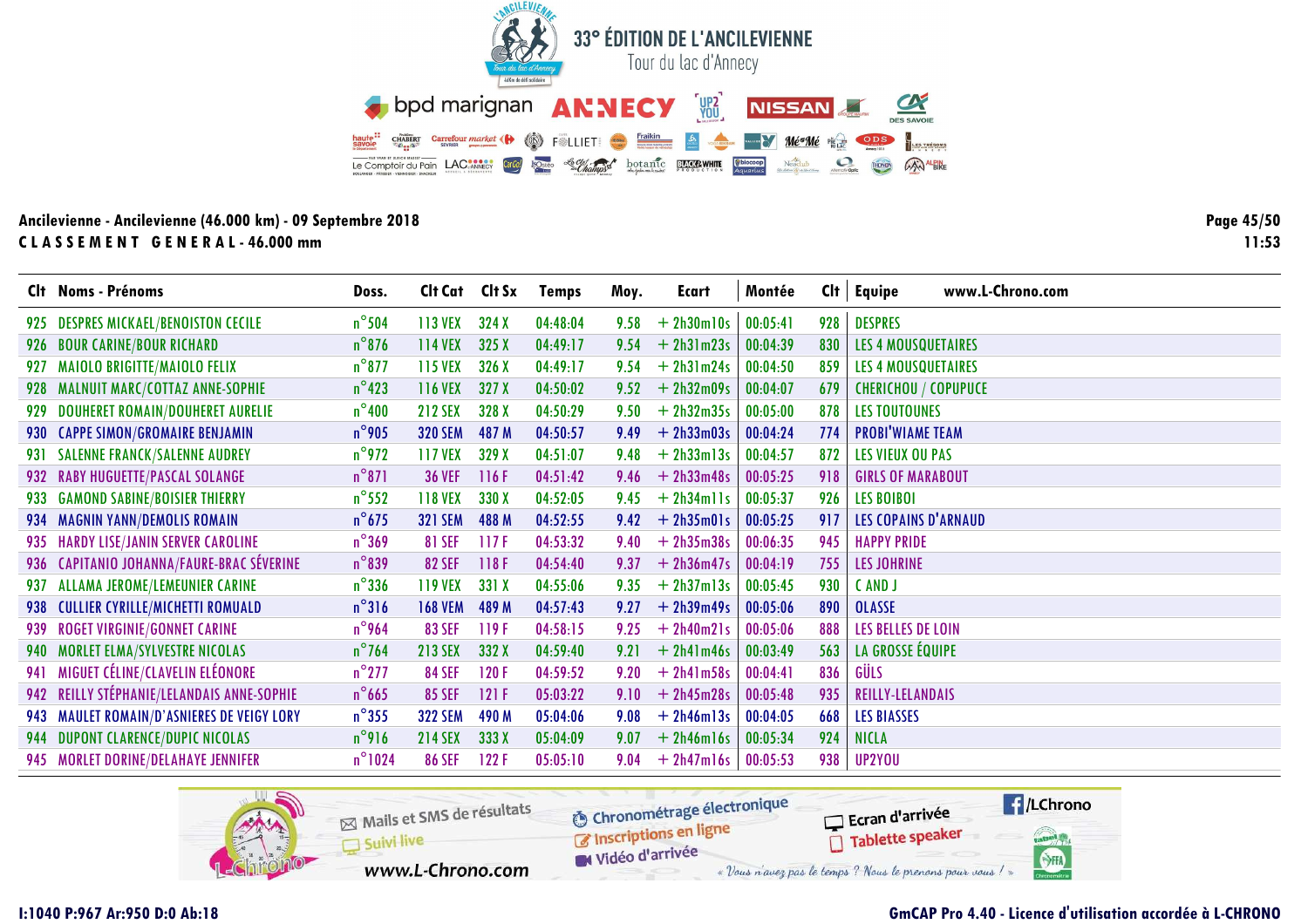# 33° ÉDITION DE L'ANCILEVIENNE

Tour du lac d'Annecy

**Ancilevienne - Ancilevienne (46.000 km) - 09 Septembre 2018**

**CLASSEMENT GENERAL - 46.000 mm**

| Clt | Noms - Prénoms | Doss. | Clt Cat | Clt Sx | Temps | Moy. | Ecart | Montée | Clt | Equipe |
|---|---|---|---|---|---|---|---|---|---|---|
| 925 | DESPRES MICKAEL/BENOISTON CECILE | n°504 | 113 VEX | 324 X | 04:48:04 | 9.58 | + 2h30m10s | 00:05:41 | 928 | DESPRES |
| 926 | BOUR CARINE/BOUR RICHARD | n°876 | 114 VEX | 325 X | 04:49:17 | 9.54 | + 2h31m23s | 00:04:39 | 830 | LES 4 MOUSQUETAIRES |
| 927 | MAIOLO BRIGITTE/MAIOLO FELIX | n°877 | 115 VEX | 326 X | 04:49:17 | 9.54 | + 2h31m24s | 00:04:50 | 859 | LES 4 MOUSQUETAIRES |
| 928 | MALNUIT MARC/COTTAZ ANNE-SOPHIE | n°423 | 116 VEX | 327 X | 04:50:02 | 9.52 | + 2h32m09s | 00:04:07 | 679 | CHERICHOU / COPUPUCE |
| 929 | DOUHERET ROMAIN/DOUHERET AURELIE | n°400 | 212 SEX | 328 X | 04:50:29 | 9.50 | + 2h32m35s | 00:05:00 | 878 | LES TOUTOUNES |
| 930 | CAPPE SIMON/GROMAIRE BENJAMIN | n°905 | 320 SEM | 487 M | 04:50:57 | 9.49 | + 2h33m03s | 00:04:24 | 774 | PROBI'WIAME TEAM |
| 931 | SALENNE FRANCK/SALENNE AUDREY | n°972 | 117 VEX | 329 X | 04:51:07 | 9.48 | + 2h33m13s | 00:04:57 | 872 | LES VIEUX OU PAS |
| 932 | RABY HUGUETTE/PASCAL SOLANGE | n°871 | 36 VEF | 116 F | 04:51:42 | 9.46 | + 2h33m48s | 00:05:25 | 918 | GIRLS OF MARABOUT |
| 933 | GAMOND SABINE/BOISIER THIERRY | n°552 | 118 VEX | 330 X | 04:52:05 | 9.45 | + 2h34m11s | 00:05:37 | 926 | LES BOIBOI |
| 934 | MAGNIN YANN/DEMOLIS ROMAIN | n°675 | 321 SEM | 488 M | 04:52:55 | 9.42 | + 2h35m01s | 00:05:25 | 917 | LES COPAINS D'ARNAUD |
| 935 | HARDY LISE/JANIN SERVER CAROLINE | n°369 | 81 SEF | 117 F | 04:53:32 | 9.40 | + 2h35m38s | 00:06:35 | 945 | HAPPY PRIDE |
| 936 | CAPITANIO JOHANNA/FAURE-BRAC SÉVERINE | n°839 | 82 SEF | 118 F | 04:54:40 | 9.37 | + 2h36m47s | 00:04:19 | 755 | LES JOHRINE |
| 937 | ALLAMA JEROME/LEMEUNIER CARINE | n°336 | 119 VEX | 331 X | 04:55:06 | 9.35 | + 2h37m13s | 00:05:45 | 930 | C AND J |
| 938 | CULLIER CYRILLE/MICHETTI ROMUALD | n°316 | 168 VEM | 489 M | 04:57:43 | 9.27 | + 2h39m49s | 00:05:06 | 890 | OLASSE |
| 939 | ROGET VIRGINIE/GONNET CARINE | n°964 | 83 SEF | 119 F | 04:58:15 | 9.25 | + 2h40m21s | 00:05:06 | 888 | LES BELLES DE LOIN |
| 940 | MORLET ELMA/SYLVESTRE NICOLAS | n°764 | 213 SEX | 332 X | 04:59:40 | 9.21 | + 2h41m46s | 00:03:49 | 563 | LA GROSSE ÉQUIPE |
| 941 | MIGUET CÉLINE/CLAVELIN ELÉONORE | n°277 | 84 SEF | 120 F | 04:59:52 | 9.20 | + 2h41m58s | 00:04:41 | 836 | GÜLS |
| 942 | REILLY STÉPHANIE/LELANDAIS ANNE-SOPHIE | n°665 | 85 SEF | 121 F | 05:03:22 | 9.10 | + 2h45m28s | 00:05:48 | 935 | REILLY-LELANDAIS |
| 943 | MAULET ROMAIN/D'ASNIERES DE VEIGY LORY | n°355 | 322 SEM | 490 M | 05:04:06 | 9.08 | + 2h46m13s | 00:04:05 | 668 | LES BIASSES |
| 944 | DUPONT CLARENCE/DUPIC NICOLAS | n°916 | 214 SEX | 333 X | 05:04:09 | 9.07 | + 2h46m16s | 00:05:34 | 924 | NICLA |
| 945 | MORLET DORINE/DELAHAYE JENNIFER | n°1024 | 86 SEF | 122 F | 05:05:10 | 9.04 | + 2h47m16s | 00:05:53 | 938 | UP2YOU |

I:1040 P:967 Ar:950 D:0 Ab:18

GmCAP Pro 4.40 - Licence d'utilisation accordée à L-CHRONO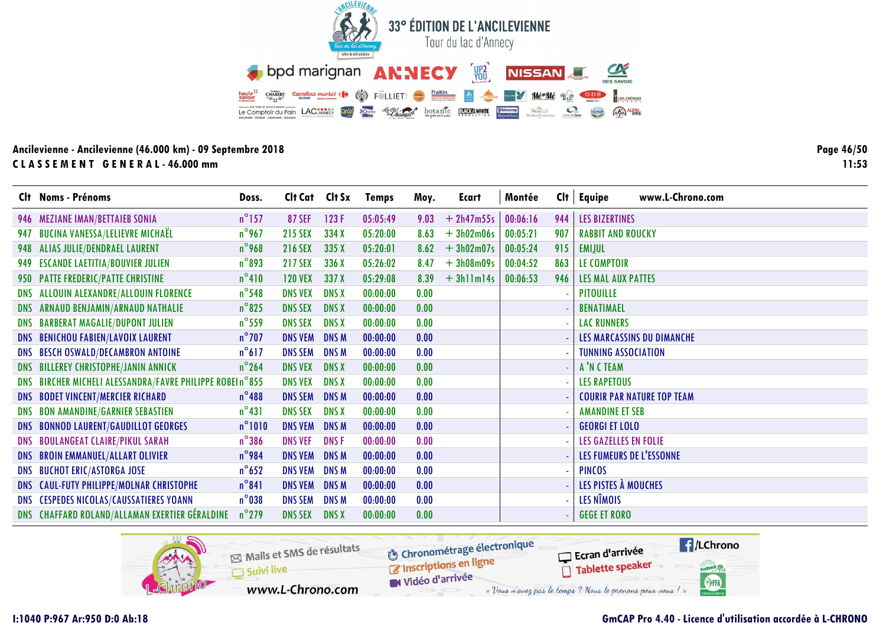# 33° ÉDITION DE L'ANCILEVIENNE

Tour du lac d'Annecy

**Ancilevienne - Ancilevienne (46.000 km) - 09 Septembre 2018**

**CLASSEMENT GENERAL - 46.000 mm**

| Clt | Noms - Prénoms | Doss. | Clt Cat | Clt Sx | Temps | Moy. | Ecart | Montée | Clt | Equipe |
|---|---|---|---|---|---|---|---|---|---|---|
| 946 | MEZIANE IMAN/BETTAIEB SONIA | n°157 | 87 SEF | 123 F | 05:05:49 | 9.03 | + 2h47m55s | 00:06:16 | 944 | LES BIZERTINES |
| 947 | BUCINA VANESSA/LELIEVRE MICHAËL | n°967 | 215 SEX | 334 X | 05:20:00 | 8.63 | + 3h02m06s | 00:05:21 | 907 | RABBIT AND ROUCKY |
| 948 | ALIAS JULIE/DENDRAEL LAURENT | n°968 | 216 SEX | 335 X | 05:20:01 | 8.62 | + 3h02m07s | 00:05:24 | 915 | EMIJUL |
| 949 | ESCANDE LAETITIA/BOUVIER JULIEN | n°893 | 217 SEX | 336 X | 05:26:02 | 8.47 | + 3h08m09s | 00:04:52 | 863 | LE COMPTOIR |
| 950 | PATTE FREDERIC/PATTE CHRISTINE | n°410 | 120 VEX | 337 X | 05:29:08 | 8.39 | + 3h11m14s | 00:06:53 | 946 | LES MAL AUX PATTES |
| DNS | ALLOUIN ALEXANDRE/ALLOUIN FLORENCE | n°548 | DNS VEX | DNS X | 00:00:00 | 0.00 | | | - | PITOUILLE |
| DNS | ARNAUD BENJAMIN/ARNAUD NATHALIE | n°825 | DNS SEX | DNS X | 00:00:00 | 0.00 | | | - | BENATIMAEL |
| DNS | BARBERAT MAGALIE/DUPONT JULIEN | n°559 | DNS SEX | DNS X | 00:00:00 | 0.00 | | | - | LAC RUNNERS |
| DNS | BENICHOU FABIEN/LAVOIX LAURENT | n°707 | DNS VEM | DNS M | 00:00:00 | 0.00 | | | - | LES MARCASSINS DU DIMANCHE |
| DNS | BESCH OSWALD/DECAMBRON ANTOINE | n°617 | DNS SEM | DNS M | 00:00:00 | 0.00 | | | - | TUNNING ASSOCIATION |
| DNS | BILLEREY CHRISTOPHE/JANIN ANNICK | n°264 | DNS VEX | DNS X | 00:00:00 | 0.00 | | | - | A 'N C TEAM |
| DNS | BIRCHER MICHELI ALESSANDRA/FAVRE PHILIPPE ROBEI | n°855 | DNS VEX | DNS X | 00:00:00 | 0.00 | | | - | LES RAPETOUS |
| DNS | BODET VINCENT/MERCIER RICHARD | n°488 | DNS SEM | DNS M | 00:00:00 | 0.00 | | | - | COURIR PAR NATURE TOP TEAM |
| DNS | BON AMANDINE/GARNIER SEBASTIEN | n°431 | DNS SEX | DNS X | 00:00:00 | 0.00 | | | - | AMANDINE ET SEB |
| DNS | BONNOD LAURENT/GAUDILLOT GEORGES | n°1010 | DNS VEM | DNS M | 00:00:00 | 0.00 | | | - | GEORGI ET LOLO |
| DNS | BOULANGEAT CLAIRE/PIKUL SARAH | n°386 | DNS VEF | DNS F | 00:00:00 | 0.00 | | | - | LES GAZELLES EN FOLIE |
| DNS | BROIN EMMANUEL/ALLART OLIVIER | n°984 | DNS VEM | DNS M | 00:00:00 | 0.00 | | | - | LES FUMEURS DE L'ESSONNE |
| DNS | BUCHOT ERIC/ASTORGA JOSE | n°652 | DNS VEM | DNS M | 00:00:00 | 0.00 | | | - | PINCOS |
| DNS | CAUL-FUTY PHILIPPE/MOLNAR CHRISTOPHE | n°841 | DNS VEM | DNS M | 00:00:00 | 0.00 | | | - | LES PISTES À MOUCHES |
| DNS | CESPEDES NICOLAS/CAUSSATIERES YOANN | n°038 | DNS SEM | DNS M | 00:00:00 | 0.00 | | | - | LES NÎMOIS |
| DNS | CHAFFARD ROLAND/ALLAMAN EXERTIER GÉRALDINE | n°279 | DNS SEX | DNS X | 00:00:00 | 0.00 | | | - | GEGE ET RORO |

I:1040 P:967 Ar:950 D:0 Ab:18

GmCAP Pro 4.40 - Licence d'utilisation accordée à L-CHRONO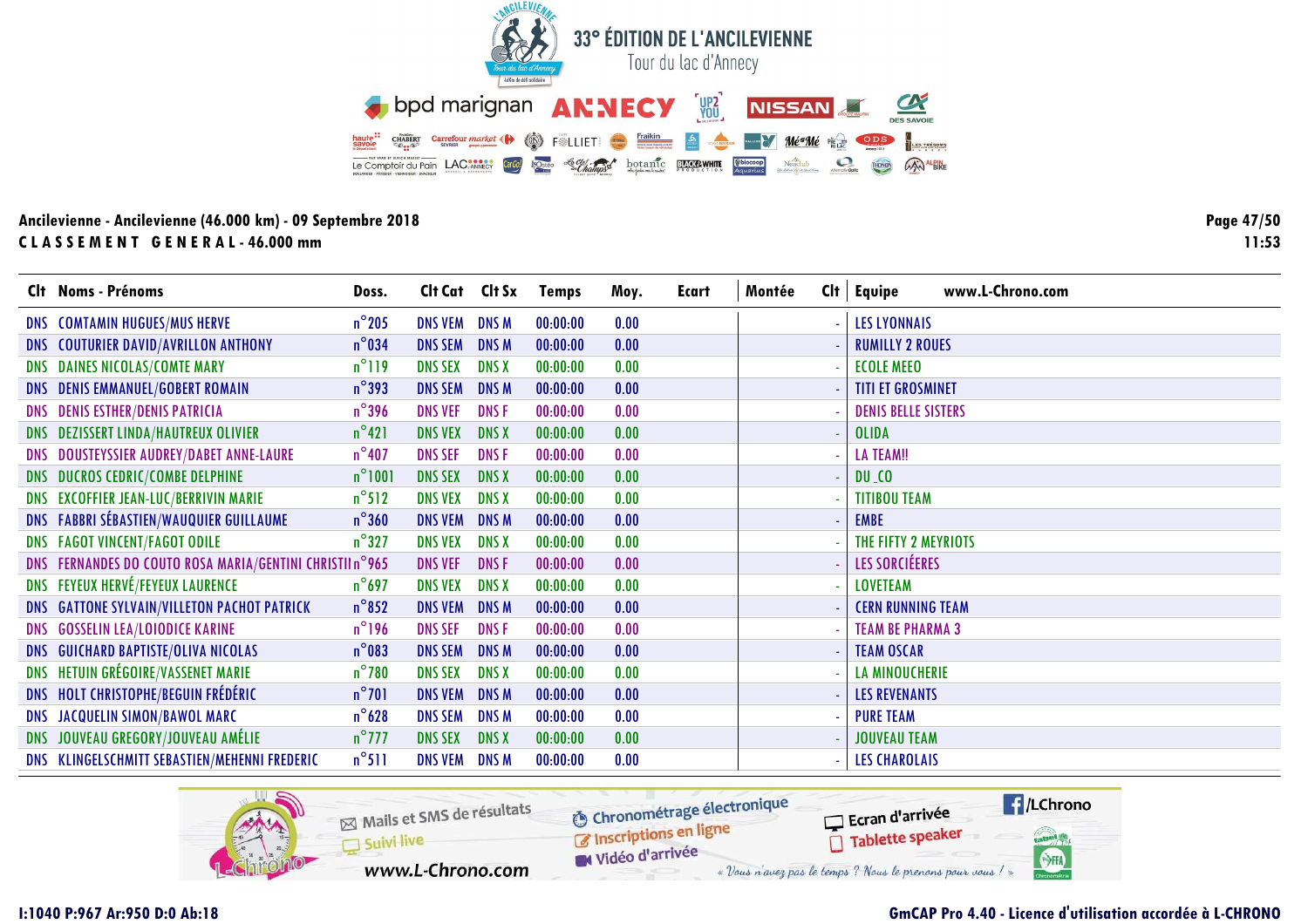# 33° ÉDITION DE L'ANCILEVIENNE

Tour du lac d'Annecy

## Ancilevienne - Ancilevienne (46.000 km) - 09 Septembre 2018

**CLASSEMENT GENERAL - 46.000 mm**

11:53

| Clt | Noms - Prénoms | Doss. | Clt Cat | Clt Sx | Temps | Moy. | Ecart | Montée | Clt | Equipe |
|---|---|---|---|---|---|---|---|---|---|---|
| DNS | COMTAMIN HUGUES/MUS HERVE | n°205 | DNS VEM | DNS M | 00:00:00 | 0.00 | | | - | LES LYONNAIS |
| DNS | COUTURIER DAVID/AVRILLON ANTHONY | n°034 | DNS SEM | DNS M | 00:00:00 | 0.00 | | | - | RUMILLY 2 ROUES |
| DNS | DAINES NICOLAS/COMTE MARY | n°119 | DNS SEX | DNS X | 00:00:00 | 0.00 | | | - | ECOLE MEEO |
| DNS | DENIS EMMANUEL/GOBERT ROMAIN | n°393 | DNS SEM | DNS M | 00:00:00 | 0.00 | | | - | TITI ET GROSMINET |
| DNS | DENIS ESTHER/DENIS PATRICIA | n°396 | DNS VEF | DNS F | 00:00:00 | 0.00 | | | - | DENIS BELLE SISTERS |
| DNS | DEZISSERT LINDA/HAUTREUX OLIVIER | n°421 | DNS VEX | DNS X | 00:00:00 | 0.00 | | | - | OLIDA |
| DNS | DOUSTEYSSIER AUDREY/DABET ANNE-LAURE | n°407 | DNS SEF | DNS F | 00:00:00 | 0.00 | | | - | LA TEAM!! |
| DNS | DUCROS CEDRIC/COMBE DELPHINE | n°1001 | DNS SEX | DNS X | 00:00:00 | 0.00 | | | - | DU_CO |
| DNS | EXCOFFIER JEAN-LUC/BERRIVIN MARIE | n°512 | DNS VEX | DNS X | 00:00:00 | 0.00 | | | - | TITIBOU TEAM |
| DNS | FABBRI SÉBASTIEN/WAUQUIER GUILLAUME | n°360 | DNS VEM | DNS M | 00:00:00 | 0.00 | | | - | EMBE |
| DNS | FAGOT VINCENT/FAGOT ODILE | n°327 | DNS VEX | DNS X | 00:00:00 | 0.00 | | | - | THE FIFTY 2 MEYRIOTS |
| DNS | FERNANDES DO COUTO ROSA MARIA/GENTINI CHRISTII | n°965 | DNS VEF | DNS F | 00:00:00 | 0.00 | | | - | LES SORCIÉERES |
| DNS | FEYEUX HERVÉ/FEYEUX LAURENCE | n°697 | DNS VEX | DNS X | 00:00:00 | 0.00 | | | - | LOVETEAM |
| DNS | GATTONE SYLVAIN/VILLETON PACHOT PATRICK | n°852 | DNS VEM | DNS M | 00:00:00 | 0.00 | | | - | CERN RUNNING TEAM |
| DNS | GOSSELIN LEA/LOIODICE KARINE | n°196 | DNS SEF | DNS F | 00:00:00 | 0.00 | | | - | TEAM BE PHARMA 3 |
| DNS | GUICHARD BAPTISTE/OLIVA NICOLAS | n°083 | DNS SEM | DNS M | 00:00:00 | 0.00 | | | - | TEAM OSCAR |
| DNS | HETUIN GRÉGOIRE/VASSENET MARIE | n°780 | DNS SEX | DNS X | 00:00:00 | 0.00 | | | - | LA MINOUCHERIE |
| DNS | HOLT CHRISTOPHE/BEGUIN FRÉDÉRIC | n°701 | DNS VEM | DNS M | 00:00:00 | 0.00 | | | - | LES REVENANTS |
| DNS | JACQUELIN SIMON/BAWOL MARC | n°628 | DNS SEM | DNS M | 00:00:00 | 0.00 | | | - | PURE TEAM |
| DNS | JOUVEAU GREGORY/JOUVEAU AMÉLIE | n°777 | DNS SEX | DNS X | 00:00:00 | 0.00 | | | - | JOUVEAU TEAM |
| DNS | KLINGELSCHMITT SEBASTIEN/MEHENNI FREDERIC | n°511 | DNS VEM | DNS M | 00:00:00 | 0.00 | | | - | LES CHAROLAIS |

I:1040 P:967 Ar:950 D:0 Ab:18

GmCAP Pro 4.40 - Licence d'utilisation accordée à L-CHRONO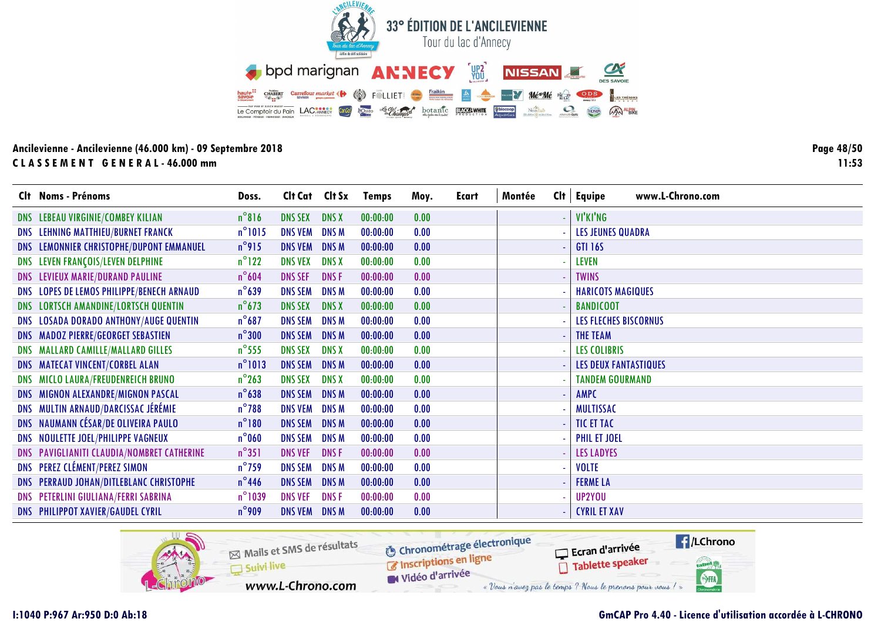# 33° ÉDITION DE L'ANCILEVIENNE

Tour du lac d'Annecy

**Ancilevienne - Ancilevienne (46.000 km) - 09 Septembre 2018**

**CLASSEMENT GENERAL - 46.000 mm**

| Clt | Noms - Prénoms | Doss. | Clt Cat | Clt Sx | Temps | Moy. | Ecart | Montée | Clt | Equipe |
|---|---|---|---|---|---|---|---|---|---|---|
| DNS | LEBEAU VIRGINIE/COMBEY KILIAN | n°816 | DNS SEX | DNS X | 00:00:00 | 0.00 | | | - | VI'KI'NG |
| DNS | LEHNING MATTHIEU/BURNET FRANCK | n°1015 | DNS VEM | DNS M | 00:00:00 | 0.00 | | | - | LES JEUNES QUADRA |
| DNS | LEMONNIER CHRISTOPHE/DUPONT EMMANUEL | n°915 | DNS VEM | DNS M | 00:00:00 | 0.00 | | | - | GTI 16S |
| DNS | LEVEN FRANÇOIS/LEVEN DELPHINE | n°122 | DNS VEX | DNS X | 00:00:00 | 0.00 | | | - | LEVEN |
| DNS | LEVIEUX MARIE/DURAND PAULINE | n°604 | DNS SEF | DNS F | 00:00:00 | 0.00 | | | - | TWINS |
| DNS | LOPES DE LEMOS PHILIPPE/BENECH ARNAUD | n°639 | DNS SEM | DNS M | 00:00:00 | 0.00 | | | - | HARICOTS MAGIQUES |
| DNS | LORTSCH AMANDINE/LORTSCH QUENTIN | n°673 | DNS SEX | DNS X | 00:00:00 | 0.00 | | | - | BANDICOOT |
| DNS | LOSADA DORADO ANTHONY/AUGE QUENTIN | n°687 | DNS SEM | DNS M | 00:00:00 | 0.00 | | | - | LES FLECHES BISCORNUS |
| DNS | MADOZ PIERRE/GEORGET SEBASTIEN | n°300 | DNS SEM | DNS M | 00:00:00 | 0.00 | | | - | THE TEAM |
| DNS | MALLARD CAMILLE/MALLARD GILLES | n°555 | DNS SEX | DNS X | 00:00:00 | 0.00 | | | - | LES COLIBRIS |
| DNS | MATECAT VINCENT/CORBEL ALAN | n°1013 | DNS SEM | DNS M | 00:00:00 | 0.00 | | | - | LES DEUX FANTASTIQUES |
| DNS | MICLO LAURA/FREUDENREICH BRUNO | n°263 | DNS SEX | DNS X | 00:00:00 | 0.00 | | | - | TANDEM GOURMAND |
| DNS | MIGNON ALEXANDRE/MIGNON PASCAL | n°638 | DNS SEM | DNS M | 00:00:00 | 0.00 | | | - | AMPC |
| DNS | MULTIN ARNAUD/DARCISSAC JÉRÉMIE | n°788 | DNS VEM | DNS M | 00:00:00 | 0.00 | | | - | MULTISSAC |
| DNS | NAUMANN CÉSAR/DE OLIVEIRA PAULO | n°180 | DNS SEM | DNS M | 00:00:00 | 0.00 | | | - | TIC ET TAC |
| DNS | NOULETTE JOEL/PHILIPPE VAGNEUX | n°060 | DNS SEM | DNS M | 00:00:00 | 0.00 | | | - | PHIL ET JOEL |
| DNS | PAVIGLIANITI CLAUDIA/NOMBRET CATHERINE | n°351 | DNS VEF | DNS F | 00:00:00 | 0.00 | | | - | LES LADYES |
| DNS | PEREZ CLÉMENT/PEREZ SIMON | n°759 | DNS SEM | DNS M | 00:00:00 | 0.00 | | | - | VOLTE |
| DNS | PERRAUD JOHAN/DITLEBLANC CHRISTOPHE | n°446 | DNS SEM | DNS M | 00:00:00 | 0.00 | | | - | FERME LA |
| DNS | PETERLINI GIULIANA/FERRI SABRINA | n°1039 | DNS VEF | DNS F | 00:00:00 | 0.00 | | | - | UP2YOU |
| DNS | PHILIPPOT XAVIER/GAUDEL CYRIL | n°909 | DNS VEM | DNS M | 00:00:00 | 0.00 | | | - | CYRIL ET XAV |

I:1040 P:967 Ar:950 D:0 Ab:18

GmCAP Pro 4.40 - Licence d'utilisation accordée à L-CHRONO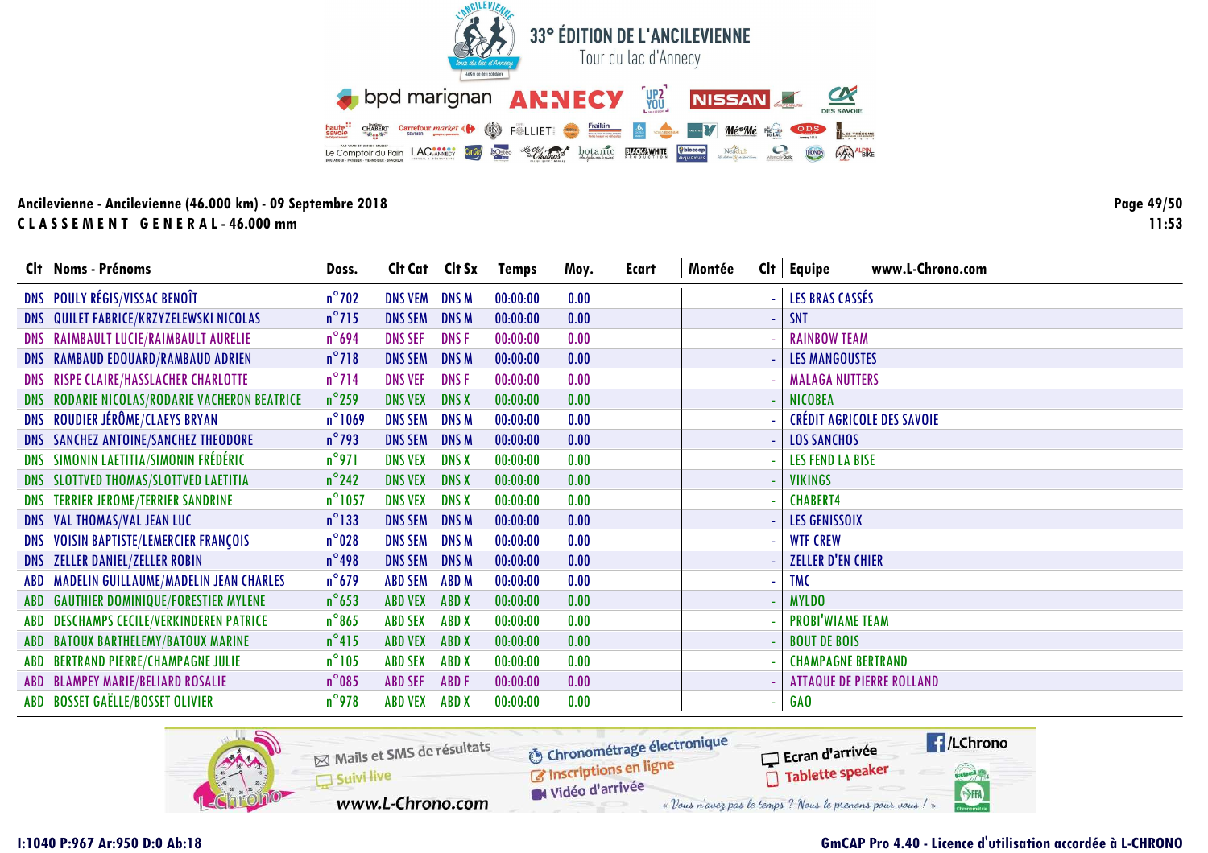# 33° ÉDITION DE L'ANCILEVIENNE

Tour du lac d'Annecy

**Ancilevienne - Ancilevienne (46.000 km) - 09 Septembre 2018**

**CLASSEMENT GENERAL - 46.000 mm**

| Clt | Noms - Prénoms | Doss. | Clt Cat | Clt Sx | Temps | Moy. | Ecart | Montée | Clt | Equipe www.L-Chrono.com |
|---|---|---|---|---|---|---|---|---|---|---|
| DNS | POULY RÉGIS/VISSAC BENOÎT | n°702 | DNS VEM | DNS M | 00:00:00 | 0.00 | | | - | LES BRAS CASSÉS |
| DNS | QUILET FABRICE/KRZYZELEWSKI NICOLAS | n°715 | DNS SEM | DNS M | 00:00:00 | 0.00 | | | - | SNT |
| DNS | RAIMBAULT LUCIE/RAIMBAULT AURELIE | n°694 | DNS SEF | DNS F | 00:00:00 | 0.00 | | | - | RAINBOW TEAM |
| DNS | RAMBAUD EDOUARD/RAMBAUD ADRIEN | n°718 | DNS SEM | DNS M | 00:00:00 | 0.00 | | | - | LES MANGOUSTES |
| DNS | RISPE CLAIRE/HASSLACHER CHARLOTTE | n°714 | DNS VEF | DNS F | 00:00:00 | 0.00 | | | - | MALAGA NUTTERS |
| DNS | RODARIE NICOLAS/RODARIE VACHERON BEATRICE | n°259 | DNS VEX | DNS X | 00:00:00 | 0.00 | | | - | NICOBEA |
| DNS | ROUDIER JÉRÔME/CLAEYS BRYAN | n°1069 | DNS SEM | DNS M | 00:00:00 | 0.00 | | | - | CRÉDIT AGRICOLE DES SAVOIE |
| DNS | SANCHEZ ANTOINE/SANCHEZ THEODORE | n°793 | DNS SEM | DNS M | 00:00:00 | 0.00 | | | - | LOS SANCHOS |
| DNS | SIMONIN LAETITIA/SIMONIN FRÉDÉRIC | n°971 | DNS VEX | DNS X | 00:00:00 | 0.00 | | | - | LES FEND LA BISE |
| DNS | SLOTTVED THOMAS/SLOTTVED LAETITIA | n°242 | DNS VEX | DNS X | 00:00:00 | 0.00 | | | - | VIKINGS |
| DNS | TERRIER JEROME/TERRIER SANDRINE | n°1057 | DNS VEX | DNS X | 00:00:00 | 0.00 | | | - | CHABERT4 |
| DNS | VAL THOMAS/VAL JEAN LUC | n°133 | DNS SEM | DNS M | 00:00:00 | 0.00 | | | - | LES GENISSOIX |
| DNS | VOISIN BAPTISTE/LEMERCIER FRANÇOIS | n°028 | DNS SEM | DNS M | 00:00:00 | 0.00 | | | - | WTF CREW |
| DNS | ZELLER DANIEL/ZELLER ROBIN | n°498 | DNS SEM | DNS M | 00:00:00 | 0.00 | | | - | ZELLER D'EN CHIER |
| ABD | MADELIN GUILLAUME/MADELIN JEAN CHARLES | n°679 | ABD SEM | ABD M | 00:00:00 | 0.00 | | | - | TMC |
| ABD | GAUTHIER DOMINIQUE/FORESTIER MYLENE | n°653 | ABD VEX | ABD X | 00:00:00 | 0.00 | | | - | MYLDO |
| ABD | DESCHAMPS CECILE/VERKINDEREN PATRICE | n°865 | ABD SEX | ABD X | 00:00:00 | 0.00 | | | - | PROBI'WIAME TEAM |
| ABD | BATOUX BARTHELEMY/BATOUX MARINE | n°415 | ABD VEX | ABD X | 00:00:00 | 0.00 | | | - | BOUT DE BOIS |
| ABD | BERTRAND PIERRE/CHAMPAGNE JULIE | n°105 | ABD SEX | ABD X | 00:00:00 | 0.00 | | | - | CHAMPAGNE BERTRAND |
| ABD | BLAMPEY MARIE/BELIARD ROSALIE | n°085 | ABD SEF | ABD F | 00:00:00 | 0.00 | | | - | ATTAQUE DE PIERRE ROLLAND |
| ABD | BOSSET GAËLLE/BOSSET OLIVIER | n°978 | ABD VEX | ABD X | 00:00:00 | 0.00 | | | - | GAO |

Mails et SMS de résultats · Suivi live · www.L-Chrono.com · Chronométrage électronique · Inscriptions en ligne · Vidéo d'arrivée · Ecran d'arrivée · Tablette speaker · /LChrono

« Vous n'avez pas le temps ? Nous le prenons pour vous ! »

I:1040 P:967 Ar:950 D:0 Ab:18

GmCAP Pro 4.40 - Licence d'utilisation accordée à L-CHRONO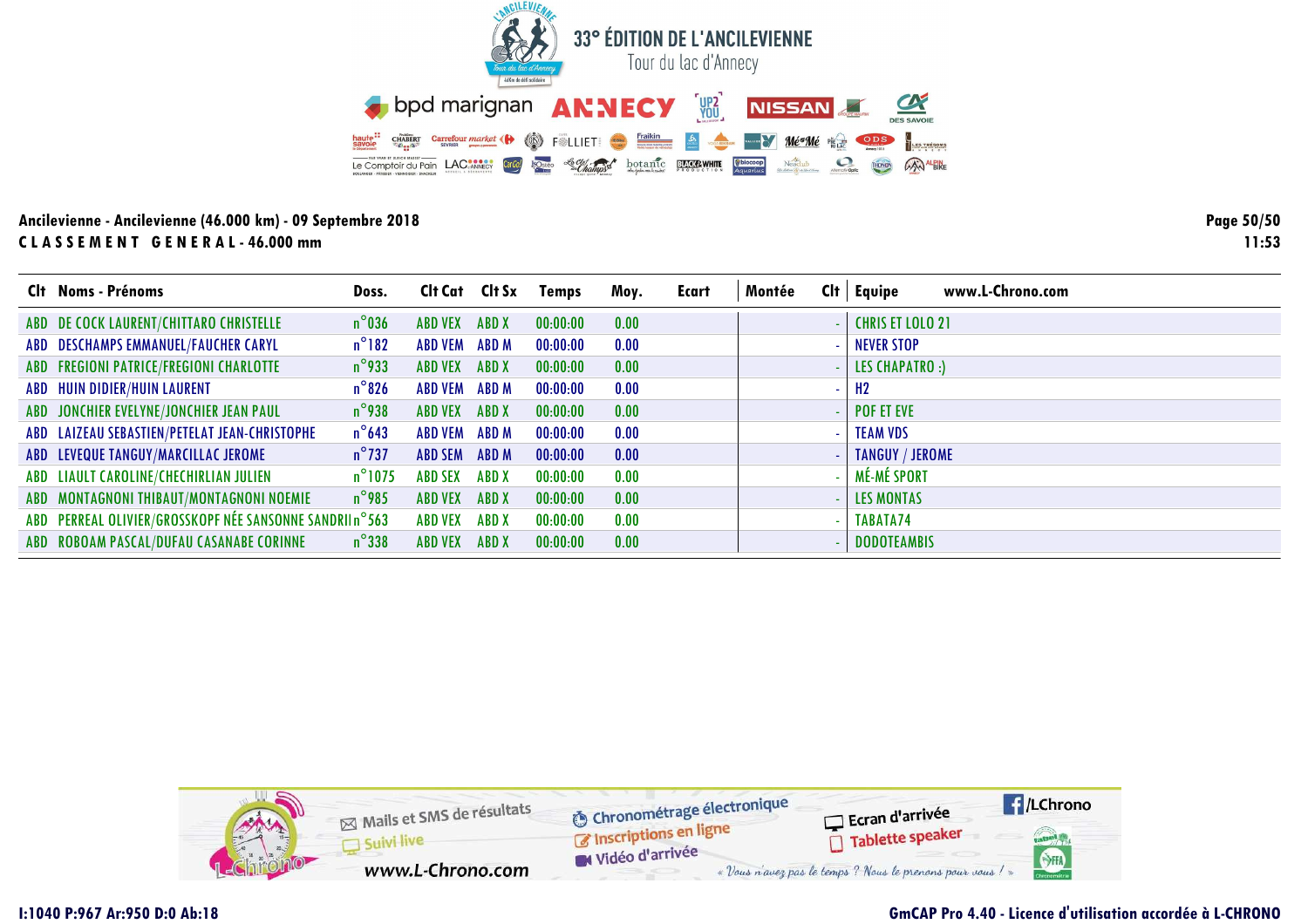# 33° ÉDITION DE L'ANCILEVIENNE

Tour du lac d'Annecy

**Ancilevienne - Ancilevienne (46.000 km) - 09 Septembre 2018**

**CLASSEMENT GENERAL - 46.000 mm**

| Clt | Noms - Prénoms | Doss. | Clt Cat | Clt Sx | Temps | Moy. | Ecart | Montée | Clt | Equipe |
|---|---|---|---|---|---|---|---|---|---|---|
| ABD | DE COCK LAURENT/CHITTARO CHRISTELLE | n°036 | ABD VEX | ABD X | 00:00:00 | 0.00 | | | - | CHRIS ET LOLO 21 |
| ABD | DESCHAMPS EMMANUEL/FAUCHER CARYL | n°182 | ABD VEM | ABD M | 00:00:00 | 0.00 | | | - | NEVER STOP |
| ABD | FREGIONI PATRICE/FREGIONI CHARLOTTE | n°933 | ABD VEX | ABD X | 00:00:00 | 0.00 | | | - | LES CHAPATRO :) |
| ABD | HUIN DIDIER/HUIN LAURENT | n°826 | ABD VEM | ABD M | 00:00:00 | 0.00 | | | - | H2 |
| ABD | JONCHIER EVELYNE/JONCHIER JEAN PAUL | n°938 | ABD VEX | ABD X | 00:00:00 | 0.00 | | | - | POF ET EVE |
| ABD | LAIZEAU SEBASTIEN/PETELAT JEAN-CHRISTOPHE | n°643 | ABD VEM | ABD M | 00:00:00 | 0.00 | | | - | TEAM VDS |
| ABD | LEVEQUE TANGUY/MARCILLAC JEROME | n°737 | ABD SEM | ABD M | 00:00:00 | 0.00 | | | - | TANGUY / JEROME |
| ABD | LIAULT CAROLINE/CHECHIRLIAN JULIEN | n°1075 | ABD SEX | ABD X | 00:00:00 | 0.00 | | | - | MÉ-MÉ SPORT |
| ABD | MONTAGNONI THIBAUT/MONTAGNONI NOEMIE | n°985 | ABD VEX | ABD X | 00:00:00 | 0.00 | | | - | LES MONTAS |
| ABD | PERREAL OLIVIER/GROSSKOPF NÉE SANSONNE SANDRII | n°563 | ABD VEX | ABD X | 00:00:00 | 0.00 | | | - | TABATA74 |
| ABD | ROBOAM PASCAL/DUFAU CASANABE CORINNE | n°338 | ABD VEX | ABD X | 00:00:00 | 0.00 | | | - | DODOTEAMBIS |

I:1040 P:967 Ar:950 D:0 Ab:18

GmCAP Pro 4.40 - Licence d'utilisation accordée à L-CHRONO